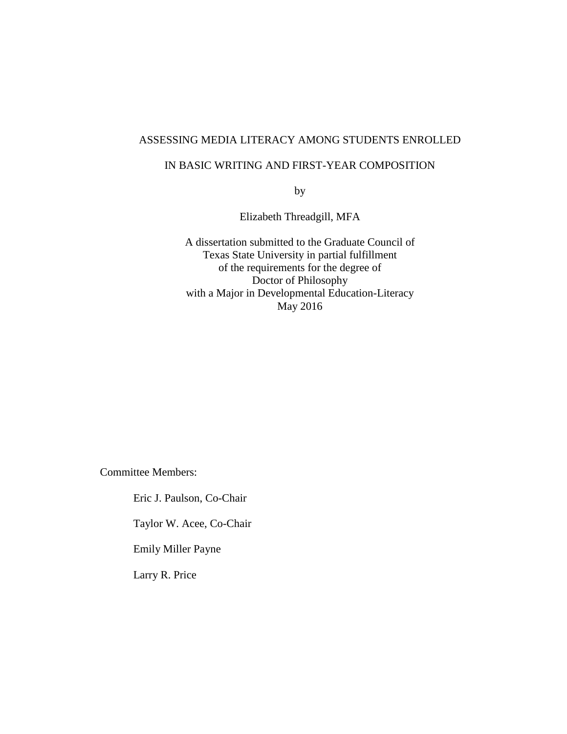# ASSESSING MEDIA LITERACY AMONG STUDENTS ENROLLED IN BASIC WRITING AND FIRST-YEAR COMPOSITION

by

Elizabeth Threadgill, MFA

A dissertation submitted to the Graduate Council of
Texas State University in partial fulfillment
of the requirements for the degree of
Doctor of Philosophy
with a Major in Developmental Education-Literacy
May 2016

Committee Members:

Eric J. Paulson, Co-Chair

Taylor W. Acee, Co-Chair

Emily Miller Payne

Larry R. Price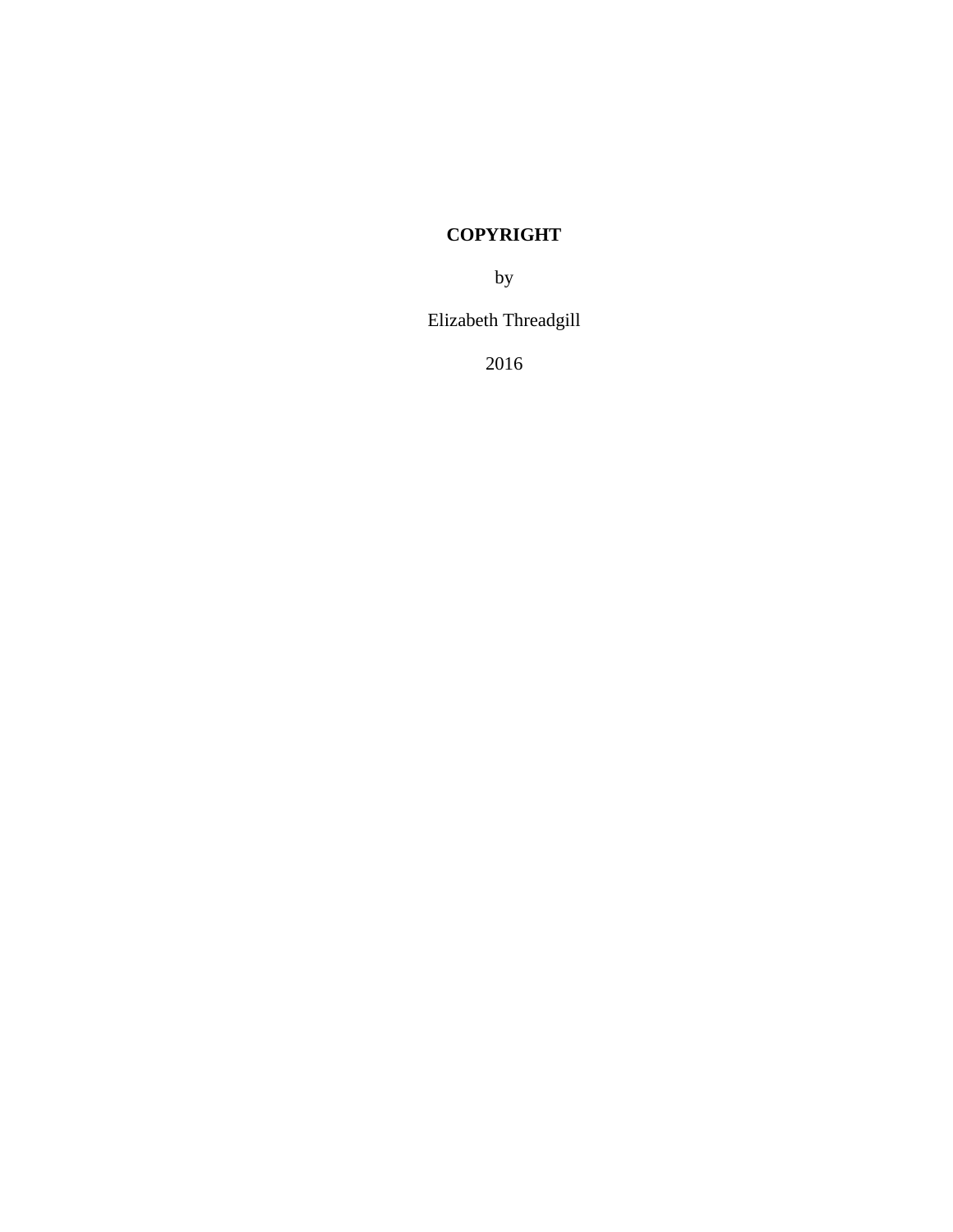**COPYRIGHT**

by

Elizabeth Threadgill

2016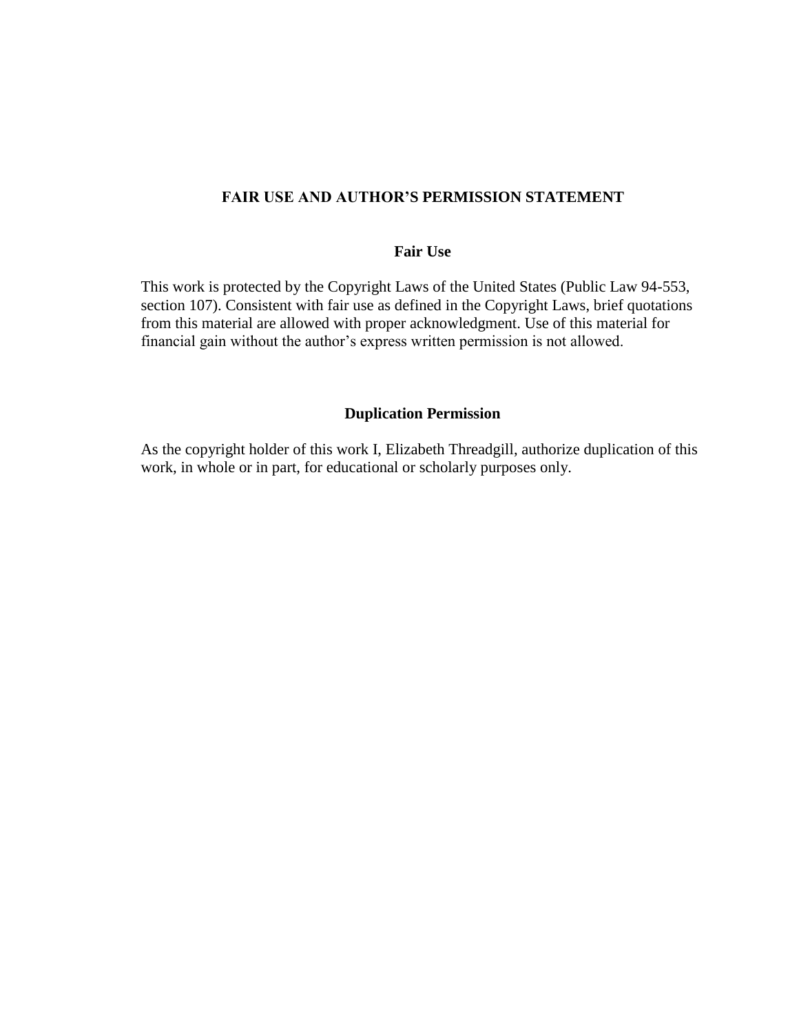# FAIR USE AND AUTHOR'S PERMISSION STATEMENT

## Fair Use

This work is protected by the Copyright Laws of the United States (Public Law 94-553, section 107). Consistent with fair use as defined in the Copyright Laws, brief quotations from this material are allowed with proper acknowledgment. Use of this material for financial gain without the author's express written permission is not allowed.

## Duplication Permission

As the copyright holder of this work I, Elizabeth Threadgill, authorize duplication of this work, in whole or in part, for educational or scholarly purposes only.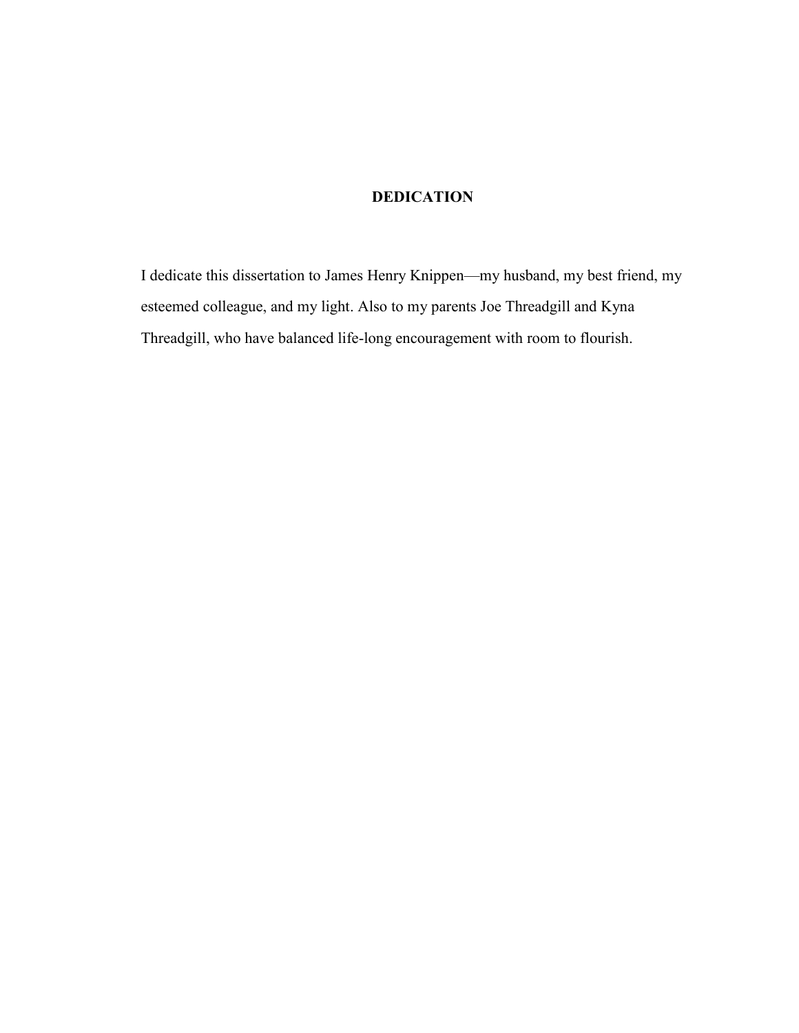# DEDICATION

I dedicate this dissertation to James Henry Knippen—my husband, my best friend, my esteemed colleague, and my light. Also to my parents Joe Threadgill and Kyna Threadgill, who have balanced life-long encouragement with room to flourish.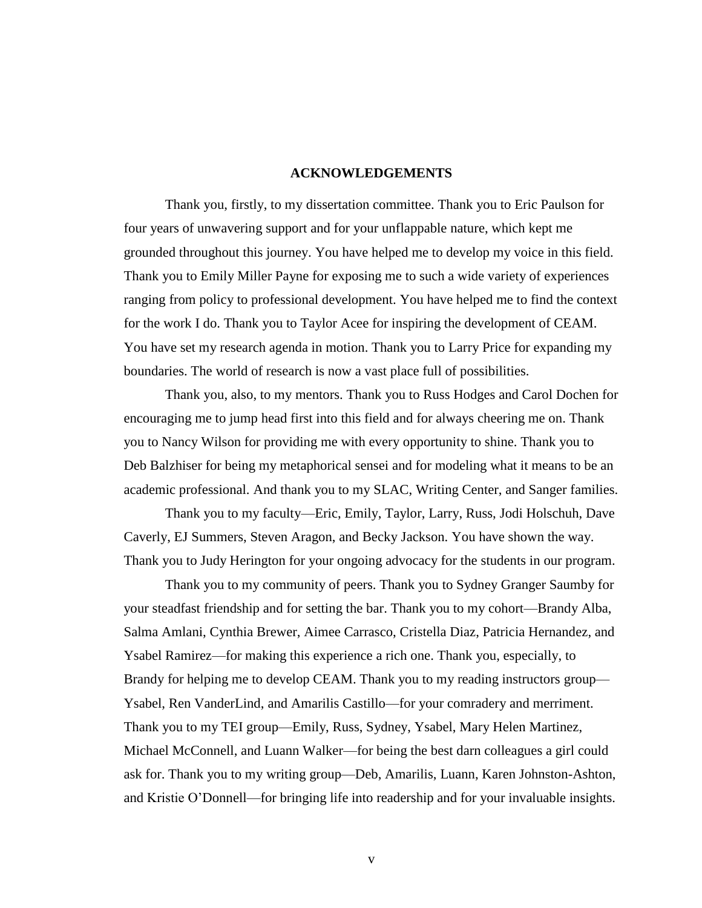## ACKNOWLEDGEMENTS

Thank you, firstly, to my dissertation committee. Thank you to Eric Paulson for four years of unwavering support and for your unflappable nature, which kept me grounded throughout this journey. You have helped me to develop my voice in this field. Thank you to Emily Miller Payne for exposing me to such a wide variety of experiences ranging from policy to professional development. You have helped me to find the context for the work I do. Thank you to Taylor Acee for inspiring the development of CEAM. You have set my research agenda in motion. Thank you to Larry Price for expanding my boundaries. The world of research is now a vast place full of possibilities.

Thank you, also, to my mentors. Thank you to Russ Hodges and Carol Dochen for encouraging me to jump head first into this field and for always cheering me on. Thank you to Nancy Wilson for providing me with every opportunity to shine. Thank you to Deb Balzhiser for being my metaphorical sensei and for modeling what it means to be an academic professional. And thank you to my SLAC, Writing Center, and Sanger families.

Thank you to my faculty—Eric, Emily, Taylor, Larry, Russ, Jodi Holschuh, Dave Caverly, EJ Summers, Steven Aragon, and Becky Jackson. You have shown the way. Thank you to Judy Herington for your ongoing advocacy for the students in our program.

Thank you to my community of peers. Thank you to Sydney Granger Saumby for your steadfast friendship and for setting the bar. Thank you to my cohort—Brandy Alba, Salma Amlani, Cynthia Brewer, Aimee Carrasco, Cristella Diaz, Patricia Hernandez, and Ysabel Ramirez—for making this experience a rich one. Thank you, especially, to Brandy for helping me to develop CEAM. Thank you to my reading instructors group—Ysabel, Ren VanderLind, and Amarilis Castillo—for your comradery and merriment. Thank you to my TEI group—Emily, Russ, Sydney, Ysabel, Mary Helen Martinez, Michael McConnell, and Luann Walker—for being the best darn colleagues a girl could ask for. Thank you to my writing group—Deb, Amarilis, Luann, Karen Johnston-Ashton, and Kristie O'Donnell—for bringing life into readership and for your invaluable insights.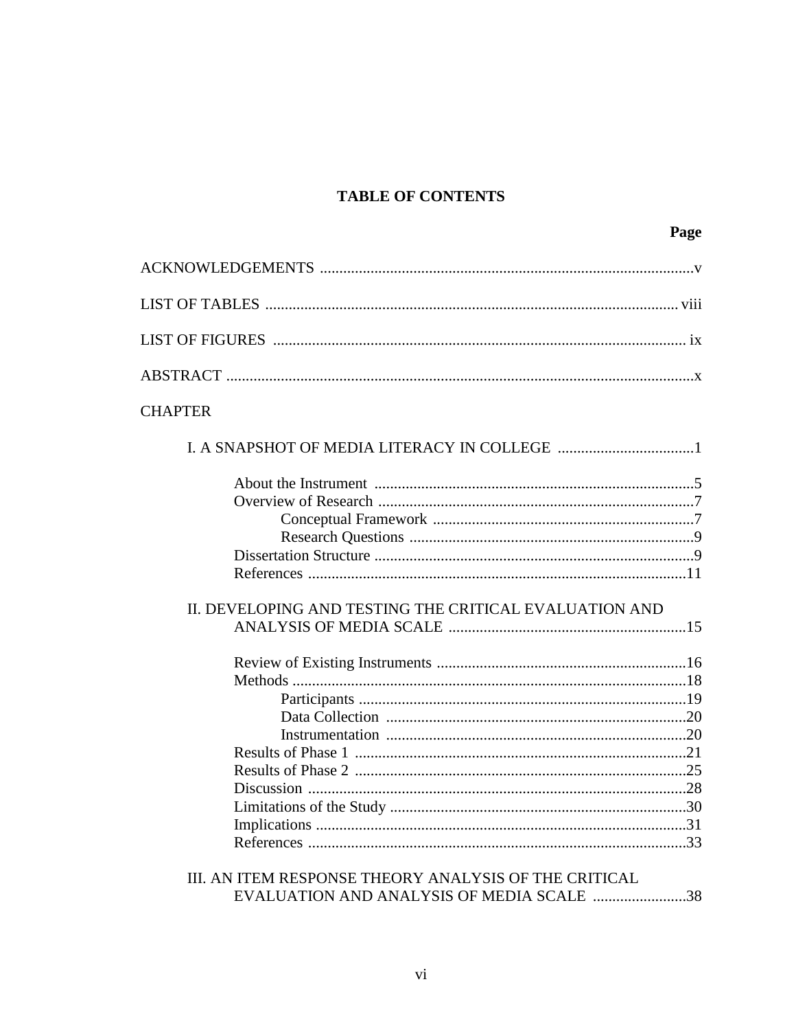# TABLE OF CONTENTS

| | Page |
|---|---|
| ACKNOWLEDGEMENTS | v |
| LIST OF TABLES | viii |
| LIST OF FIGURES | ix |
| ABSTRACT | x |
| CHAPTER | |
| I. A SNAPSHOT OF MEDIA LITERACY IN COLLEGE | 1 |
| About the Instrument | 5 |
| Overview of Research | 7 |
| Conceptual Framework | 7 |
| Research Questions | 9 |
| Dissertation Structure | 9 |
| References | 11 |
| II. DEVELOPING AND TESTING THE CRITICAL EVALUATION AND ANALYSIS OF MEDIA SCALE | 15 |
| Review of Existing Instruments | 16 |
| Methods | 18 |
| Participants | 19 |
| Data Collection | 20 |
| Instrumentation | 20 |
| Results of Phase 1 | 21 |
| Results of Phase 2 | 25 |
| Discussion | 28 |
| Limitations of the Study | 30 |
| Implications | 31 |
| References | 33 |
| III. AN ITEM RESPONSE THEORY ANALYSIS OF THE CRITICAL EVALUATION AND ANALYSIS OF MEDIA SCALE | 38 |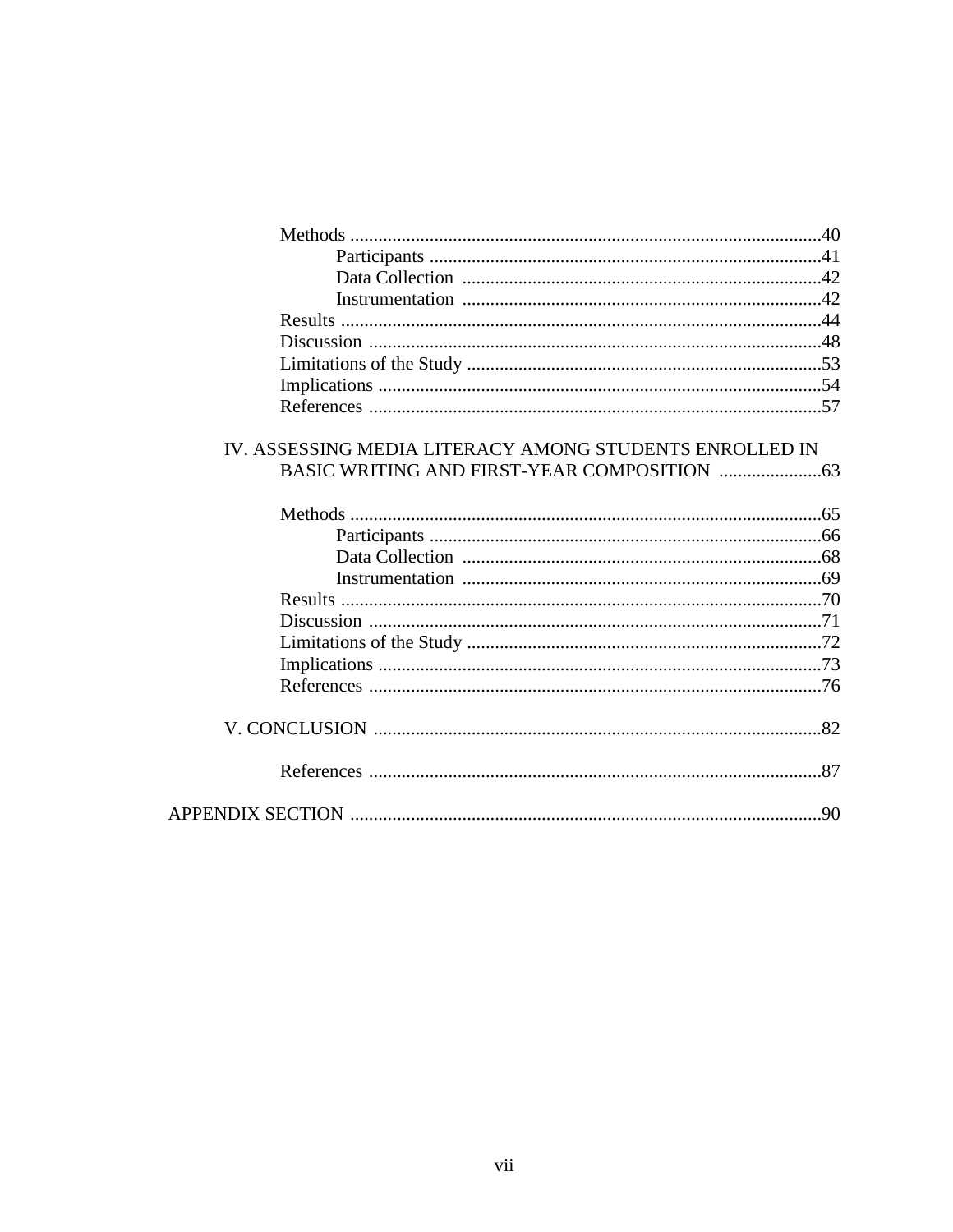Methods ....................................................................................................40

Participants ...................................................................................41

Data Collection ............................................................................42

Instrumentation ............................................................................42

Results ......................................................................................................44

Discussion ................................................................................................48

Limitations of the Study ...........................................................................53

Implications ..............................................................................................54

References ................................................................................................57

IV. ASSESSING MEDIA LITERACY AMONG STUDENTS ENROLLED IN BASIC WRITING AND FIRST-YEAR COMPOSITION ......................63

Methods ....................................................................................................65

Participants ...................................................................................66

Data Collection ............................................................................68

Instrumentation ............................................................................69

Results ......................................................................................................70

Discussion ................................................................................................71

Limitations of the Study ...........................................................................72

Implications ..............................................................................................73

References ................................................................................................76

V. CONCLUSION ...............................................................................................82

References ................................................................................................87

APPENDIX SECTION ....................................................................................................90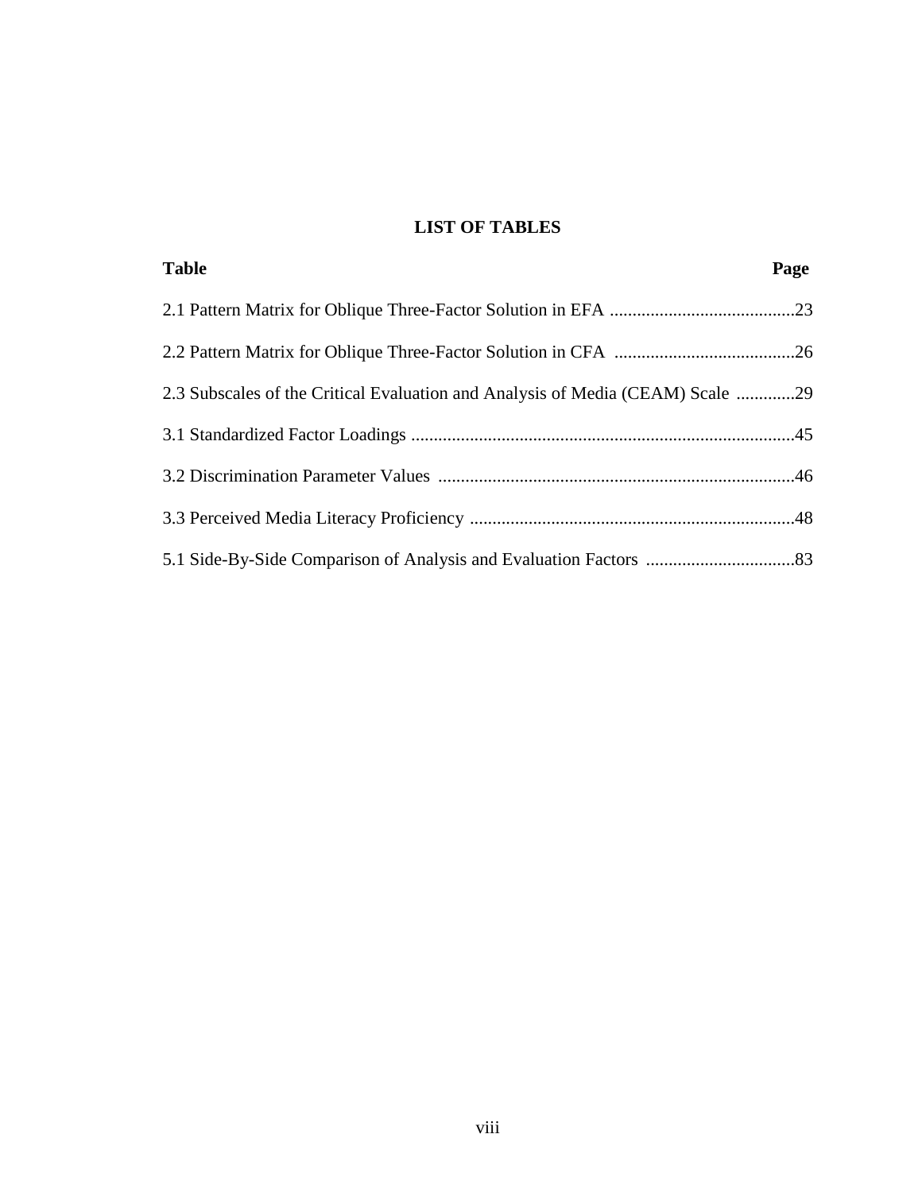# LIST OF TABLES

| Table | Page |
| --- | --- |
| 2.1 Pattern Matrix for Oblique Three-Factor Solution in EFA | 23 |
| 2.2 Pattern Matrix for Oblique Three-Factor Solution in CFA | 26 |
| 2.3 Subscales of the Critical Evaluation and Analysis of Media (CEAM) Scale | 29 |
| 3.1 Standardized Factor Loadings | 45 |
| 3.2 Discrimination Parameter Values | 46 |
| 3.3 Perceived Media Literacy Proficiency | 48 |
| 5.1 Side-By-Side Comparison of Analysis and Evaluation Factors | 83 |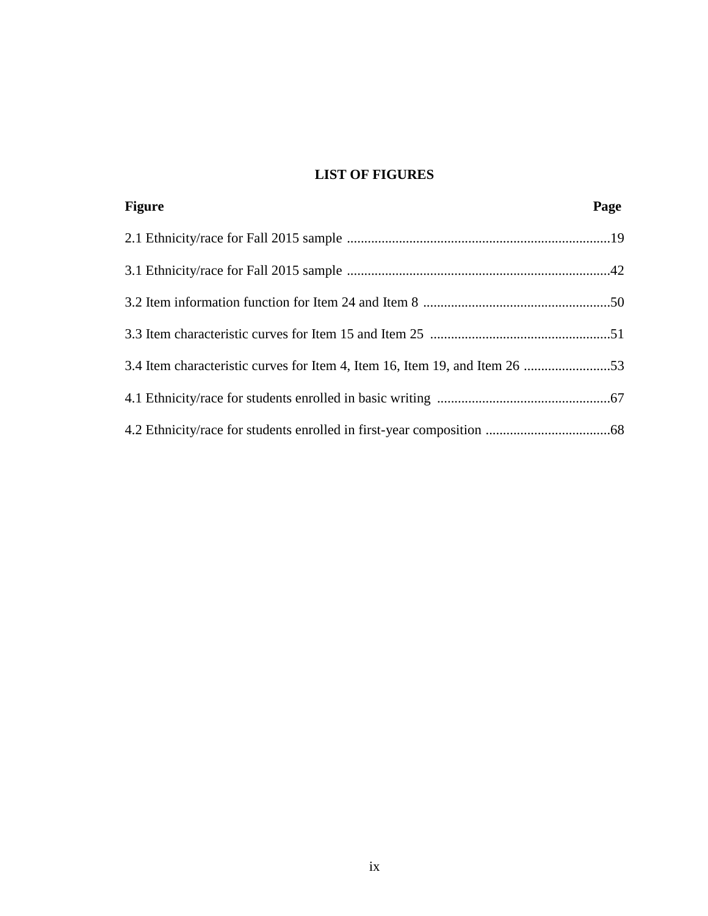# LIST OF FIGURES

| Figure | Page |
| --- | --- |
| 2.1 Ethnicity/race for Fall 2015 sample | 19 |
| 3.1 Ethnicity/race for Fall 2015 sample | 42 |
| 3.2 Item information function for Item 24 and Item 8 | 50 |
| 3.3 Item characteristic curves for Item 15 and Item 25 | 51 |
| 3.4 Item characteristic curves for Item 4, Item 16, Item 19, and Item 26 | 53 |
| 4.1 Ethnicity/race for students enrolled in basic writing | 67 |
| 4.2 Ethnicity/race for students enrolled in first-year composition | 68 |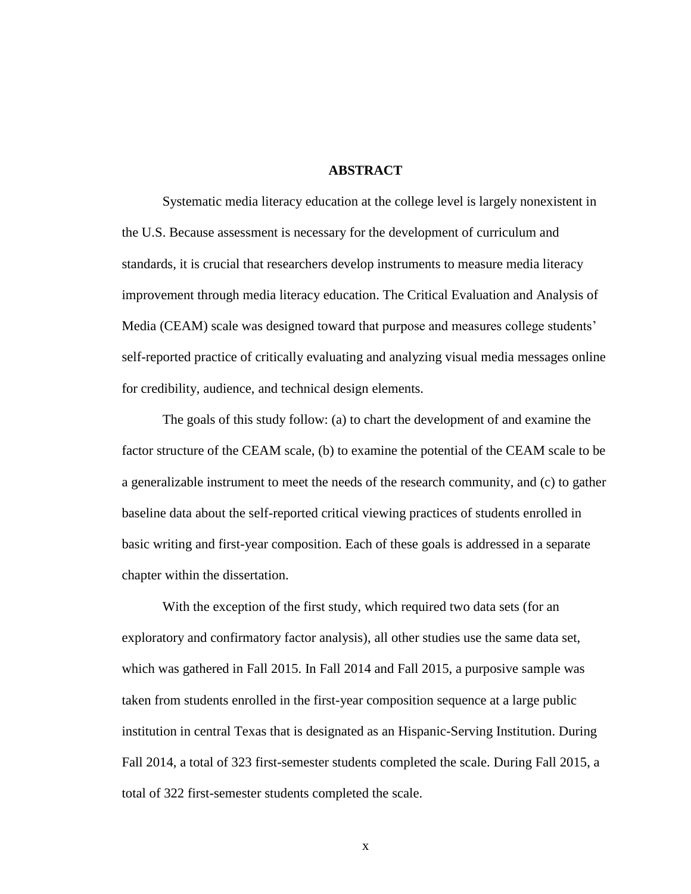# ABSTRACT

Systematic media literacy education at the college level is largely nonexistent in the U.S. Because assessment is necessary for the development of curriculum and standards, it is crucial that researchers develop instruments to measure media literacy improvement through media literacy education. The Critical Evaluation and Analysis of Media (CEAM) scale was designed toward that purpose and measures college students' self-reported practice of critically evaluating and analyzing visual media messages online for credibility, audience, and technical design elements.

The goals of this study follow: (a) to chart the development of and examine the factor structure of the CEAM scale, (b) to examine the potential of the CEAM scale to be a generalizable instrument to meet the needs of the research community, and (c) to gather baseline data about the self-reported critical viewing practices of students enrolled in basic writing and first-year composition. Each of these goals is addressed in a separate chapter within the dissertation.

With the exception of the first study, which required two data sets (for an exploratory and confirmatory factor analysis), all other studies use the same data set, which was gathered in Fall 2015. In Fall 2014 and Fall 2015, a purposive sample was taken from students enrolled in the first-year composition sequence at a large public institution in central Texas that is designated as an Hispanic-Serving Institution. During Fall 2014, a total of 323 first-semester students completed the scale. During Fall 2015, a total of 322 first-semester students completed the scale.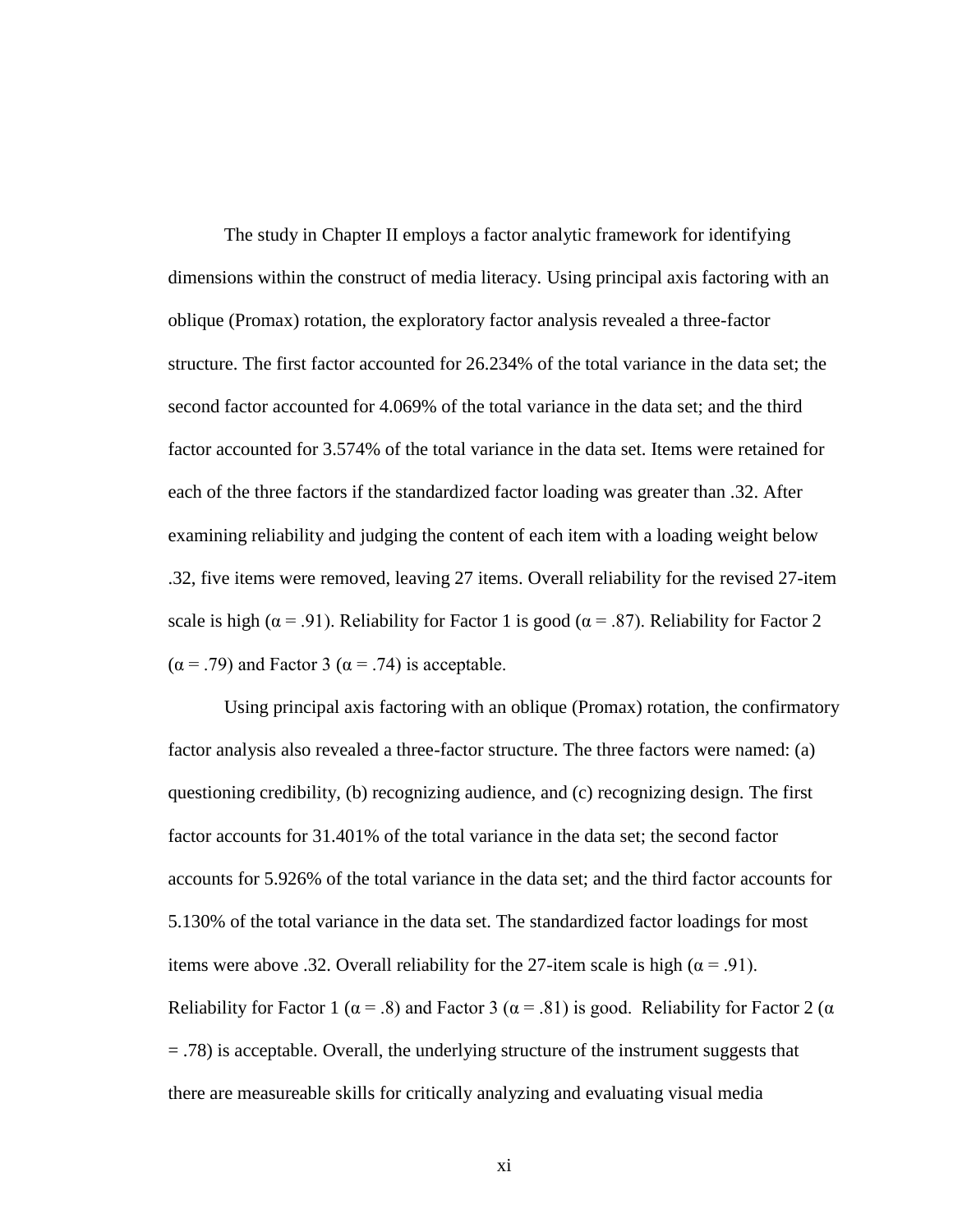The study in Chapter II employs a factor analytic framework for identifying dimensions within the construct of media literacy. Using principal axis factoring with an oblique (Promax) rotation, the exploratory factor analysis revealed a three-factor structure. The first factor accounted for 26.234% of the total variance in the data set; the second factor accounted for 4.069% of the total variance in the data set; and the third factor accounted for 3.574% of the total variance in the data set. Items were retained for each of the three factors if the standardized factor loading was greater than .32. After examining reliability and judging the content of each item with a loading weight below .32, five items were removed, leaving 27 items. Overall reliability for the revised 27-item scale is high ($\alpha = .91$). Reliability for Factor 1 is good ($\alpha = .87$). Reliability for Factor 2 ($\alpha = .79$) and Factor 3 ($\alpha = .74$) is acceptable.

Using principal axis factoring with an oblique (Promax) rotation, the confirmatory factor analysis also revealed a three-factor structure. The three factors were named: (a) questioning credibility, (b) recognizing audience, and (c) recognizing design. The first factor accounts for 31.401% of the total variance in the data set; the second factor accounts for 5.926% of the total variance in the data set; and the third factor accounts for 5.130% of the total variance in the data set. The standardized factor loadings for most items were above .32. Overall reliability for the 27-item scale is high ($\alpha = .91$). Reliability for Factor 1 ($\alpha = .8$) and Factor 3 ($\alpha = .81$) is good. Reliability for Factor 2 ($\alpha = .78$) is acceptable. Overall, the underlying structure of the instrument suggests that there are measureable skills for critically analyzing and evaluating visual media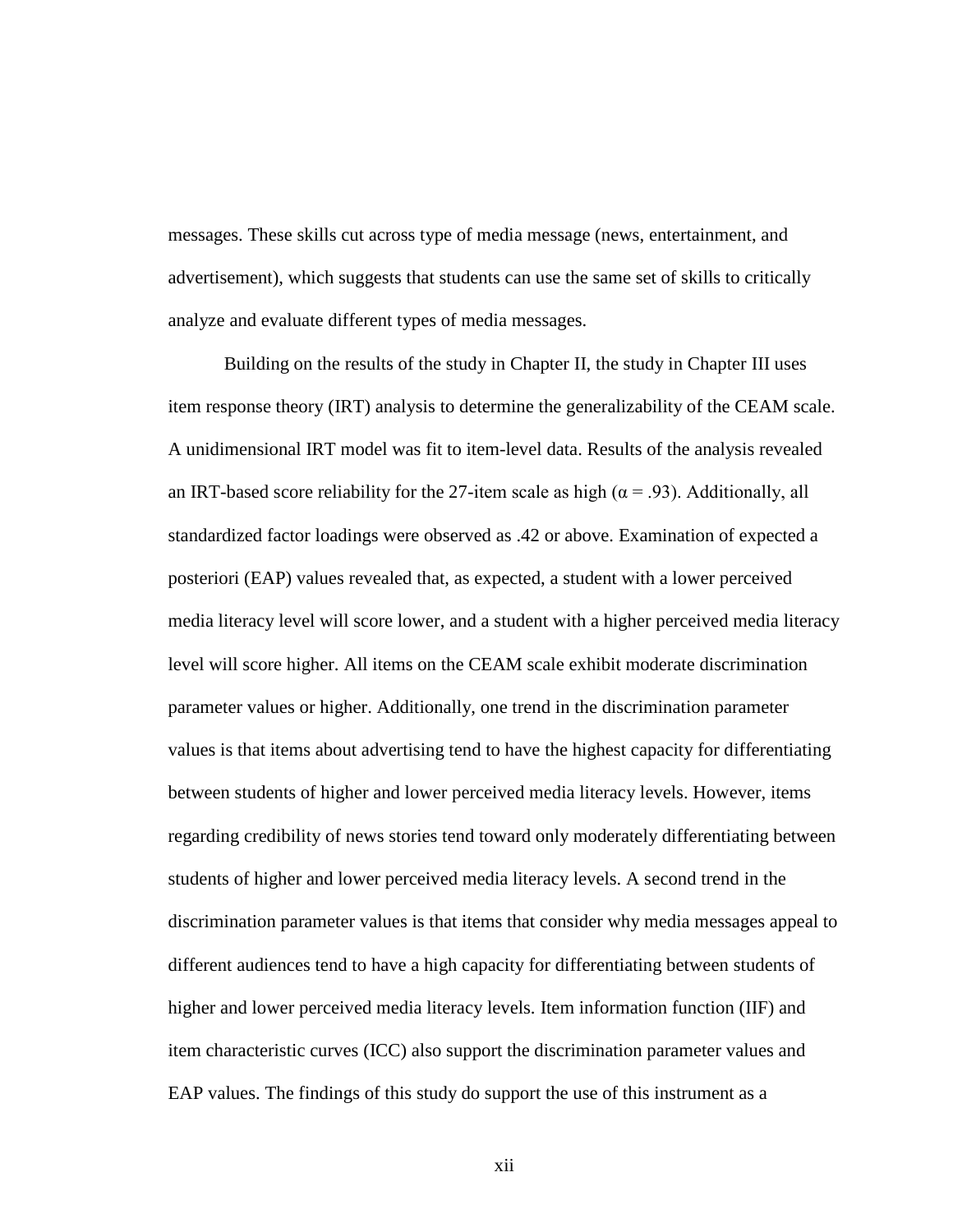messages. These skills cut across type of media message (news, entertainment, and advertisement), which suggests that students can use the same set of skills to critically analyze and evaluate different types of media messages.

Building on the results of the study in Chapter II, the study in Chapter III uses item response theory (IRT) analysis to determine the generalizability of the CEAM scale. A unidimensional IRT model was fit to item-level data. Results of the analysis revealed an IRT-based score reliability for the 27-item scale as high ($\alpha = .93$). Additionally, all standardized factor loadings were observed as .42 or above. Examination of expected a posteriori (EAP) values revealed that, as expected, a student with a lower perceived media literacy level will score lower, and a student with a higher perceived media literacy level will score higher. All items on the CEAM scale exhibit moderate discrimination parameter values or higher. Additionally, one trend in the discrimination parameter values is that items about advertising tend to have the highest capacity for differentiating between students of higher and lower perceived media literacy levels. However, items regarding credibility of news stories tend toward only moderately differentiating between students of higher and lower perceived media literacy levels. A second trend in the discrimination parameter values is that items that consider why media messages appeal to different audiences tend to have a high capacity for differentiating between students of higher and lower perceived media literacy levels. Item information function (IIF) and item characteristic curves (ICC) also support the discrimination parameter values and EAP values. The findings of this study do support the use of this instrument as a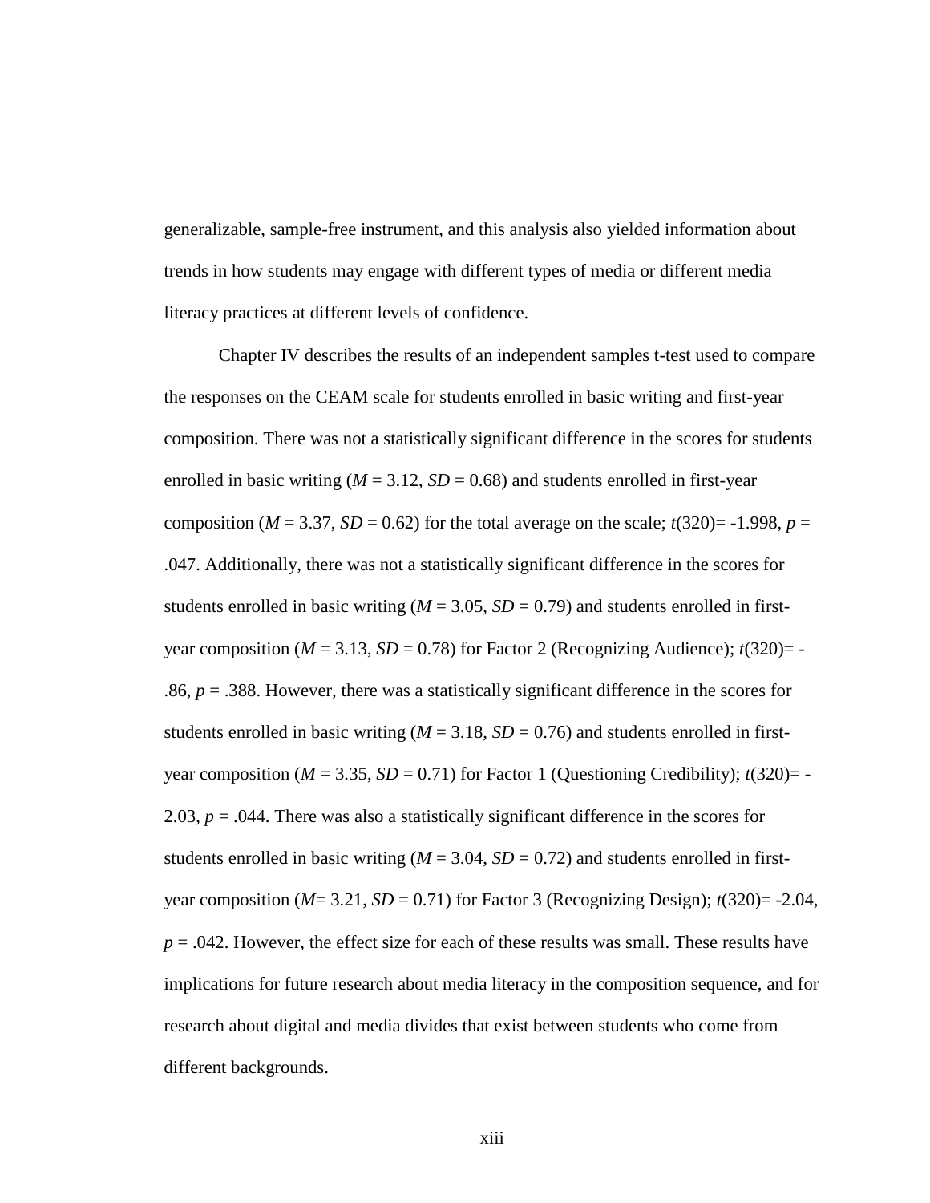generalizable, sample-free instrument, and this analysis also yielded information about trends in how students may engage with different types of media or different media literacy practices at different levels of confidence.

Chapter IV describes the results of an independent samples t-test used to compare the responses on the CEAM scale for students enrolled in basic writing and first-year composition. There was not a statistically significant difference in the scores for students enrolled in basic writing ($M$ = 3.12, $SD$ = 0.68) and students enrolled in first-year composition ($M$ = 3.37, $SD$ = 0.62) for the total average on the scale; $t$(320)= -1.998, $p$ = .047. Additionally, there was not a statistically significant difference in the scores for students enrolled in basic writing ($M$ = 3.05, $SD$ = 0.79) and students enrolled in first-year composition ($M$ = 3.13, $SD$ = 0.78) for Factor 2 (Recognizing Audience); $t$(320)= -.86, $p$ = .388. However, there was a statistically significant difference in the scores for students enrolled in basic writing ($M$ = 3.18, $SD$ = 0.76) and students enrolled in first-year composition ($M$ = 3.35, $SD$ = 0.71) for Factor 1 (Questioning Credibility); $t$(320)= -2.03, $p$ = .044. There was also a statistically significant difference in the scores for students enrolled in basic writing ($M$ = 3.04, $SD$ = 0.72) and students enrolled in first-year composition ($M$= 3.21, $SD$ = 0.71) for Factor 3 (Recognizing Design); $t$(320)= -2.04, $p$ = .042. However, the effect size for each of these results was small. These results have implications for future research about media literacy in the composition sequence, and for research about digital and media divides that exist between students who come from different backgrounds.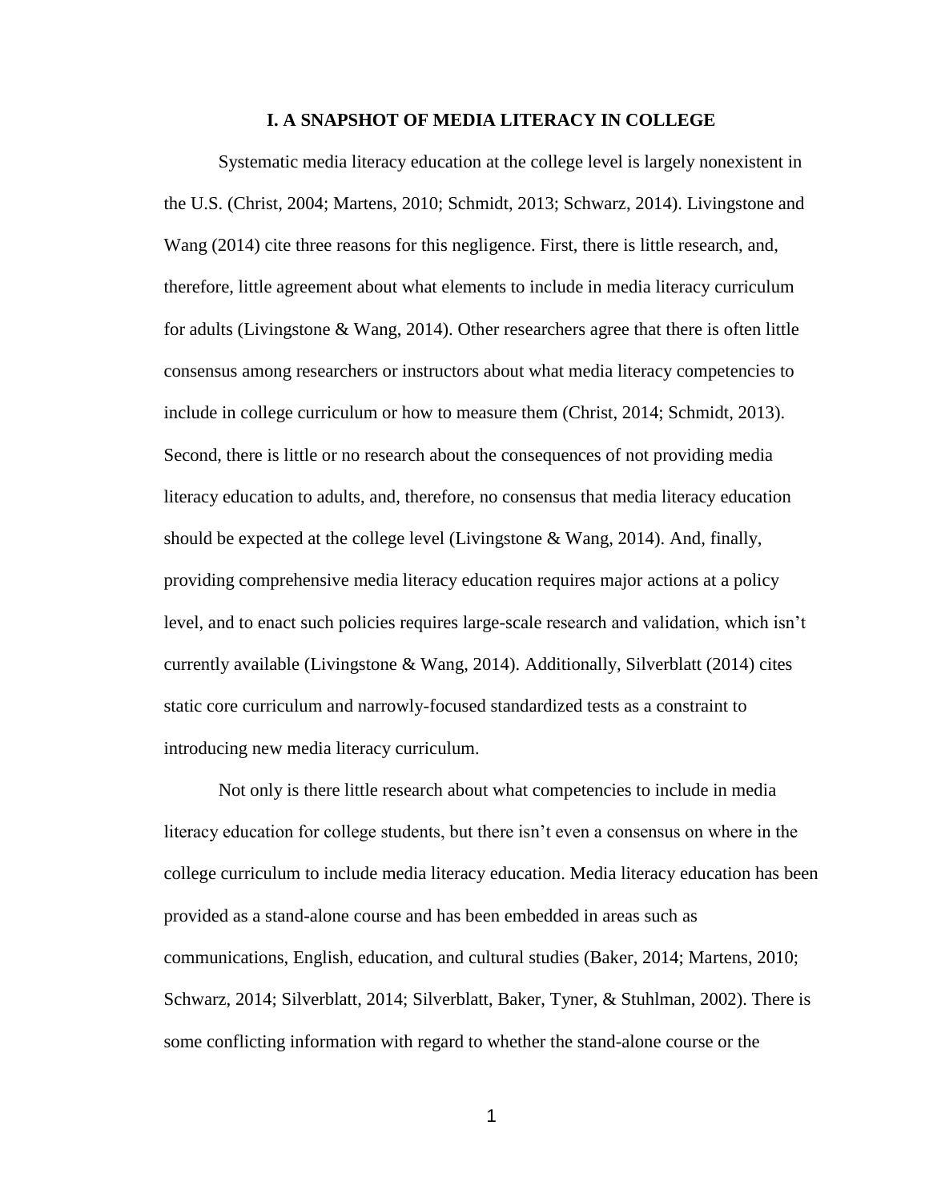## I. A SNAPSHOT OF MEDIA LITERACY IN COLLEGE

Systematic media literacy education at the college level is largely nonexistent in the U.S. (Christ, 2004; Martens, 2010; Schmidt, 2013; Schwarz, 2014). Livingstone and Wang (2014) cite three reasons for this negligence. First, there is little research, and, therefore, little agreement about what elements to include in media literacy curriculum for adults (Livingstone & Wang, 2014). Other researchers agree that there is often little consensus among researchers or instructors about what media literacy competencies to include in college curriculum or how to measure them (Christ, 2014; Schmidt, 2013). Second, there is little or no research about the consequences of not providing media literacy education to adults, and, therefore, no consensus that media literacy education should be expected at the college level (Livingstone & Wang, 2014). And, finally, providing comprehensive media literacy education requires major actions at a policy level, and to enact such policies requires large-scale research and validation, which isn't currently available (Livingstone & Wang, 2014). Additionally, Silverblatt (2014) cites static core curriculum and narrowly-focused standardized tests as a constraint to introducing new media literacy curriculum.

Not only is there little research about what competencies to include in media literacy education for college students, but there isn't even a consensus on where in the college curriculum to include media literacy education. Media literacy education has been provided as a stand-alone course and has been embedded in areas such as communications, English, education, and cultural studies (Baker, 2014; Martens, 2010; Schwarz, 2014; Silverblatt, 2014; Silverblatt, Baker, Tyner, & Stuhlman, 2002). There is some conflicting information with regard to whether the stand-alone course or the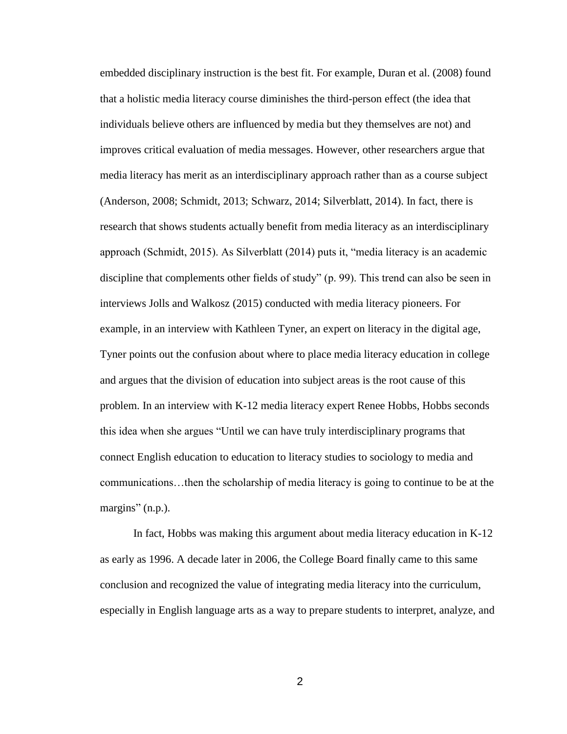embedded disciplinary instruction is the best fit. For example, Duran et al. (2008) found that a holistic media literacy course diminishes the third-person effect (the idea that individuals believe others are influenced by media but they themselves are not) and improves critical evaluation of media messages. However, other researchers argue that media literacy has merit as an interdisciplinary approach rather than as a course subject (Anderson, 2008; Schmidt, 2013; Schwarz, 2014; Silverblatt, 2014). In fact, there is research that shows students actually benefit from media literacy as an interdisciplinary approach (Schmidt, 2015). As Silverblatt (2014) puts it, "media literacy is an academic discipline that complements other fields of study" (p. 99). This trend can also be seen in interviews Jolls and Walkosz (2015) conducted with media literacy pioneers. For example, in an interview with Kathleen Tyner, an expert on literacy in the digital age, Tyner points out the confusion about where to place media literacy education in college and argues that the division of education into subject areas is the root cause of this problem. In an interview with K-12 media literacy expert Renee Hobbs, Hobbs seconds this idea when she argues "Until we can have truly interdisciplinary programs that connect English education to education to literacy studies to sociology to media and communications…then the scholarship of media literacy is going to continue to be at the margins" (n.p.).

In fact, Hobbs was making this argument about media literacy education in K-12 as early as 1996. A decade later in 2006, the College Board finally came to this same conclusion and recognized the value of integrating media literacy into the curriculum, especially in English language arts as a way to prepare students to interpret, analyze, and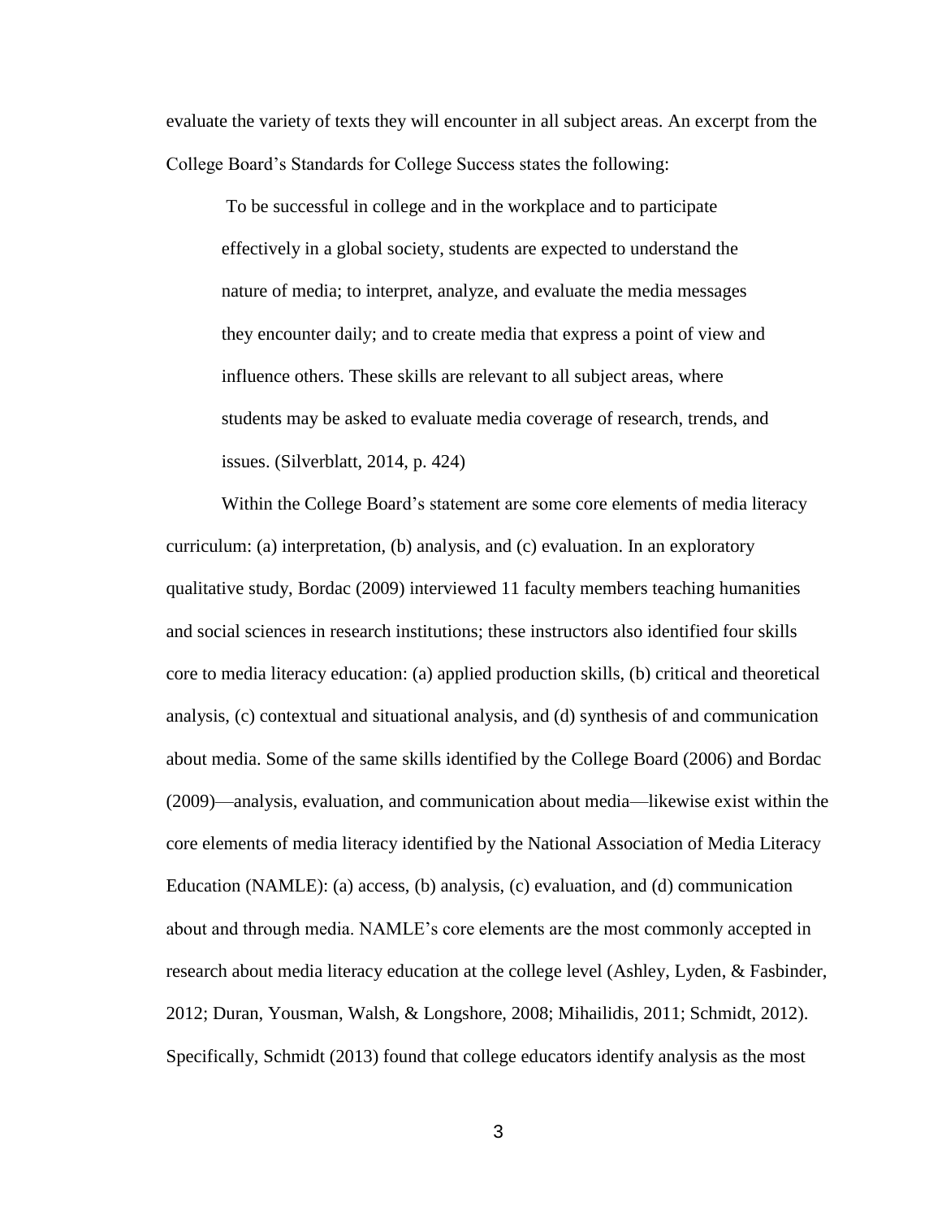evaluate the variety of texts they will encounter in all subject areas. An excerpt from the College Board's Standards for College Success states the following:

> To be successful in college and in the workplace and to participate effectively in a global society, students are expected to understand the nature of media; to interpret, analyze, and evaluate the media messages they encounter daily; and to create media that express a point of view and influence others. These skills are relevant to all subject areas, where students may be asked to evaluate media coverage of research, trends, and issues. (Silverblatt, 2014, p. 424)

Within the College Board's statement are some core elements of media literacy curriculum: (a) interpretation, (b) analysis, and (c) evaluation. In an exploratory qualitative study, Bordac (2009) interviewed 11 faculty members teaching humanities and social sciences in research institutions; these instructors also identified four skills core to media literacy education: (a) applied production skills, (b) critical and theoretical analysis, (c) contextual and situational analysis, and (d) synthesis of and communication about media. Some of the same skills identified by the College Board (2006) and Bordac (2009)—analysis, evaluation, and communication about media—likewise exist within the core elements of media literacy identified by the National Association of Media Literacy Education (NAMLE): (a) access, (b) analysis, (c) evaluation, and (d) communication about and through media. NAMLE's core elements are the most commonly accepted in research about media literacy education at the college level (Ashley, Lyden, & Fasbinder, 2012; Duran, Yousman, Walsh, & Longshore, 2008; Mihailidis, 2011; Schmidt, 2012). Specifically, Schmidt (2013) found that college educators identify analysis as the most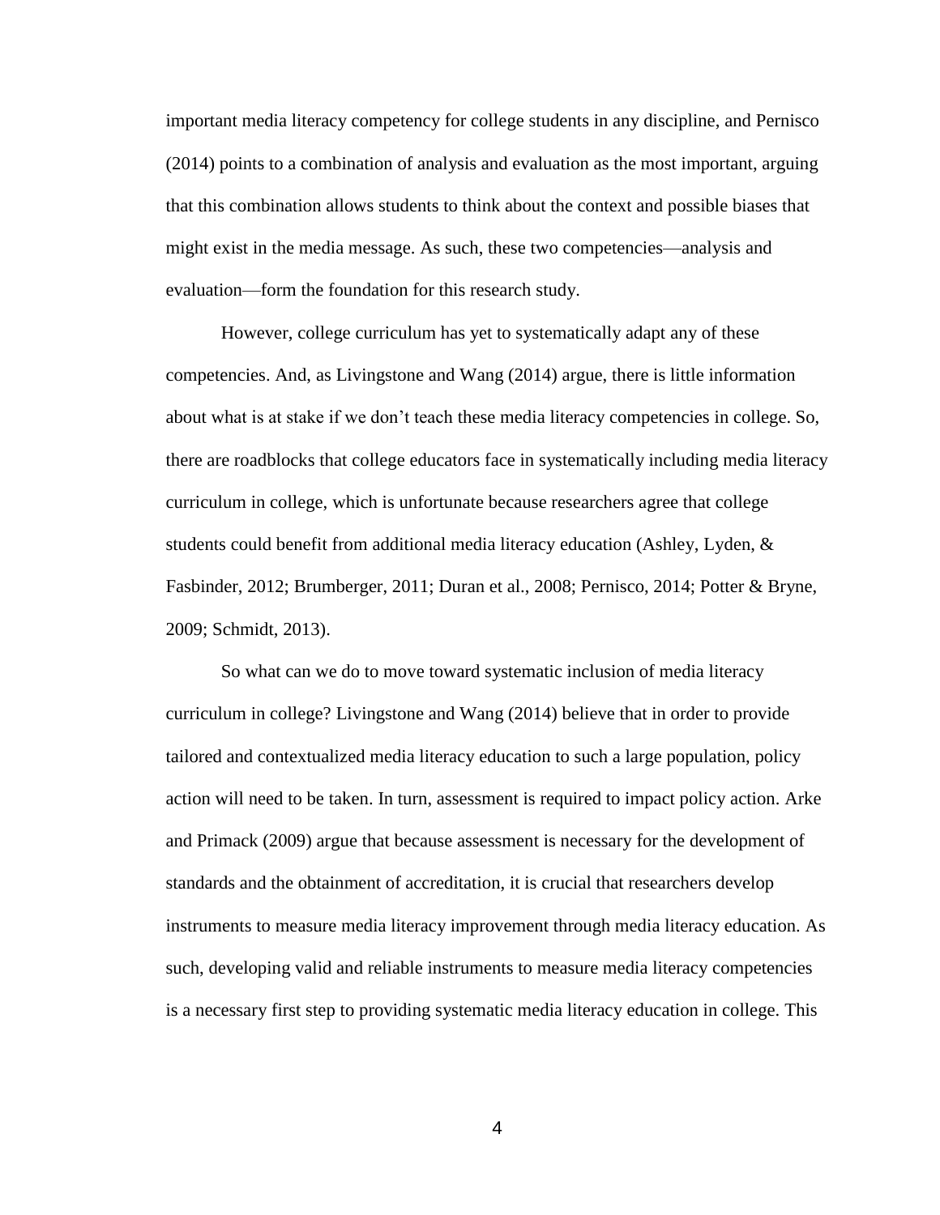important media literacy competency for college students in any discipline, and Pernisco (2014) points to a combination of analysis and evaluation as the most important, arguing that this combination allows students to think about the context and possible biases that might exist in the media message. As such, these two competencies—analysis and evaluation—form the foundation for this research study.

However, college curriculum has yet to systematically adapt any of these competencies. And, as Livingstone and Wang (2014) argue, there is little information about what is at stake if we don't teach these media literacy competencies in college. So, there are roadblocks that college educators face in systematically including media literacy curriculum in college, which is unfortunate because researchers agree that college students could benefit from additional media literacy education (Ashley, Lyden, & Fasbinder, 2012; Brumberger, 2011; Duran et al., 2008; Pernisco, 2014; Potter & Bryne, 2009; Schmidt, 2013).

So what can we do to move toward systematic inclusion of media literacy curriculum in college? Livingstone and Wang (2014) believe that in order to provide tailored and contextualized media literacy education to such a large population, policy action will need to be taken. In turn, assessment is required to impact policy action. Arke and Primack (2009) argue that because assessment is necessary for the development of standards and the obtainment of accreditation, it is crucial that researchers develop instruments to measure media literacy improvement through media literacy education. As such, developing valid and reliable instruments to measure media literacy competencies is a necessary first step to providing systematic media literacy education in college. This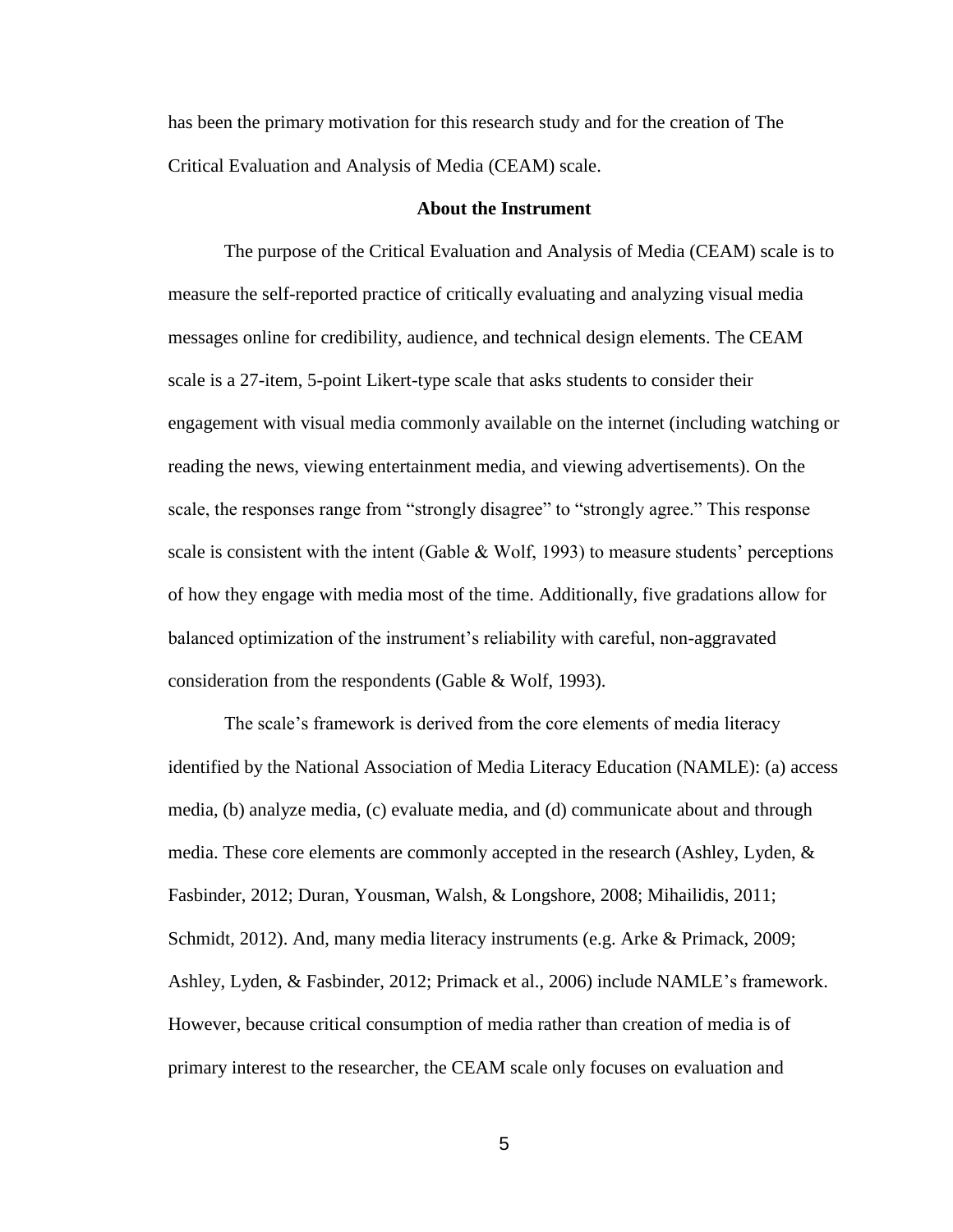has been the primary motivation for this research study and for the creation of The Critical Evaluation and Analysis of Media (CEAM) scale.

## About the Instrument

The purpose of the Critical Evaluation and Analysis of Media (CEAM) scale is to measure the self-reported practice of critically evaluating and analyzing visual media messages online for credibility, audience, and technical design elements. The CEAM scale is a 27-item, 5-point Likert-type scale that asks students to consider their engagement with visual media commonly available on the internet (including watching or reading the news, viewing entertainment media, and viewing advertisements). On the scale, the responses range from "strongly disagree" to "strongly agree." This response scale is consistent with the intent (Gable & Wolf, 1993) to measure students' perceptions of how they engage with media most of the time. Additionally, five gradations allow for balanced optimization of the instrument's reliability with careful, non-aggravated consideration from the respondents (Gable & Wolf, 1993).

The scale's framework is derived from the core elements of media literacy identified by the National Association of Media Literacy Education (NAMLE): (a) access media, (b) analyze media, (c) evaluate media, and (d) communicate about and through media. These core elements are commonly accepted in the research (Ashley, Lyden, & Fasbinder, 2012; Duran, Yousman, Walsh, & Longshore, 2008; Mihailidis, 2011; Schmidt, 2012). And, many media literacy instruments (e.g. Arke & Primack, 2009; Ashley, Lyden, & Fasbinder, 2012; Primack et al., 2006) include NAMLE's framework. However, because critical consumption of media rather than creation of media is of primary interest to the researcher, the CEAM scale only focuses on evaluation and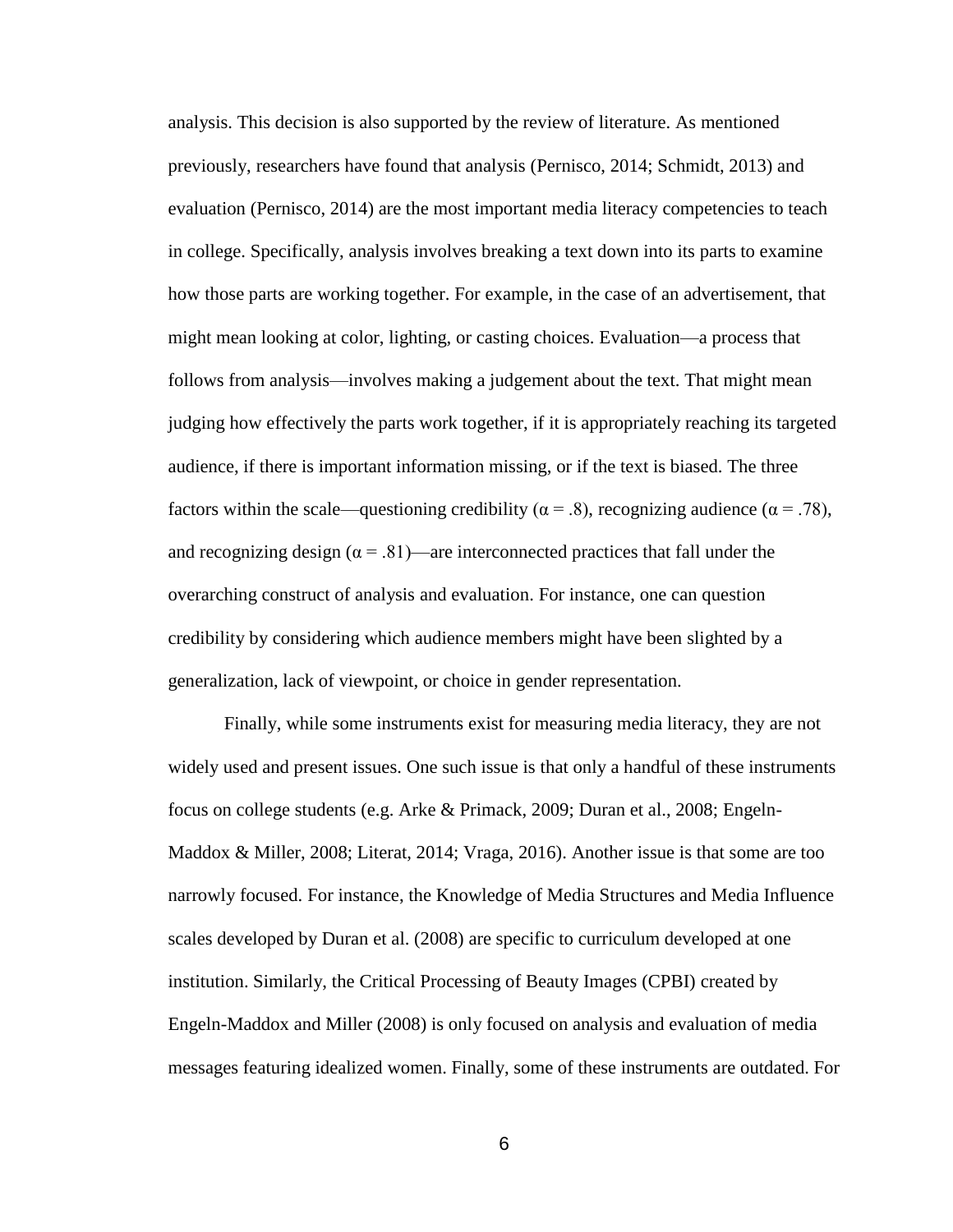analysis. This decision is also supported by the review of literature. As mentioned previously, researchers have found that analysis (Pernisco, 2014; Schmidt, 2013) and evaluation (Pernisco, 2014) are the most important media literacy competencies to teach in college. Specifically, analysis involves breaking a text down into its parts to examine how those parts are working together. For example, in the case of an advertisement, that might mean looking at color, lighting, or casting choices. Evaluation—a process that follows from analysis—involves making a judgement about the text. That might mean judging how effectively the parts work together, if it is appropriately reaching its targeted audience, if there is important information missing, or if the text is biased. The three factors within the scale—questioning credibility ($\alpha = .8$), recognizing audience ($\alpha = .78$), and recognizing design ($\alpha = .81$)—are interconnected practices that fall under the overarching construct of analysis and evaluation. For instance, one can question credibility by considering which audience members might have been slighted by a generalization, lack of viewpoint, or choice in gender representation.

Finally, while some instruments exist for measuring media literacy, they are not widely used and present issues. One such issue is that only a handful of these instruments focus on college students (e.g. Arke & Primack, 2009; Duran et al., 2008; Engeln-Maddox & Miller, 2008; Literat, 2014; Vraga, 2016). Another issue is that some are too narrowly focused. For instance, the Knowledge of Media Structures and Media Influence scales developed by Duran et al. (2008) are specific to curriculum developed at one institution. Similarly, the Critical Processing of Beauty Images (CPBI) created by Engeln-Maddox and Miller (2008) is only focused on analysis and evaluation of media messages featuring idealized women. Finally, some of these instruments are outdated. For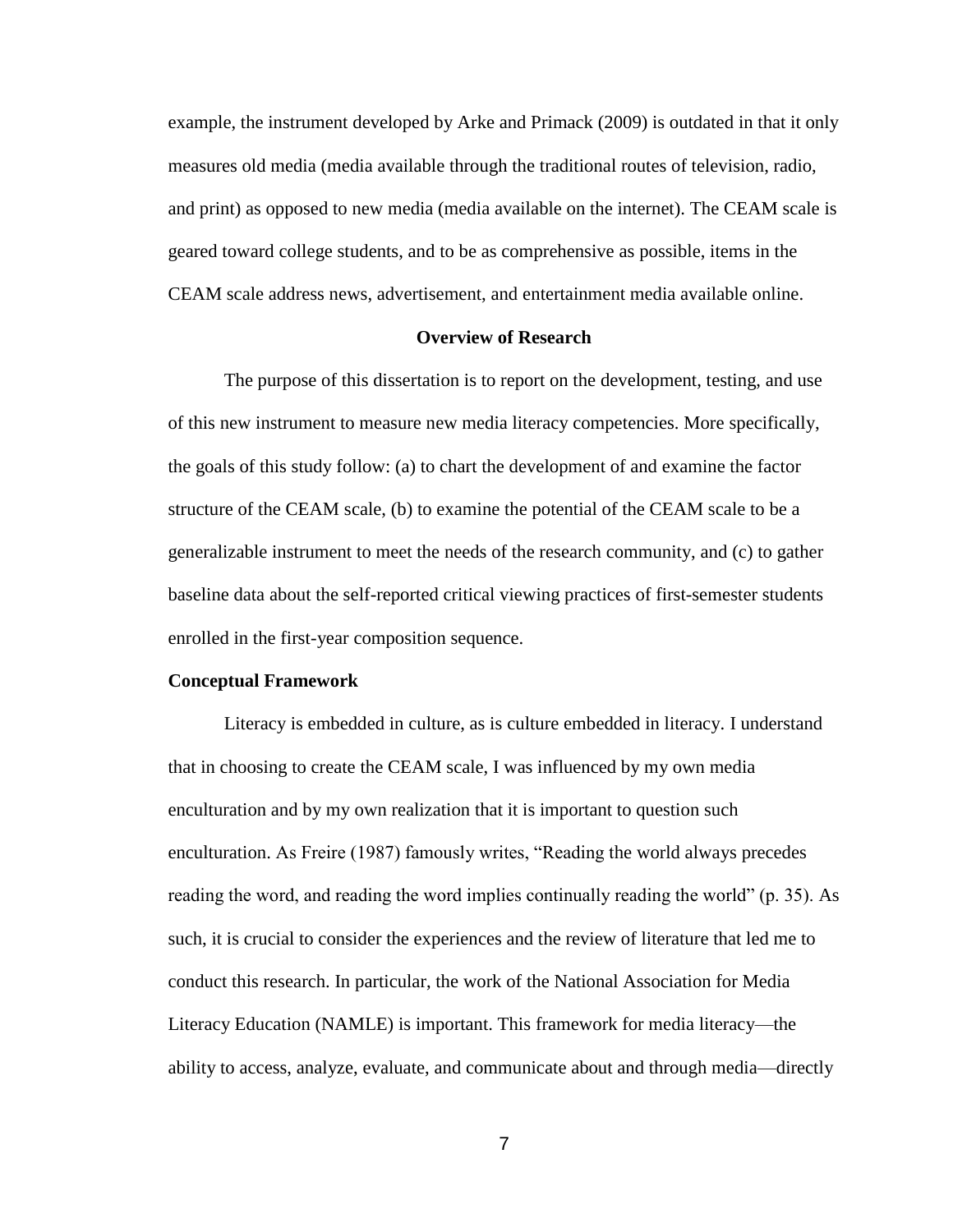example, the instrument developed by Arke and Primack (2009) is outdated in that it only measures old media (media available through the traditional routes of television, radio, and print) as opposed to new media (media available on the internet). The CEAM scale is geared toward college students, and to be as comprehensive as possible, items in the CEAM scale address news, advertisement, and entertainment media available online.

## Overview of Research

The purpose of this dissertation is to report on the development, testing, and use of this new instrument to measure new media literacy competencies. More specifically, the goals of this study follow: (a) to chart the development of and examine the factor structure of the CEAM scale, (b) to examine the potential of the CEAM scale to be a generalizable instrument to meet the needs of the research community, and (c) to gather baseline data about the self-reported critical viewing practices of first-semester students enrolled in the first-year composition sequence.

### Conceptual Framework

Literacy is embedded in culture, as is culture embedded in literacy. I understand that in choosing to create the CEAM scale, I was influenced by my own media enculturation and by my own realization that it is important to question such enculturation. As Freire (1987) famously writes, “Reading the world always precedes reading the word, and reading the word implies continually reading the world” (p. 35). As such, it is crucial to consider the experiences and the review of literature that led me to conduct this research. In particular, the work of the National Association for Media Literacy Education (NAMLE) is important. This framework for media literacy—the ability to access, analyze, evaluate, and communicate about and through media—directly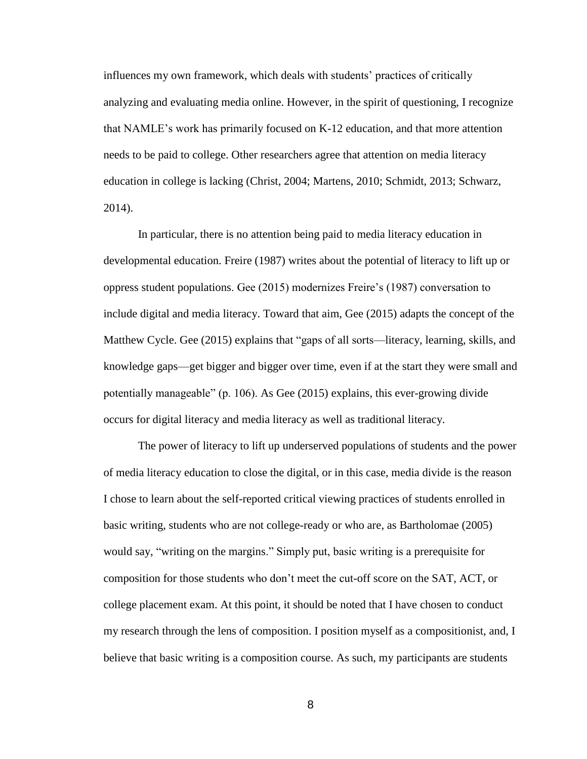influences my own framework, which deals with students' practices of critically analyzing and evaluating media online. However, in the spirit of questioning, I recognize that NAMLE's work has primarily focused on K-12 education, and that more attention needs to be paid to college. Other researchers agree that attention on media literacy education in college is lacking (Christ, 2004; Martens, 2010; Schmidt, 2013; Schwarz, 2014).

In particular, there is no attention being paid to media literacy education in developmental education. Freire (1987) writes about the potential of literacy to lift up or oppress student populations. Gee (2015) modernizes Freire's (1987) conversation to include digital and media literacy. Toward that aim, Gee (2015) adapts the concept of the Matthew Cycle. Gee (2015) explains that "gaps of all sorts—literacy, learning, skills, and knowledge gaps—get bigger and bigger over time, even if at the start they were small and potentially manageable" (p. 106). As Gee (2015) explains, this ever-growing divide occurs for digital literacy and media literacy as well as traditional literacy.

The power of literacy to lift up underserved populations of students and the power of media literacy education to close the digital, or in this case, media divide is the reason I chose to learn about the self-reported critical viewing practices of students enrolled in basic writing, students who are not college-ready or who are, as Bartholomae (2005) would say, "writing on the margins." Simply put, basic writing is a prerequisite for composition for those students who don't meet the cut-off score on the SAT, ACT, or college placement exam. At this point, it should be noted that I have chosen to conduct my research through the lens of composition. I position myself as a compositionist, and, I believe that basic writing is a composition course. As such, my participants are students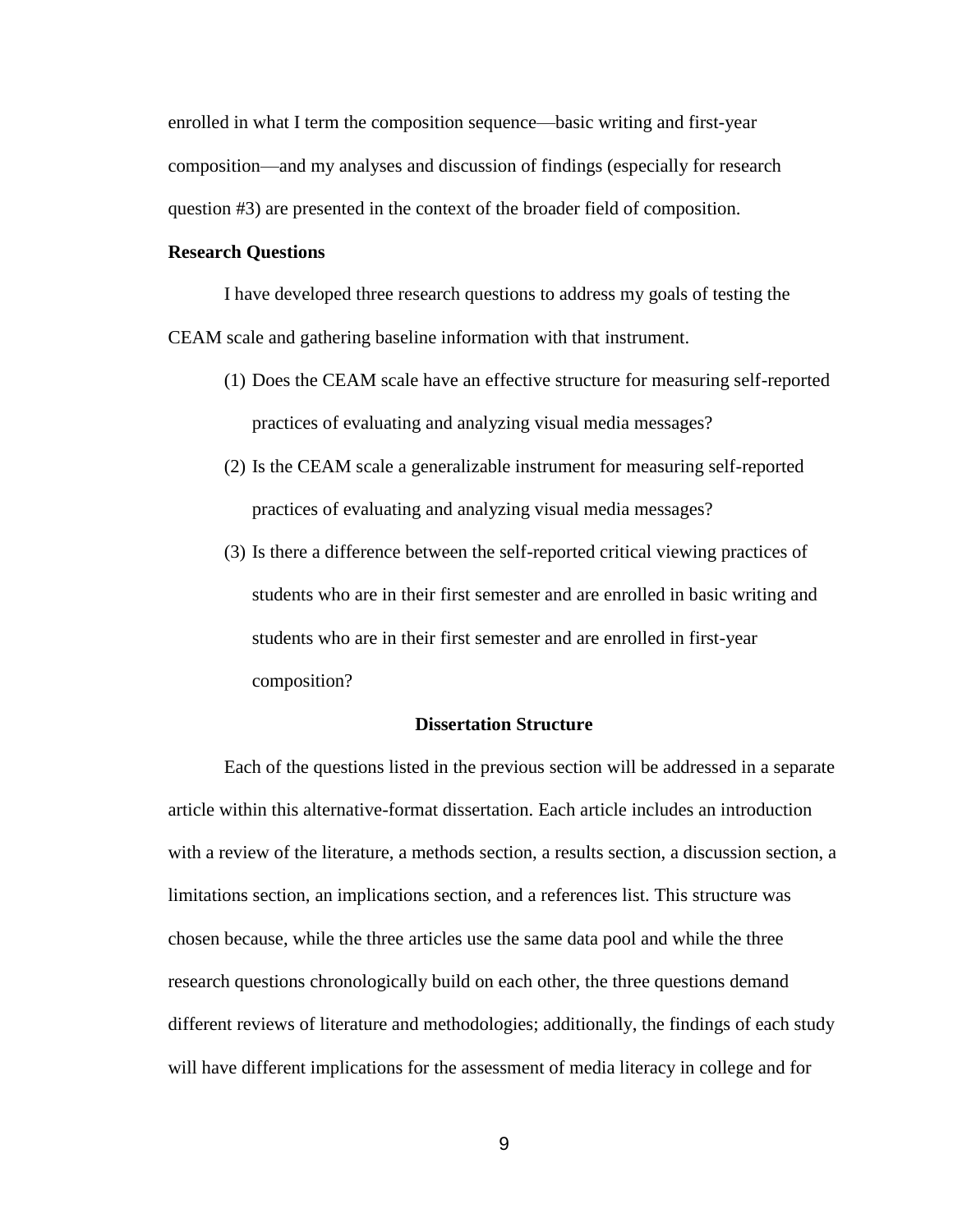enrolled in what I term the composition sequence—basic writing and first-year composition—and my analyses and discussion of findings (especially for research question #3) are presented in the context of the broader field of composition.

### Research Questions

I have developed three research questions to address my goals of testing the CEAM scale and gathering baseline information with that instrument.

(1) Does the CEAM scale have an effective structure for measuring self-reported practices of evaluating and analyzing visual media messages?

(2) Is the CEAM scale a generalizable instrument for measuring self-reported practices of evaluating and analyzing visual media messages?

(3) Is there a difference between the self-reported critical viewing practices of students who are in their first semester and are enrolled in basic writing and students who are in their first semester and are enrolled in first-year composition?

## Dissertation Structure

Each of the questions listed in the previous section will be addressed in a separate article within this alternative-format dissertation. Each article includes an introduction with a review of the literature, a methods section, a results section, a discussion section, a limitations section, an implications section, and a references list. This structure was chosen because, while the three articles use the same data pool and while the three research questions chronologically build on each other, the three questions demand different reviews of literature and methodologies; additionally, the findings of each study will have different implications for the assessment of media literacy in college and for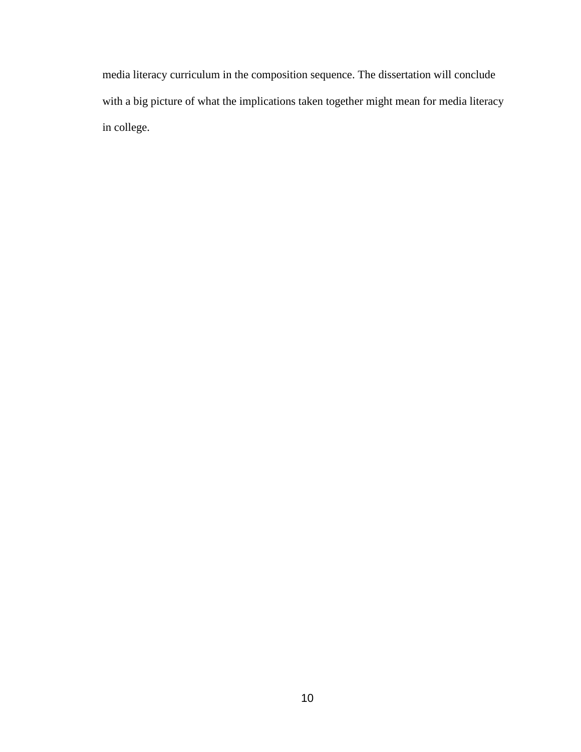media literacy curriculum in the composition sequence. The dissertation will conclude with a big picture of what the implications taken together might mean for media literacy in college.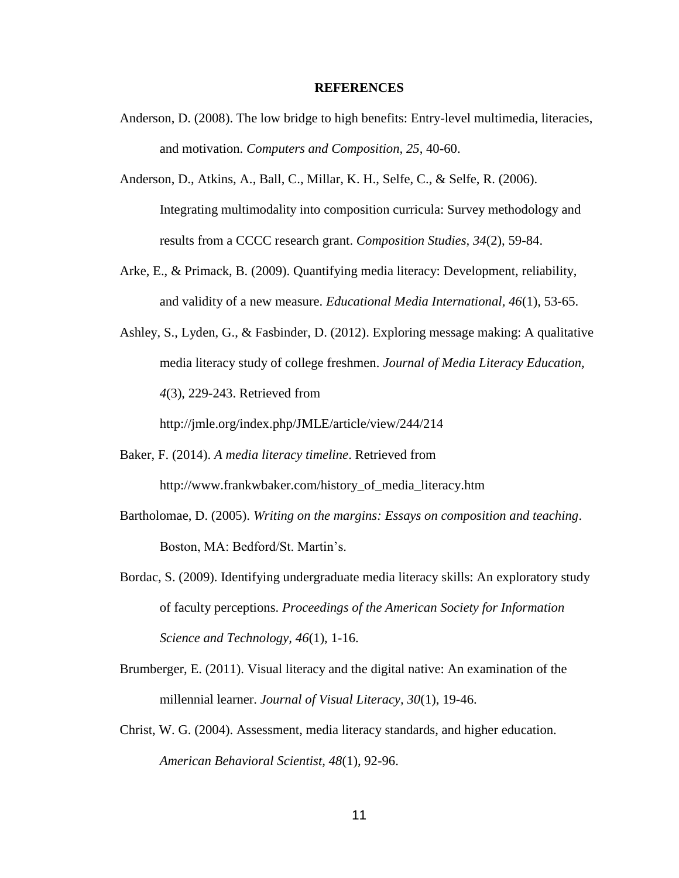# REFERENCES

Anderson, D. (2008). The low bridge to high benefits: Entry-level multimedia, literacies, and motivation. *Computers and Composition, 25*, 40-60.

Anderson, D., Atkins, A., Ball, C., Millar, K. H., Selfe, C., & Selfe, R. (2006). Integrating multimodality into composition curricula: Survey methodology and results from a CCCC research grant. *Composition Studies, 34*(2), 59-84.

Arke, E., & Primack, B. (2009). Quantifying media literacy: Development, reliability, and validity of a new measure. *Educational Media International, 46*(1), 53-65.

Ashley, S., Lyden, G., & Fasbinder, D. (2012). Exploring message making: A qualitative media literacy study of college freshmen. *Journal of Media Literacy Education, 4*(3), 229-243. Retrieved from http://jmle.org/index.php/JMLE/article/view/244/214

Baker, F. (2014). *A media literacy timeline*. Retrieved from http://www.frankwbaker.com/history_of_media_literacy.htm

Bartholomae, D. (2005). *Writing on the margins: Essays on composition and teaching*. Boston, MA: Bedford/St. Martin's.

Bordac, S. (2009). Identifying undergraduate media literacy skills: An exploratory study of faculty perceptions. *Proceedings of the American Society for Information Science and Technology, 46*(1), 1-16.

Brumberger, E. (2011). Visual literacy and the digital native: An examination of the millennial learner. *Journal of Visual Literacy, 30*(1), 19-46.

Christ, W. G. (2004). Assessment, media literacy standards, and higher education. *American Behavioral Scientist, 48*(1), 92-96.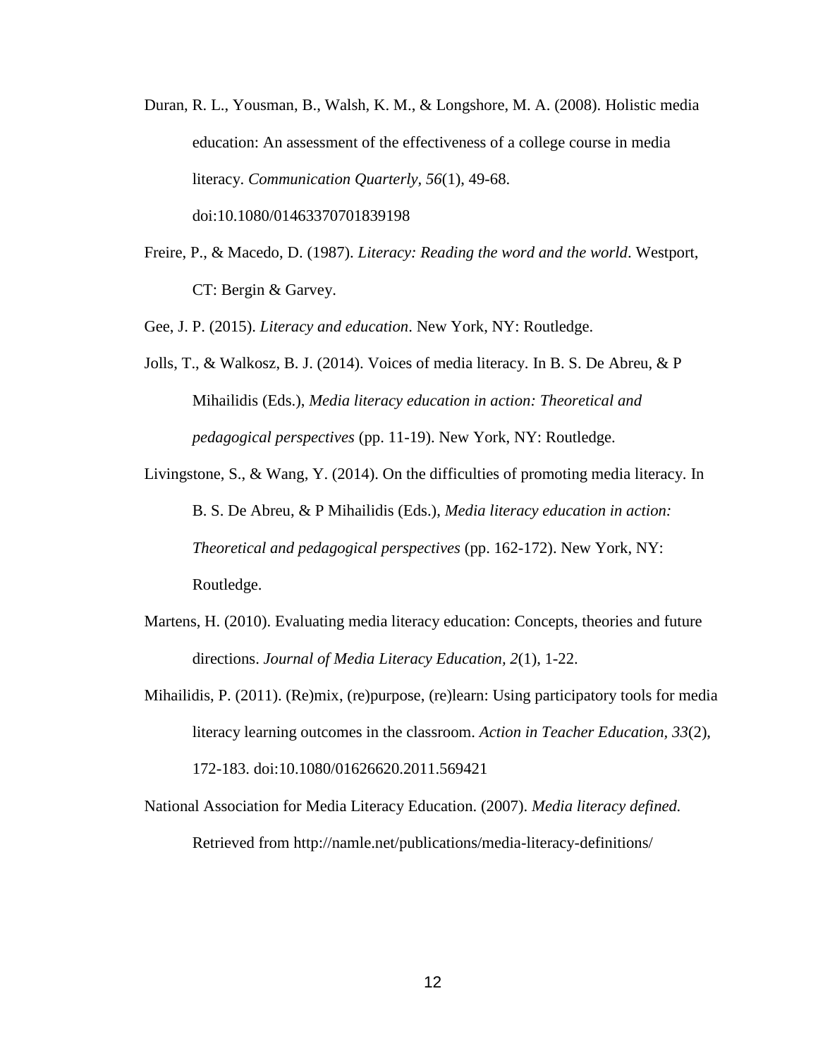Duran, R. L., Yousman, B., Walsh, K. M., & Longshore, M. A. (2008). Holistic media education: An assessment of the effectiveness of a college course in media literacy. *Communication Quarterly, 56*(1), 49-68. doi:10.1080/01463370701839198

Freire, P., & Macedo, D. (1987). *Literacy: Reading the word and the world*. Westport, CT: Bergin & Garvey.

Gee, J. P. (2015). *Literacy and education*. New York, NY: Routledge.

Jolls, T., & Walkosz, B. J. (2014). Voices of media literacy. In B. S. De Abreu, & P Mihailidis (Eds.), *Media literacy education in action: Theoretical and pedagogical perspectives* (pp. 11-19). New York, NY: Routledge.

Livingstone, S., & Wang, Y. (2014). On the difficulties of promoting media literacy. In B. S. De Abreu, & P Mihailidis (Eds.), *Media literacy education in action: Theoretical and pedagogical perspectives* (pp. 162-172). New York, NY: Routledge.

Martens, H. (2010). Evaluating media literacy education: Concepts, theories and future directions. *Journal of Media Literacy Education, 2*(1), 1-22.

Mihailidis, P. (2011). (Re)mix, (re)purpose, (re)learn: Using participatory tools for media literacy learning outcomes in the classroom. *Action in Teacher Education, 33*(2), 172-183. doi:10.1080/01626620.2011.569421

National Association for Media Literacy Education. (2007). *Media literacy defined.* Retrieved from http://namle.net/publications/media-literacy-definitions/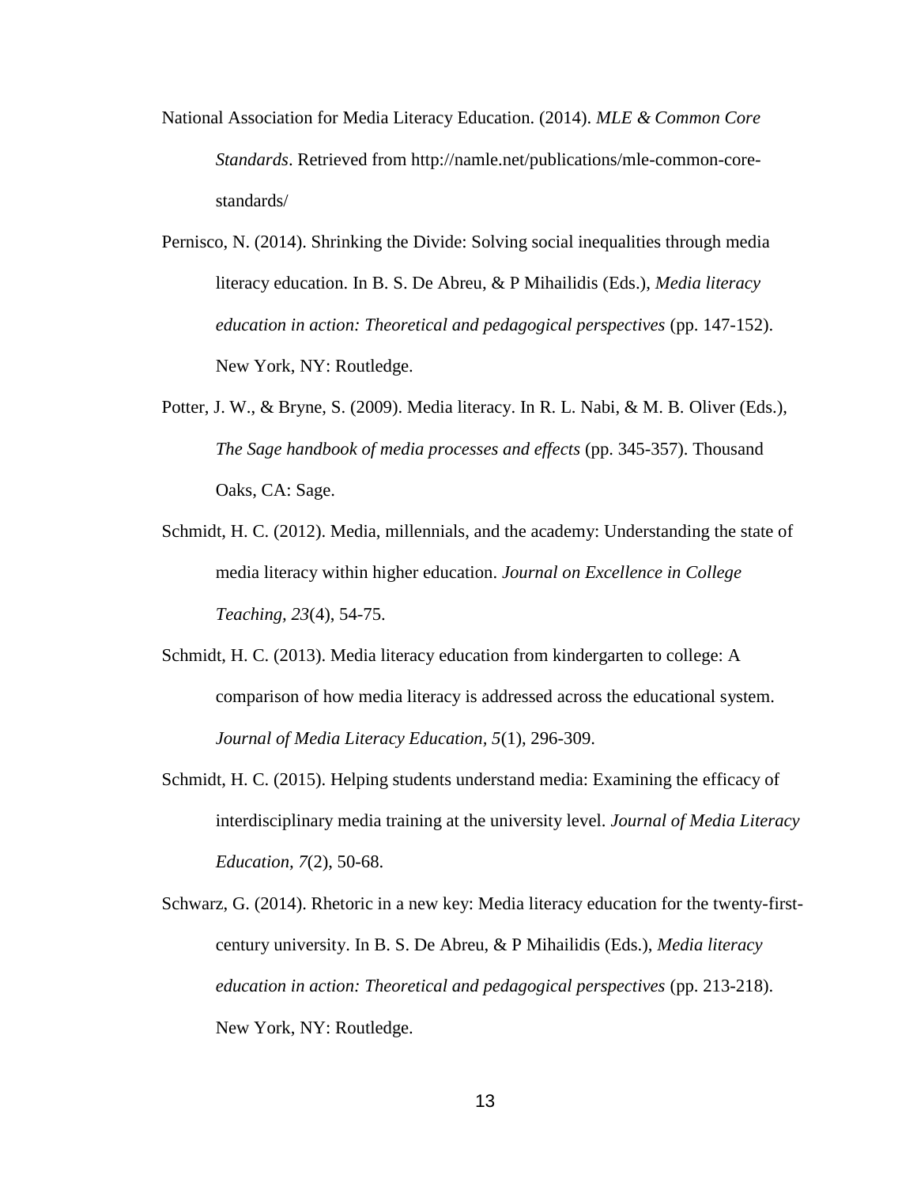National Association for Media Literacy Education. (2014). *MLE & Common Core Standards*. Retrieved from http://namle.net/publications/mle-common-core-standards/

Pernisco, N. (2014). Shrinking the Divide: Solving social inequalities through media literacy education. In B. S. De Abreu, & P Mihailidis (Eds.), *Media literacy education in action: Theoretical and pedagogical perspectives* (pp. 147-152). New York, NY: Routledge.

Potter, J. W., & Bryne, S. (2009). Media literacy. In R. L. Nabi, & M. B. Oliver (Eds.), *The Sage handbook of media processes and effects* (pp. 345-357). Thousand Oaks, CA: Sage.

Schmidt, H. C. (2012). Media, millennials, and the academy: Understanding the state of media literacy within higher education. *Journal on Excellence in College Teaching, 23*(4), 54-75.

Schmidt, H. C. (2013). Media literacy education from kindergarten to college: A comparison of how media literacy is addressed across the educational system. *Journal of Media Literacy Education*, *5*(1), 296-309.

Schmidt, H. C. (2015). Helping students understand media: Examining the efficacy of interdisciplinary media training at the university level. *Journal of Media Literacy Education, 7*(2), 50-68.

Schwarz, G. (2014). Rhetoric in a new key: Media literacy education for the twenty-first-century university. In B. S. De Abreu, & P Mihailidis (Eds.), *Media literacy education in action: Theoretical and pedagogical perspectives* (pp. 213-218). New York, NY: Routledge.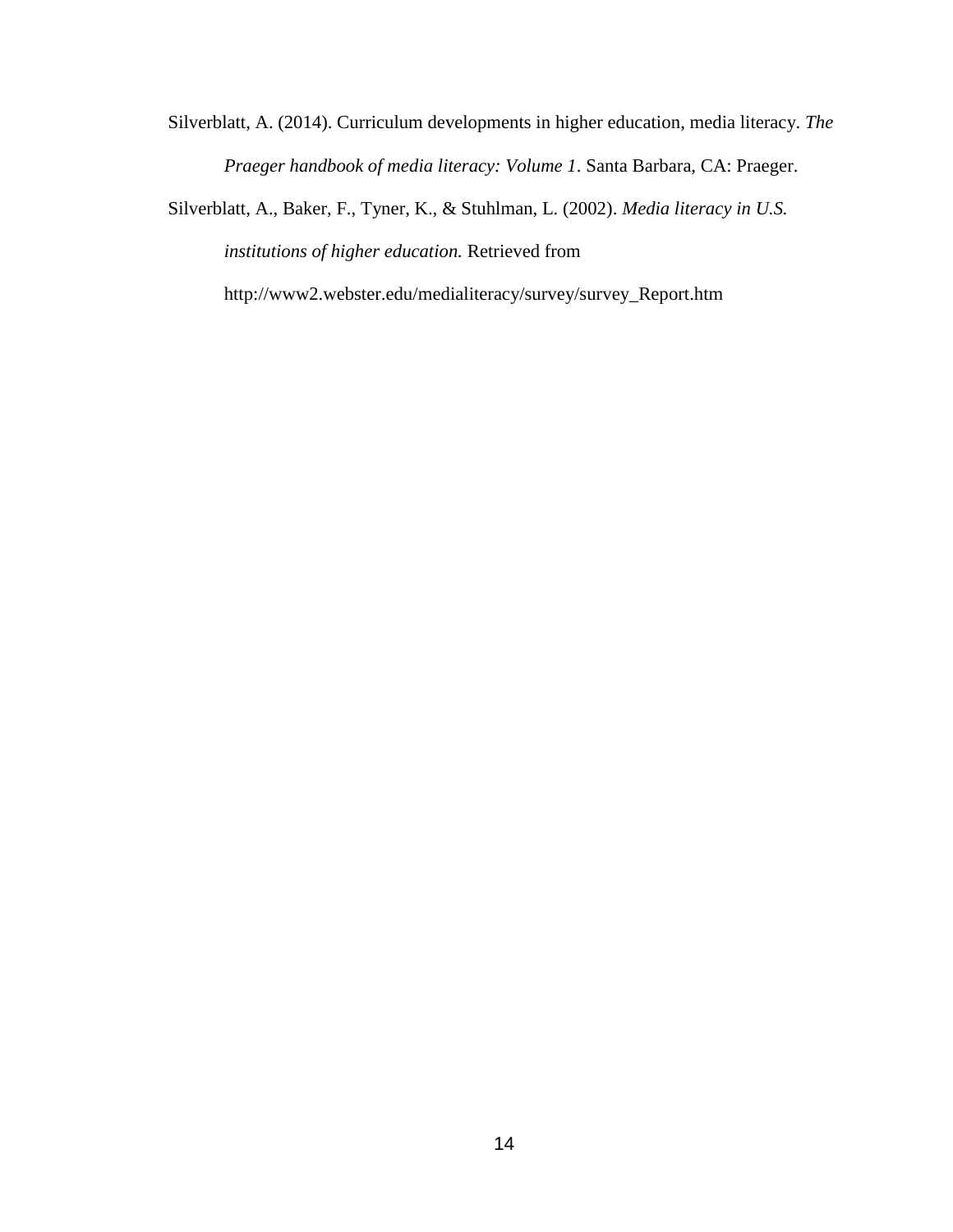Silverblatt, A. (2014). Curriculum developments in higher education, media literacy. *The Praeger handbook of media literacy: Volume 1*. Santa Barbara, CA: Praeger.

Silverblatt, A., Baker, F., Tyner, K., & Stuhlman, L. (2002). *Media literacy in U.S. institutions of higher education.* Retrieved from http://www2.webster.edu/medialiteracy/survey/survey_Report.htm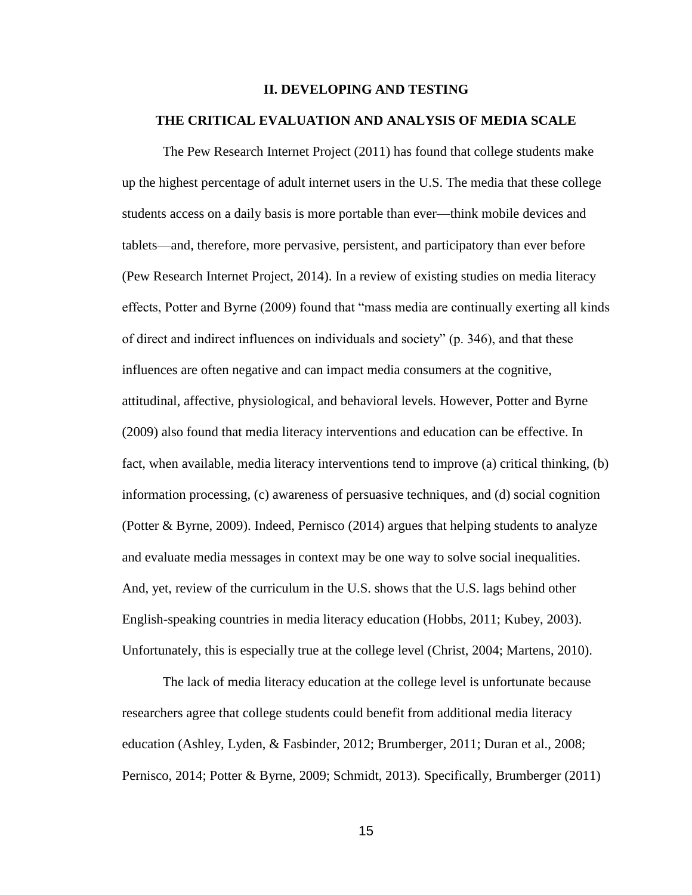## II. DEVELOPING AND TESTING

## THE CRITICAL EVALUATION AND ANALYSIS OF MEDIA SCALE

The Pew Research Internet Project (2011) has found that college students make up the highest percentage of adult internet users in the U.S. The media that these college students access on a daily basis is more portable than ever—think mobile devices and tablets—and, therefore, more pervasive, persistent, and participatory than ever before (Pew Research Internet Project, 2014). In a review of existing studies on media literacy effects, Potter and Byrne (2009) found that "mass media are continually exerting all kinds of direct and indirect influences on individuals and society" (p. 346), and that these influences are often negative and can impact media consumers at the cognitive, attitudinal, affective, physiological, and behavioral levels. However, Potter and Byrne (2009) also found that media literacy interventions and education can be effective. In fact, when available, media literacy interventions tend to improve (a) critical thinking, (b) information processing, (c) awareness of persuasive techniques, and (d) social cognition (Potter & Byrne, 2009). Indeed, Pernisco (2014) argues that helping students to analyze and evaluate media messages in context may be one way to solve social inequalities. And, yet, review of the curriculum in the U.S. shows that the U.S. lags behind other English-speaking countries in media literacy education (Hobbs, 2011; Kubey, 2003). Unfortunately, this is especially true at the college level (Christ, 2004; Martens, 2010).

The lack of media literacy education at the college level is unfortunate because researchers agree that college students could benefit from additional media literacy education (Ashley, Lyden, & Fasbinder, 2012; Brumberger, 2011; Duran et al., 2008; Pernisco, 2014; Potter & Byrne, 2009; Schmidt, 2013). Specifically, Brumberger (2011)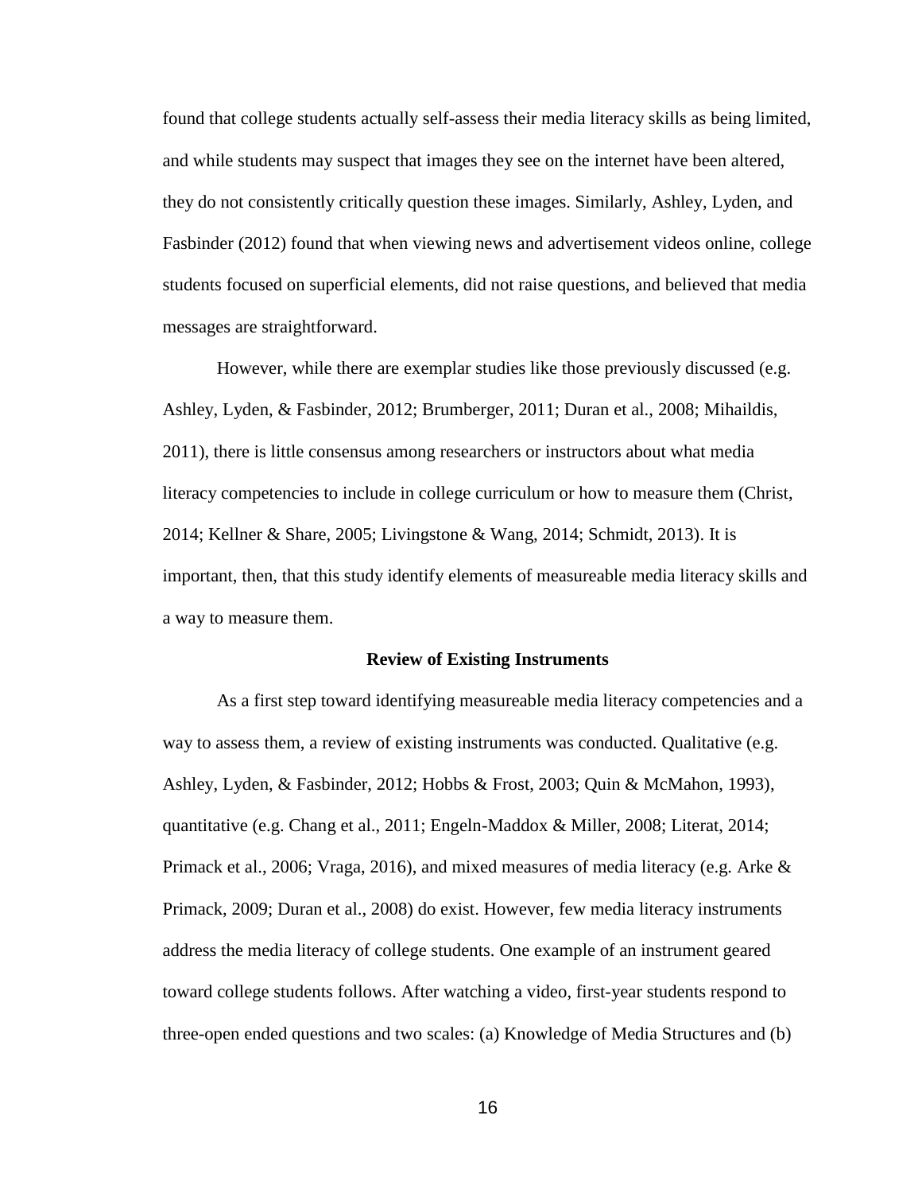found that college students actually self-assess their media literacy skills as being limited, and while students may suspect that images they see on the internet have been altered, they do not consistently critically question these images. Similarly, Ashley, Lyden, and Fasbinder (2012) found that when viewing news and advertisement videos online, college students focused on superficial elements, did not raise questions, and believed that media messages are straightforward.

However, while there are exemplar studies like those previously discussed (e.g. Ashley, Lyden, & Fasbinder, 2012; Brumberger, 2011; Duran et al., 2008; Mihaildis, 2011), there is little consensus among researchers or instructors about what media literacy competencies to include in college curriculum or how to measure them (Christ, 2014; Kellner & Share, 2005; Livingstone & Wang, 2014; Schmidt, 2013). It is important, then, that this study identify elements of measureable media literacy skills and a way to measure them.

**Review of Existing Instruments**

As a first step toward identifying measureable media literacy competencies and a way to assess them, a review of existing instruments was conducted. Qualitative (e.g. Ashley, Lyden, & Fasbinder, 2012; Hobbs & Frost, 2003; Quin & McMahon, 1993), quantitative (e.g. Chang et al., 2011; Engeln-Maddox & Miller, 2008; Literat, 2014; Primack et al., 2006; Vraga, 2016), and mixed measures of media literacy (e.g. Arke & Primack, 2009; Duran et al., 2008) do exist. However, few media literacy instruments address the media literacy of college students. One example of an instrument geared toward college students follows. After watching a video, first-year students respond to three-open ended questions and two scales: (a) Knowledge of Media Structures and (b)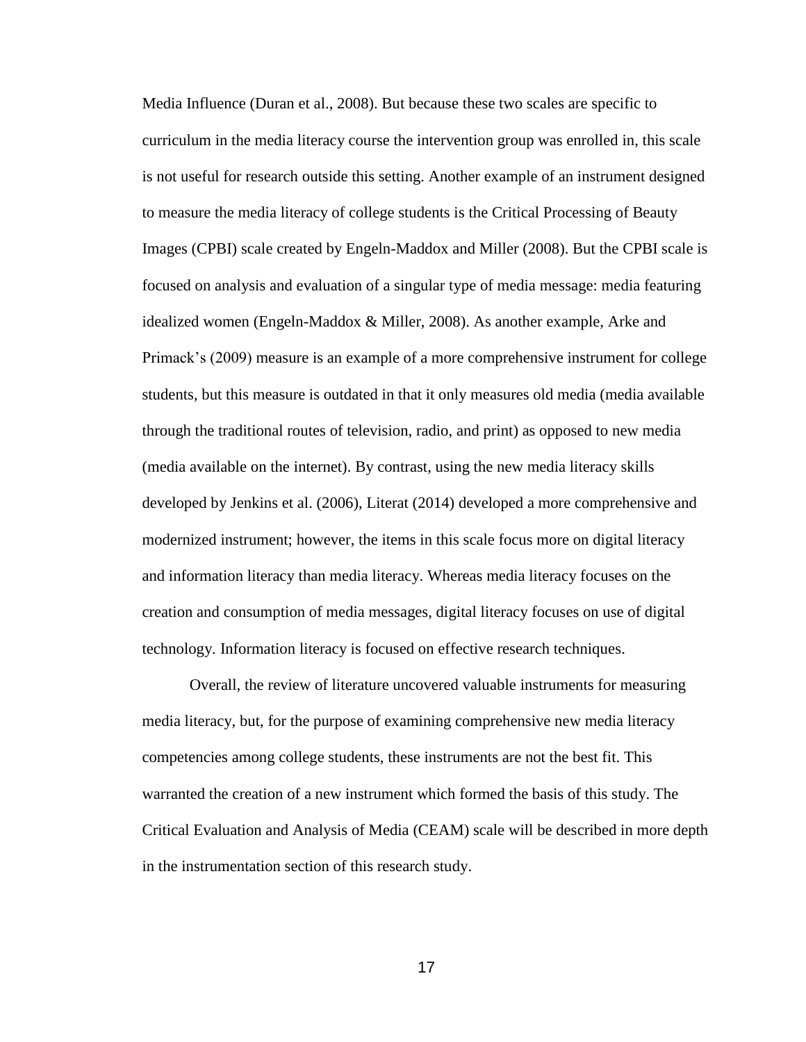Media Influence (Duran et al., 2008). But because these two scales are specific to curriculum in the media literacy course the intervention group was enrolled in, this scale is not useful for research outside this setting. Another example of an instrument designed to measure the media literacy of college students is the Critical Processing of Beauty Images (CPBI) scale created by Engeln-Maddox and Miller (2008). But the CPBI scale is focused on analysis and evaluation of a singular type of media message: media featuring idealized women (Engeln-Maddox & Miller, 2008). As another example, Arke and Primack's (2009) measure is an example of a more comprehensive instrument for college students, but this measure is outdated in that it only measures old media (media available through the traditional routes of television, radio, and print) as opposed to new media (media available on the internet). By contrast, using the new media literacy skills developed by Jenkins et al. (2006), Literat (2014) developed a more comprehensive and modernized instrument; however, the items in this scale focus more on digital literacy and information literacy than media literacy. Whereas media literacy focuses on the creation and consumption of media messages, digital literacy focuses on use of digital technology. Information literacy is focused on effective research techniques.

Overall, the review of literature uncovered valuable instruments for measuring media literacy, but, for the purpose of examining comprehensive new media literacy competencies among college students, these instruments are not the best fit. This warranted the creation of a new instrument which formed the basis of this study. The Critical Evaluation and Analysis of Media (CEAM) scale will be described in more depth in the instrumentation section of this research study.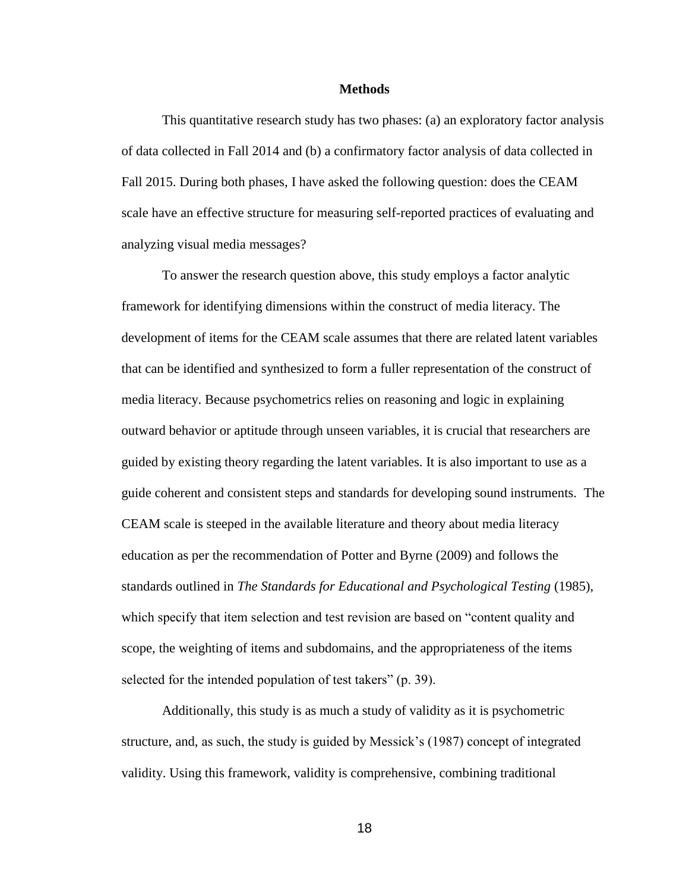# Methods

This quantitative research study has two phases: (a) an exploratory factor analysis of data collected in Fall 2014 and (b) a confirmatory factor analysis of data collected in Fall 2015. During both phases, I have asked the following question: does the CEAM scale have an effective structure for measuring self-reported practices of evaluating and analyzing visual media messages?

To answer the research question above, this study employs a factor analytic framework for identifying dimensions within the construct of media literacy. The development of items for the CEAM scale assumes that there are related latent variables that can be identified and synthesized to form a fuller representation of the construct of media literacy. Because psychometrics relies on reasoning and logic in explaining outward behavior or aptitude through unseen variables, it is crucial that researchers are guided by existing theory regarding the latent variables. It is also important to use as a guide coherent and consistent steps and standards for developing sound instruments. The CEAM scale is steeped in the available literature and theory about media literacy education as per the recommendation of Potter and Byrne (2009) and follows the standards outlined in *The Standards for Educational and Psychological Testing* (1985), which specify that item selection and test revision are based on "content quality and scope, the weighting of items and subdomains, and the appropriateness of the items selected for the intended population of test takers" (p. 39).

Additionally, this study is as much a study of validity as it is psychometric structure, and, as such, the study is guided by Messick's (1987) concept of integrated validity. Using this framework, validity is comprehensive, combining traditional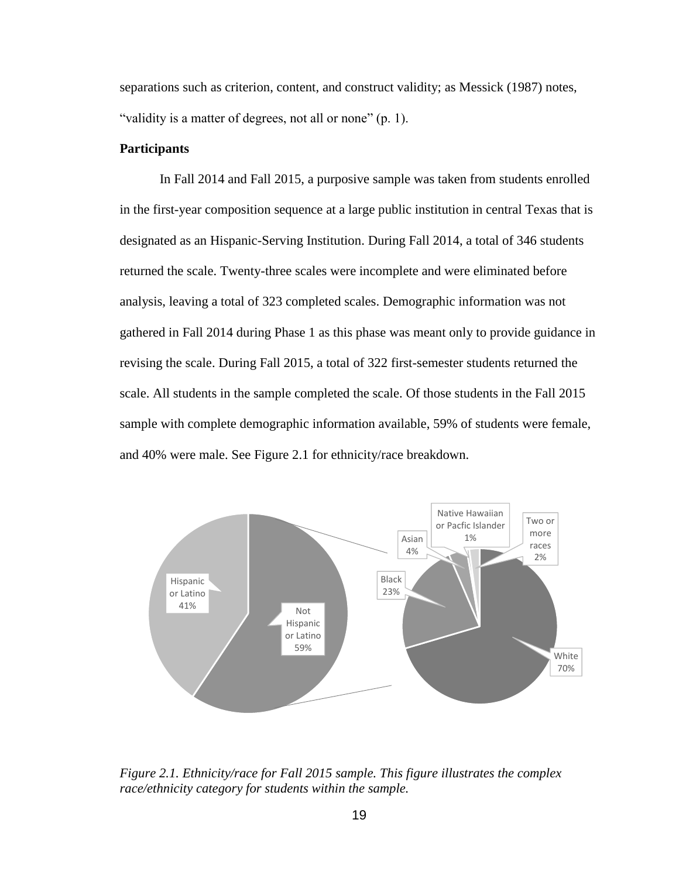separations such as criterion, content, and construct validity; as Messick (1987) notes, "validity is a matter of degrees, not all or none" (p. 1).

**Participants**

In Fall 2014 and Fall 2015, a purposive sample was taken from students enrolled in the first-year composition sequence at a large public institution in central Texas that is designated as an Hispanic-Serving Institution. During Fall 2014, a total of 346 students returned the scale. Twenty-three scales were incomplete and were eliminated before analysis, leaving a total of 323 completed scales. Demographic information was not gathered in Fall 2014 during Phase 1 as this phase was meant only to provide guidance in revising the scale. During Fall 2015, a total of 322 first-semester students returned the scale. All students in the sample completed the scale. Of those students in the Fall 2015 sample with complete demographic information available, 59% of students were female, and 40% were male. See Figure 2.1 for ethnicity/race breakdown.

*Figure 2.1. Ethnicity/race for Fall 2015 sample. This figure illustrates the complex race/ethnicity category for students within the sample.*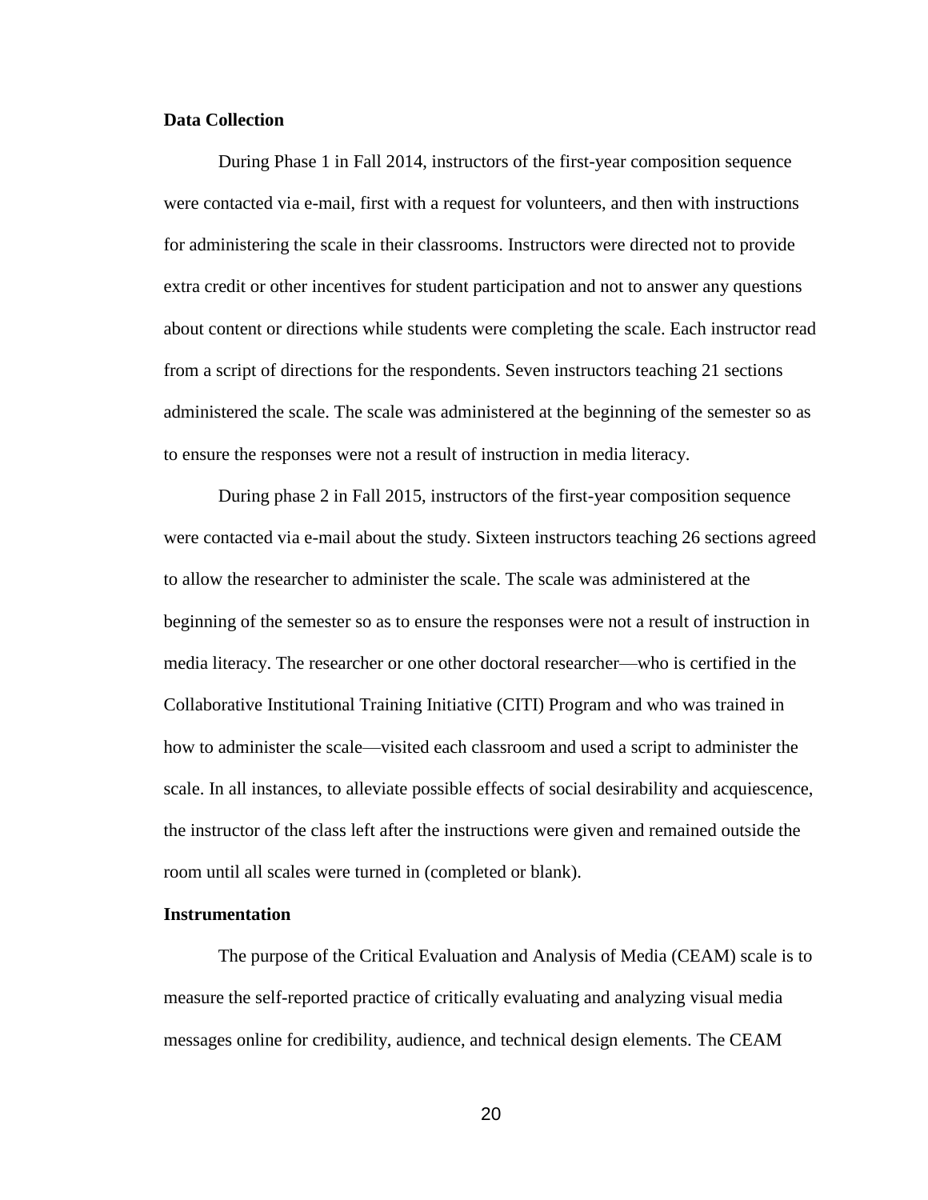**Data Collection**

During Phase 1 in Fall 2014, instructors of the first-year composition sequence were contacted via e-mail, first with a request for volunteers, and then with instructions for administering the scale in their classrooms. Instructors were directed not to provide extra credit or other incentives for student participation and not to answer any questions about content or directions while students were completing the scale. Each instructor read from a script of directions for the respondents. Seven instructors teaching 21 sections administered the scale. The scale was administered at the beginning of the semester so as to ensure the responses were not a result of instruction in media literacy.

During phase 2 in Fall 2015, instructors of the first-year composition sequence were contacted via e-mail about the study. Sixteen instructors teaching 26 sections agreed to allow the researcher to administer the scale. The scale was administered at the beginning of the semester so as to ensure the responses were not a result of instruction in media literacy. The researcher or one other doctoral researcher—who is certified in the Collaborative Institutional Training Initiative (CITI) Program and who was trained in how to administer the scale—visited each classroom and used a script to administer the scale. In all instances, to alleviate possible effects of social desirability and acquiescence, the instructor of the class left after the instructions were given and remained outside the room until all scales were turned in (completed or blank).

**Instrumentation**

The purpose of the Critical Evaluation and Analysis of Media (CEAM) scale is to measure the self-reported practice of critically evaluating and analyzing visual media messages online for credibility, audience, and technical design elements. The CEAM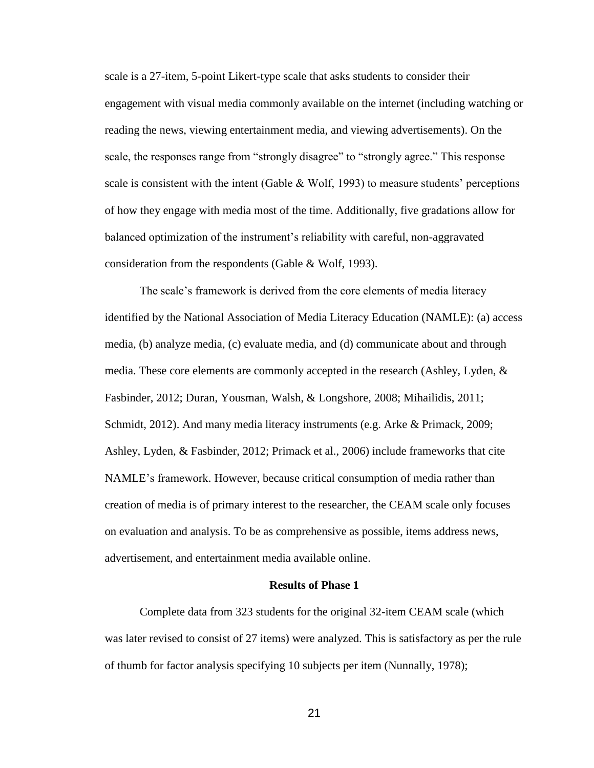scale is a 27-item, 5-point Likert-type scale that asks students to consider their engagement with visual media commonly available on the internet (including watching or reading the news, viewing entertainment media, and viewing advertisements). On the scale, the responses range from "strongly disagree" to "strongly agree." This response scale is consistent with the intent (Gable & Wolf, 1993) to measure students' perceptions of how they engage with media most of the time. Additionally, five gradations allow for balanced optimization of the instrument's reliability with careful, non-aggravated consideration from the respondents (Gable & Wolf, 1993).

The scale's framework is derived from the core elements of media literacy identified by the National Association of Media Literacy Education (NAMLE): (a) access media, (b) analyze media, (c) evaluate media, and (d) communicate about and through media. These core elements are commonly accepted in the research (Ashley, Lyden, & Fasbinder, 2012; Duran, Yousman, Walsh, & Longshore, 2008; Mihailidis, 2011; Schmidt, 2012). And many media literacy instruments (e.g. Arke & Primack, 2009; Ashley, Lyden, & Fasbinder, 2012; Primack et al., 2006) include frameworks that cite NAMLE's framework. However, because critical consumption of media rather than creation of media is of primary interest to the researcher, the CEAM scale only focuses on evaluation and analysis. To be as comprehensive as possible, items address news, advertisement, and entertainment media available online.

## Results of Phase 1

Complete data from 323 students for the original 32-item CEAM scale (which was later revised to consist of 27 items) were analyzed. This is satisfactory as per the rule of thumb for factor analysis specifying 10 subjects per item (Nunnally, 1978);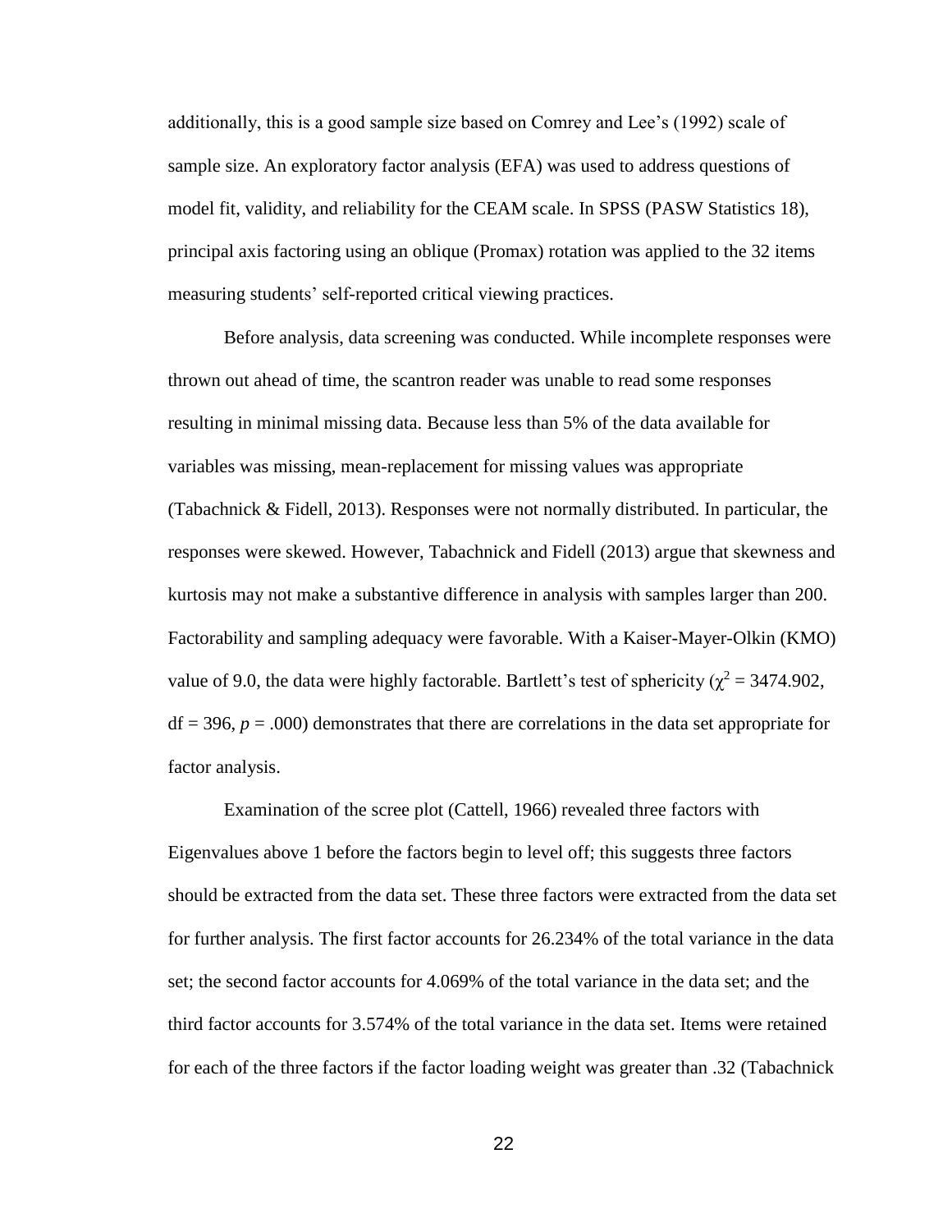additionally, this is a good sample size based on Comrey and Lee's (1992) scale of sample size. An exploratory factor analysis (EFA) was used to address questions of model fit, validity, and reliability for the CEAM scale. In SPSS (PASW Statistics 18), principal axis factoring using an oblique (Promax) rotation was applied to the 32 items measuring students' self-reported critical viewing practices.

Before analysis, data screening was conducted. While incomplete responses were thrown out ahead of time, the scantron reader was unable to read some responses resulting in minimal missing data. Because less than 5% of the data available for variables was missing, mean-replacement for missing values was appropriate (Tabachnick & Fidell, 2013). Responses were not normally distributed. In particular, the responses were skewed. However, Tabachnick and Fidell (2013) argue that skewness and kurtosis may not make a substantive difference in analysis with samples larger than 200. Factorability and sampling adequacy were favorable. With a Kaiser-Mayer-Olkin (KMO) value of 9.0, the data were highly factorable. Bartlett's test of sphericity ($\chi^2 = 3474.902$, df = 396, $p = .000$) demonstrates that there are correlations in the data set appropriate for factor analysis.

Examination of the scree plot (Cattell, 1966) revealed three factors with Eigenvalues above 1 before the factors begin to level off; this suggests three factors should be extracted from the data set. These three factors were extracted from the data set for further analysis. The first factor accounts for 26.234% of the total variance in the data set; the second factor accounts for 4.069% of the total variance in the data set; and the third factor accounts for 3.574% of the total variance in the data set. Items were retained for each of the three factors if the factor loading weight was greater than .32 (Tabachnick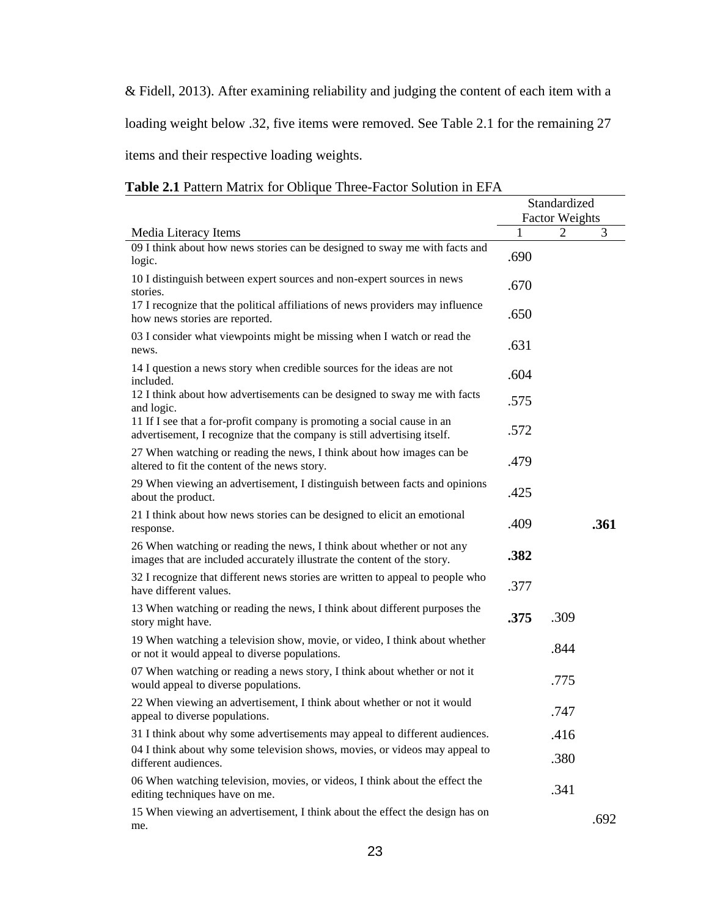& Fidell, 2013). After examining reliability and judging the content of each item with a loading weight below .32, five items were removed. See Table 2.1 for the remaining 27 items and their respective loading weights.

**Table 2.1** Pattern Matrix for Oblique Three-Factor Solution in EFA

| | Standardized Factor Weights | | |
|---|---|---|---|
| Media Literacy Items | 1 | 2 | 3 |
| 09 I think about how news stories can be designed to sway me with facts and logic. | .690 | | |
| 10 I distinguish between expert sources and non-expert sources in news stories. | .670 | | |
| 17 I recognize that the political affiliations of news providers may influence how news stories are reported. | .650 | | |
| 03 I consider what viewpoints might be missing when I watch or read the news. | .631 | | |
| 14 I question a news story when credible sources for the ideas are not included. | .604 | | |
| 12 I think about how advertisements can be designed to sway me with facts and logic. | .575 | | |
| 11 If I see that a for-profit company is promoting a social cause in an advertisement, I recognize that the company is still advertising itself. | .572 | | |
| 27 When watching or reading the news, I think about how images can be altered to fit the content of the news story. | .479 | | |
| 29 When viewing an advertisement, I distinguish between facts and opinions about the product. | .425 | | |
| 21 I think about how news stories can be designed to elicit an emotional response. | .409 | | **.361** |
| 26 When watching or reading the news, I think about whether or not any images that are included accurately illustrate the content of the story. | **.382** | | |
| 32 I recognize that different news stories are written to appeal to people who have different values. | .377 | | |
| 13 When watching or reading the news, I think about different purposes the story might have. | **.375** | .309 | |
| 19 When watching a television show, movie, or video, I think about whether or not it would appeal to diverse populations. | | .844 | |
| 07 When watching or reading a news story, I think about whether or not it would appeal to diverse populations. | | .775 | |
| 22 When viewing an advertisement, I think about whether or not it would appeal to diverse populations. | | .747 | |
| 31 I think about why some advertisements may appeal to different audiences. | | .416 | |
| 04 I think about why some television shows, movies, or videos may appeal to different audiences. | | .380 | |
| 06 When watching television, movies, or videos, I think about the effect the editing techniques have on me. | | .341 | |
| 15 When viewing an advertisement, I think about the effect the design has on me. | | | .692 |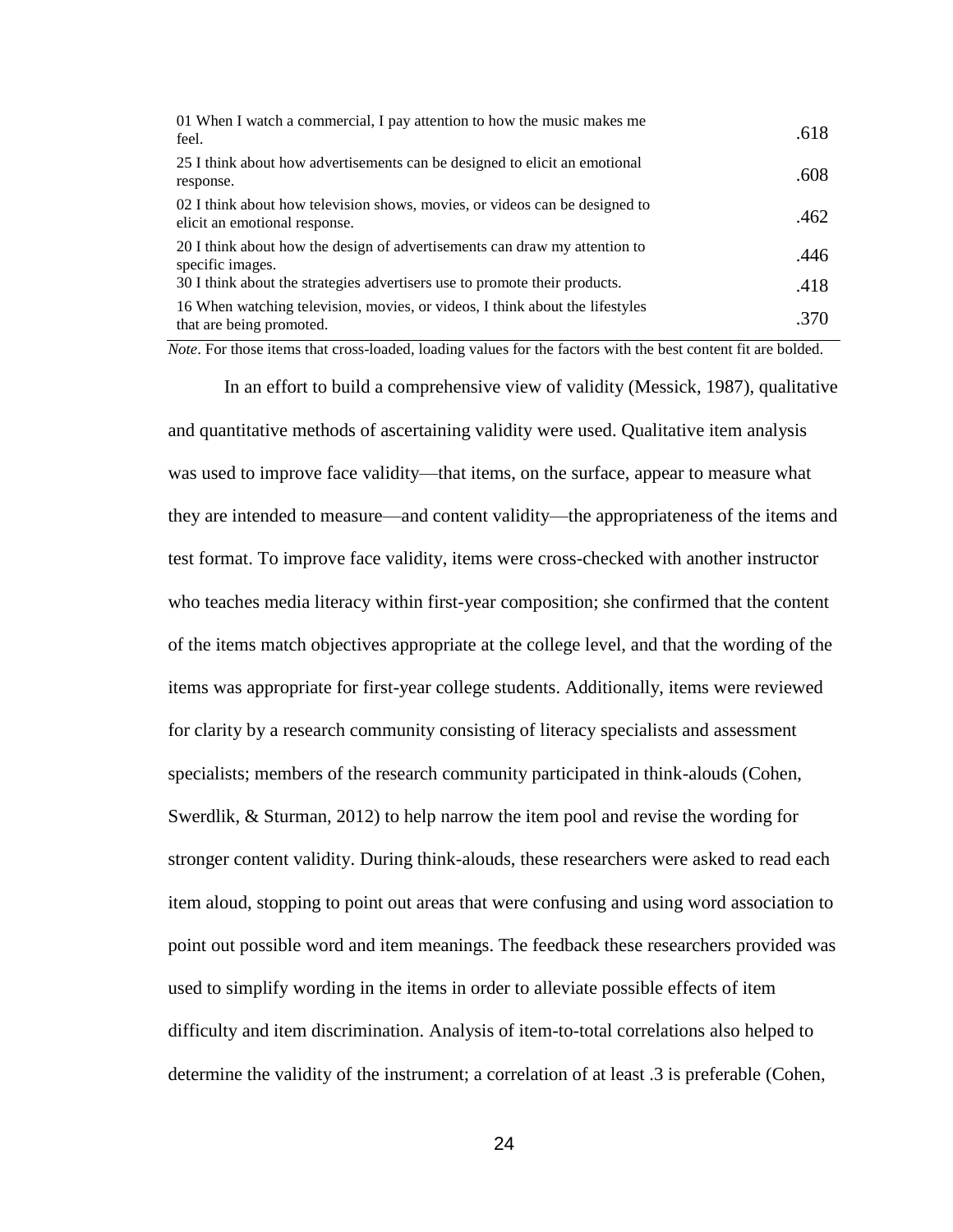| | |
|---|---|
| 01 When I watch a commercial, I pay attention to how the music makes me feel. | .618 |
| 25 I think about how advertisements can be designed to elicit an emotional response. | .608 |
| 02 I think about how television shows, movies, or videos can be designed to elicit an emotional response. | .462 |
| 20 I think about how the design of advertisements can draw my attention to specific images. | .446 |
| 30 I think about the strategies advertisers use to promote their products. | .418 |
| 16 When watching television, movies, or videos, I think about the lifestyles that are being promoted. | .370 |

*Note*. For those items that cross-loaded, loading values for the factors with the best content fit are bolded.

In an effort to build a comprehensive view of validity (Messick, 1987), qualitative and quantitative methods of ascertaining validity were used. Qualitative item analysis was used to improve face validity—that items, on the surface, appear to measure what they are intended to measure—and content validity—the appropriateness of the items and test format. To improve face validity, items were cross-checked with another instructor who teaches media literacy within first-year composition; she confirmed that the content of the items match objectives appropriate at the college level, and that the wording of the items was appropriate for first-year college students. Additionally, items were reviewed for clarity by a research community consisting of literacy specialists and assessment specialists; members of the research community participated in think-alouds (Cohen, Swerdlik, & Sturman, 2012) to help narrow the item pool and revise the wording for stronger content validity. During think-alouds, these researchers were asked to read each item aloud, stopping to point out areas that were confusing and using word association to point out possible word and item meanings. The feedback these researchers provided was used to simplify wording in the items in order to alleviate possible effects of item difficulty and item discrimination. Analysis of item-to-total correlations also helped to determine the validity of the instrument; a correlation of at least .3 is preferable (Cohen,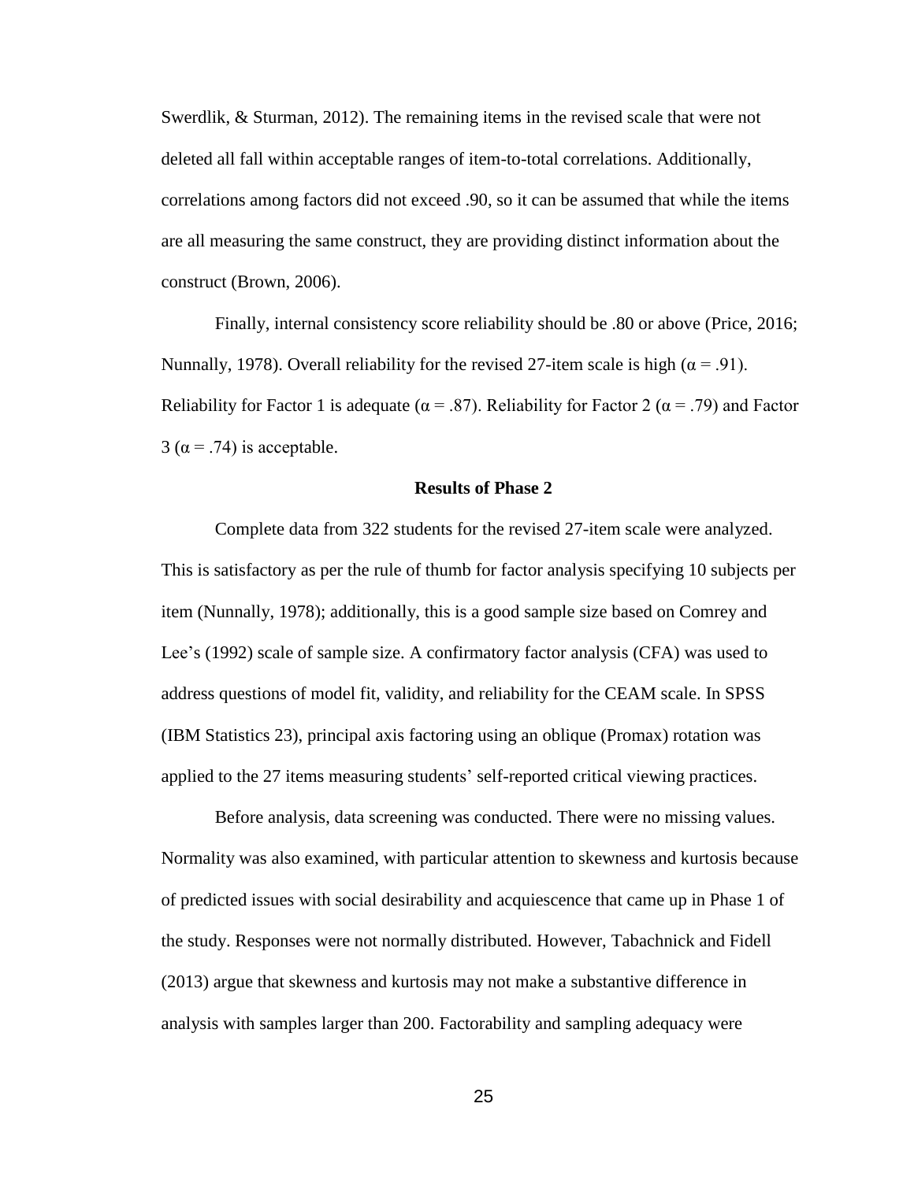Swerdlik, & Sturman, 2012). The remaining items in the revised scale that were not deleted all fall within acceptable ranges of item-to-total correlations. Additionally, correlations among factors did not exceed .90, so it can be assumed that while the items are all measuring the same construct, they are providing distinct information about the construct (Brown, 2006).

Finally, internal consistency score reliability should be .80 or above (Price, 2016; Nunnally, 1978). Overall reliability for the revised 27-item scale is high ($\alpha = .91$). Reliability for Factor 1 is adequate ($\alpha = .87$). Reliability for Factor 2 ($\alpha = .79$) and Factor 3 ($\alpha = .74$) is acceptable.

**Results of Phase 2**

Complete data from 322 students for the revised 27-item scale were analyzed. This is satisfactory as per the rule of thumb for factor analysis specifying 10 subjects per item (Nunnally, 1978); additionally, this is a good sample size based on Comrey and Lee's (1992) scale of sample size. A confirmatory factor analysis (CFA) was used to address questions of model fit, validity, and reliability for the CEAM scale. In SPSS (IBM Statistics 23), principal axis factoring using an oblique (Promax) rotation was applied to the 27 items measuring students' self-reported critical viewing practices.

Before analysis, data screening was conducted. There were no missing values. Normality was also examined, with particular attention to skewness and kurtosis because of predicted issues with social desirability and acquiescence that came up in Phase 1 of the study. Responses were not normally distributed. However, Tabachnick and Fidell (2013) argue that skewness and kurtosis may not make a substantive difference in analysis with samples larger than 200. Factorability and sampling adequacy were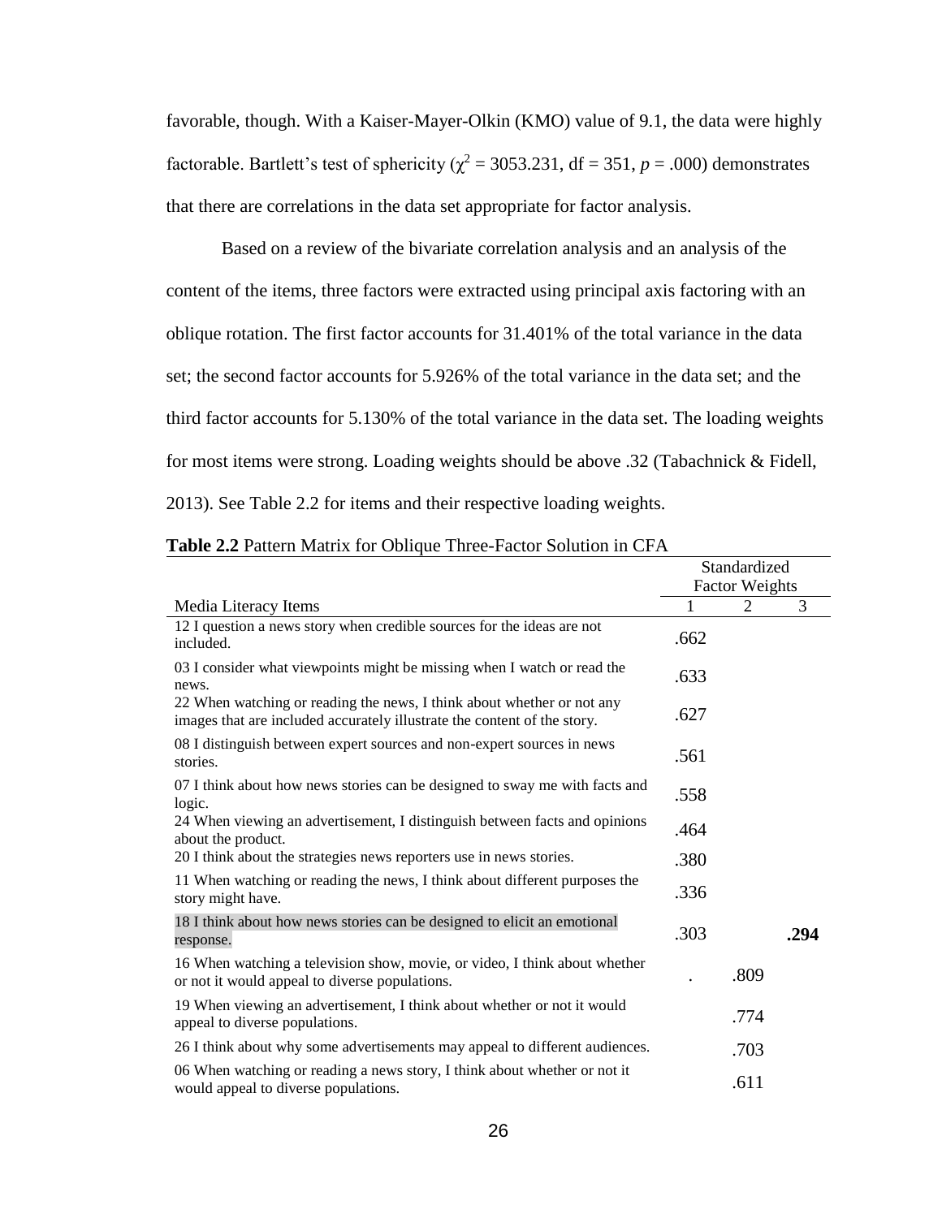favorable, though. With a Kaiser-Mayer-Olkin (KMO) value of 9.1, the data were highly factorable. Bartlett's test of sphericity ($\chi^2$ = 3053.231, df = 351, $p$ = .000) demonstrates that there are correlations in the data set appropriate for factor analysis.

Based on a review of the bivariate correlation analysis and an analysis of the content of the items, three factors were extracted using principal axis factoring with an oblique rotation. The first factor accounts for 31.401% of the total variance in the data set; the second factor accounts for 5.926% of the total variance in the data set; and the third factor accounts for 5.130% of the total variance in the data set. The loading weights for most items were strong. Loading weights should be above .32 (Tabachnick & Fidell, 2013). See Table 2.2 for items and their respective loading weights.

**Table 2.2** Pattern Matrix for Oblique Three-Factor Solution in CFA

| | Standardized Factor Weights | | |
|---|---|---|---|
| Media Literacy Items | 1 | 2 | 3 |
| 12 I question a news story when credible sources for the ideas are not included. | .662 | | |
| 03 I consider what viewpoints might be missing when I watch or read the news. | .633 | | |
| 22 When watching or reading the news, I think about whether or not any images that are included accurately illustrate the content of the story. | .627 | | |
| 08 I distinguish between expert sources and non-expert sources in news stories. | .561 | | |
| 07 I think about how news stories can be designed to sway me with facts and logic. | .558 | | |
| 24 When viewing an advertisement, I distinguish between facts and opinions about the product. | .464 | | |
| 20 I think about the strategies news reporters use in news stories. | .380 | | |
| 11 When watching or reading the news, I think about different purposes the story might have. | .336 | | |
| 18 I think about how news stories can be designed to elicit an emotional response. | .303 | | **.294** |
| 16 When watching a television show, movie, or video, I think about whether or not it would appeal to diverse populations. | . | .809 | |
| 19 When viewing an advertisement, I think about whether or not it would appeal to diverse populations. | | .774 | |
| 26 I think about why some advertisements may appeal to different audiences. | | .703 | |
| 06 When watching or reading a news story, I think about whether or not it would appeal to diverse populations. | | .611 | |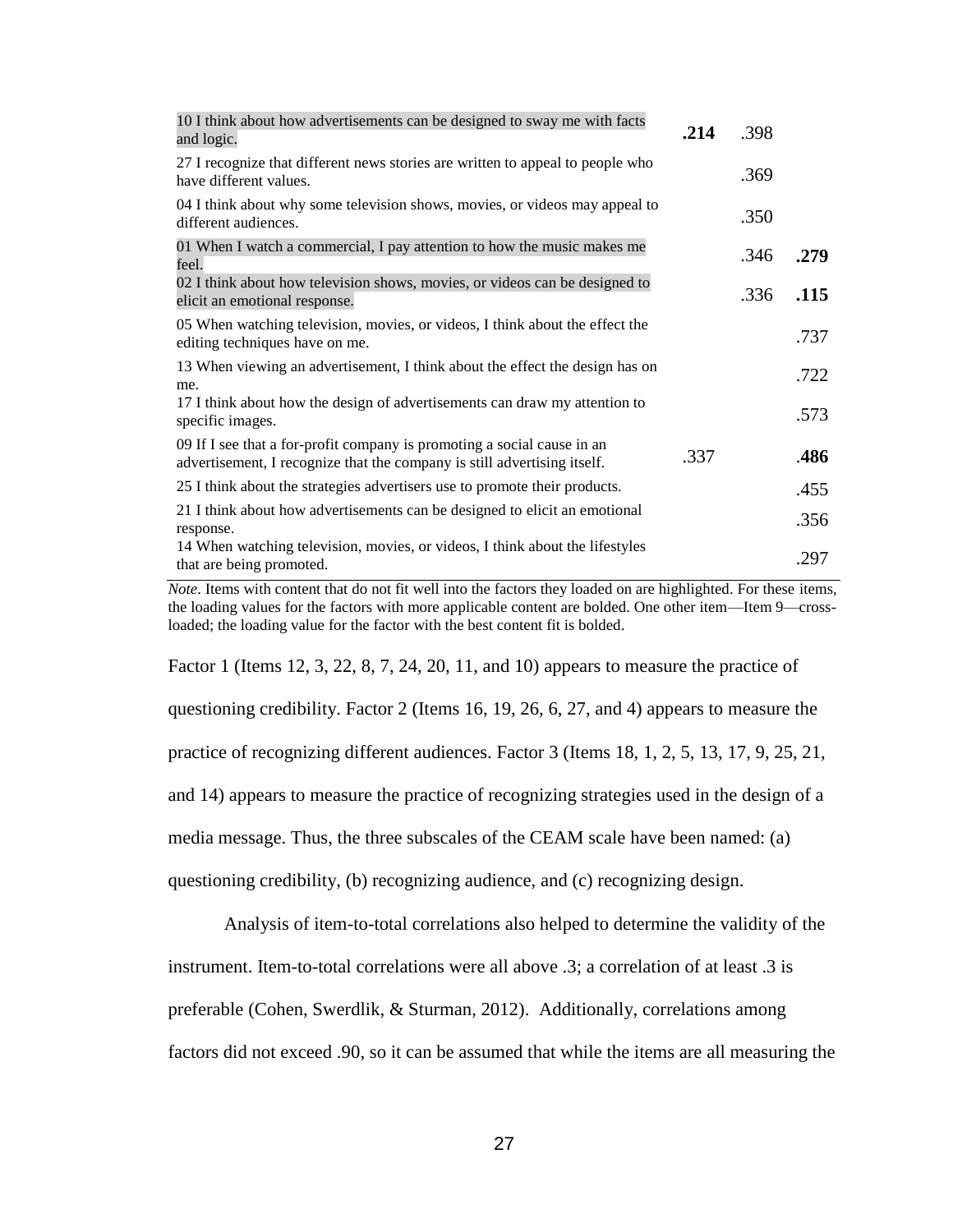| Item | Factor 1 | Factor 2 | Factor 3 |
|---|---|---|---|
| 10 I think about how advertisements can be designed to sway me with facts and logic. | **.214** | .398 | |
| 27 I recognize that different news stories are written to appeal to people who have different values. | | .369 | |
| 04 I think about why some television shows, movies, or videos may appeal to different audiences. | | .350 | |
| 01 When I watch a commercial, I pay attention to how the music makes me feel. | | .346 | **.279** |
| 02 I think about how television shows, movies, or videos can be designed to elicit an emotional response. | | .336 | **.115** |
| 05 When watching television, movies, or videos, I think about the effect the editing techniques have on me. | | | .737 |
| 13 When viewing an advertisement, I think about the effect the design has on me. | | | .722 |
| 17 I think about how the design of advertisements can draw my attention to specific images. | | | .573 |
| 09 If I see that a for-profit company is promoting a social cause in an advertisement, I recognize that the company is still advertising itself. | .337 | | **.486** |
| 25 I think about the strategies advertisers use to promote their products. | | | .455 |
| 21 I think about how advertisements can be designed to elicit an emotional response. | | | .356 |
| 14 When watching television, movies, or videos, I think about the lifestyles that are being promoted. | | | .297 |

*Note*. Items with content that do not fit well into the factors they loaded on are highlighted. For these items, the loading values for the factors with more applicable content are bolded. One other item—Item 9—cross-loaded; the loading value for the factor with the best content fit is bolded.

Factor 1 (Items 12, 3, 22, 8, 7, 24, 20, 11, and 10) appears to measure the practice of questioning credibility. Factor 2 (Items 16, 19, 26, 6, 27, and 4) appears to measure the practice of recognizing different audiences. Factor 3 (Items 18, 1, 2, 5, 13, 17, 9, 25, 21, and 14) appears to measure the practice of recognizing strategies used in the design of a media message. Thus, the three subscales of the CEAM scale have been named: (a) questioning credibility, (b) recognizing audience, and (c) recognizing design.

Analysis of item-to-total correlations also helped to determine the validity of the instrument. Item-to-total correlations were all above .3; a correlation of at least .3 is preferable (Cohen, Swerdlik, & Sturman, 2012). Additionally, correlations among factors did not exceed .90, so it can be assumed that while the items are all measuring the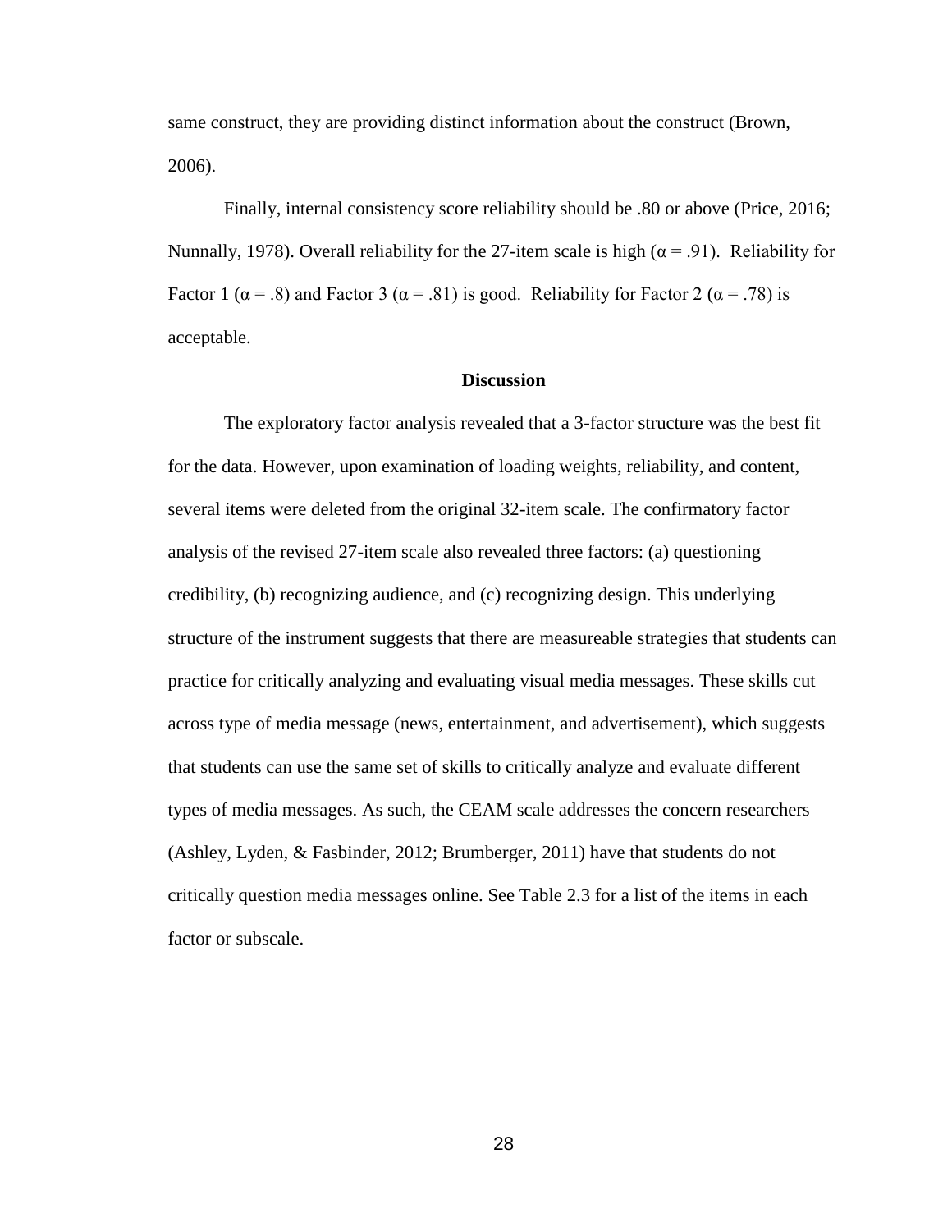same construct, they are providing distinct information about the construct (Brown, 2006).

Finally, internal consistency score reliability should be .80 or above (Price, 2016; Nunnally, 1978). Overall reliability for the 27-item scale is high ($\alpha = .91$). Reliability for Factor 1 ($\alpha = .8$) and Factor 3 ($\alpha = .81$) is good. Reliability for Factor 2 ($\alpha = .78$) is acceptable.

## Discussion

The exploratory factor analysis revealed that a 3-factor structure was the best fit for the data. However, upon examination of loading weights, reliability, and content, several items were deleted from the original 32-item scale. The confirmatory factor analysis of the revised 27-item scale also revealed three factors: (a) questioning credibility, (b) recognizing audience, and (c) recognizing design. This underlying structure of the instrument suggests that there are measureable strategies that students can practice for critically analyzing and evaluating visual media messages. These skills cut across type of media message (news, entertainment, and advertisement), which suggests that students can use the same set of skills to critically analyze and evaluate different types of media messages. As such, the CEAM scale addresses the concern researchers (Ashley, Lyden, & Fasbinder, 2012; Brumberger, 2011) have that students do not critically question media messages online. See Table 2.3 for a list of the items in each factor or subscale.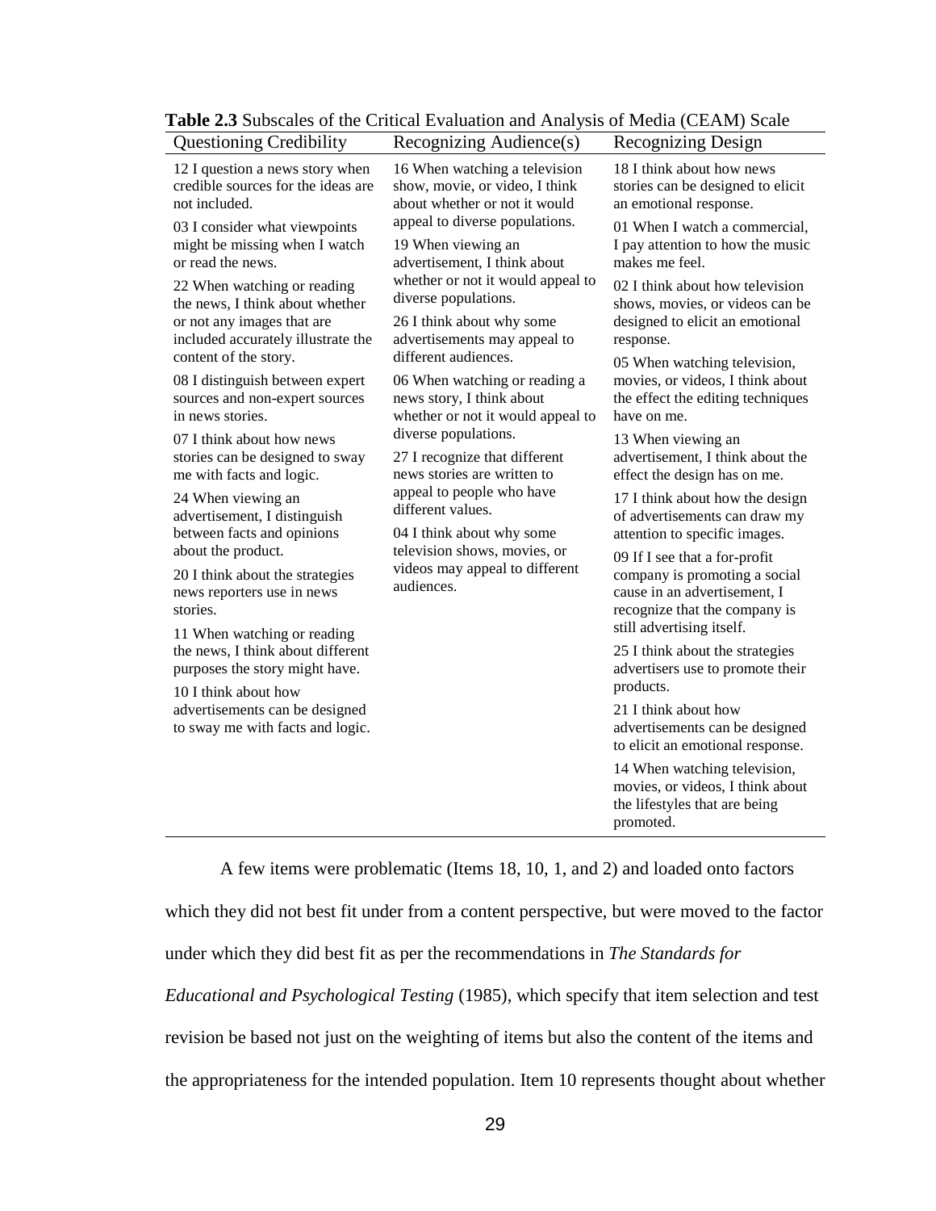**Table 2.3** Subscales of the Critical Evaluation and Analysis of Media (CEAM) Scale

| Questioning Credibility | Recognizing Audience(s) | Recognizing Design |
|---|---|---|
| 12 I question a news story when credible sources for the ideas are not included. | 16 When watching a television show, movie, or video, I think about whether or not it would appeal to diverse populations. | 18 I think about how news stories can be designed to elicit an emotional response. |
| 03 I consider what viewpoints might be missing when I watch or read the news. | 19 When viewing an advertisement, I think about whether or not it would appeal to diverse populations. | 01 When I watch a commercial, I pay attention to how the music makes me feel. |
| 22 When watching or reading the news, I think about whether or not any images that are included accurately illustrate the content of the story. | 26 I think about why some advertisements may appeal to different audiences. | 02 I think about how television shows, movies, or videos can be designed to elicit an emotional response. |
| 08 I distinguish between expert sources and non-expert sources in news stories. | 06 When watching or reading a news story, I think about whether or not it would appeal to diverse populations. | 05 When watching television, movies, or videos, I think about the effect the editing techniques have on me. |
| 07 I think about how news stories can be designed to sway me with facts and logic. | 27 I recognize that different news stories are written to appeal to people who have different values. | 13 When viewing an advertisement, I think about the effect the design has on me. |
| 24 When viewing an advertisement, I distinguish between facts and opinions about the product. | 04 I think about why some television shows, movies, or videos may appeal to different audiences. | 17 I think about how the design of advertisements can draw my attention to specific images. |
| 20 I think about the strategies news reporters use in news stories. | | 09 If I see that a for-profit company is promoting a social cause in an advertisement, I recognize that the company is still advertising itself. |
| 11 When watching or reading the news, I think about different purposes the story might have. | | 25 I think about the strategies advertisers use to promote their products. |
| 10 I think about how advertisements can be designed to sway me with facts and logic. | | 21 I think about how advertisements can be designed to elicit an emotional response. |
| | | 14 When watching television, movies, or videos, I think about the lifestyles that are being promoted. |

A few items were problematic (Items 18, 10, 1, and 2) and loaded onto factors which they did not best fit under from a content perspective, but were moved to the factor under which they did best fit as per the recommendations in *The Standards for Educational and Psychological Testing* (1985), which specify that item selection and test revision be based not just on the weighting of items but also the content of the items and the appropriateness for the intended population. Item 10 represents thought about whether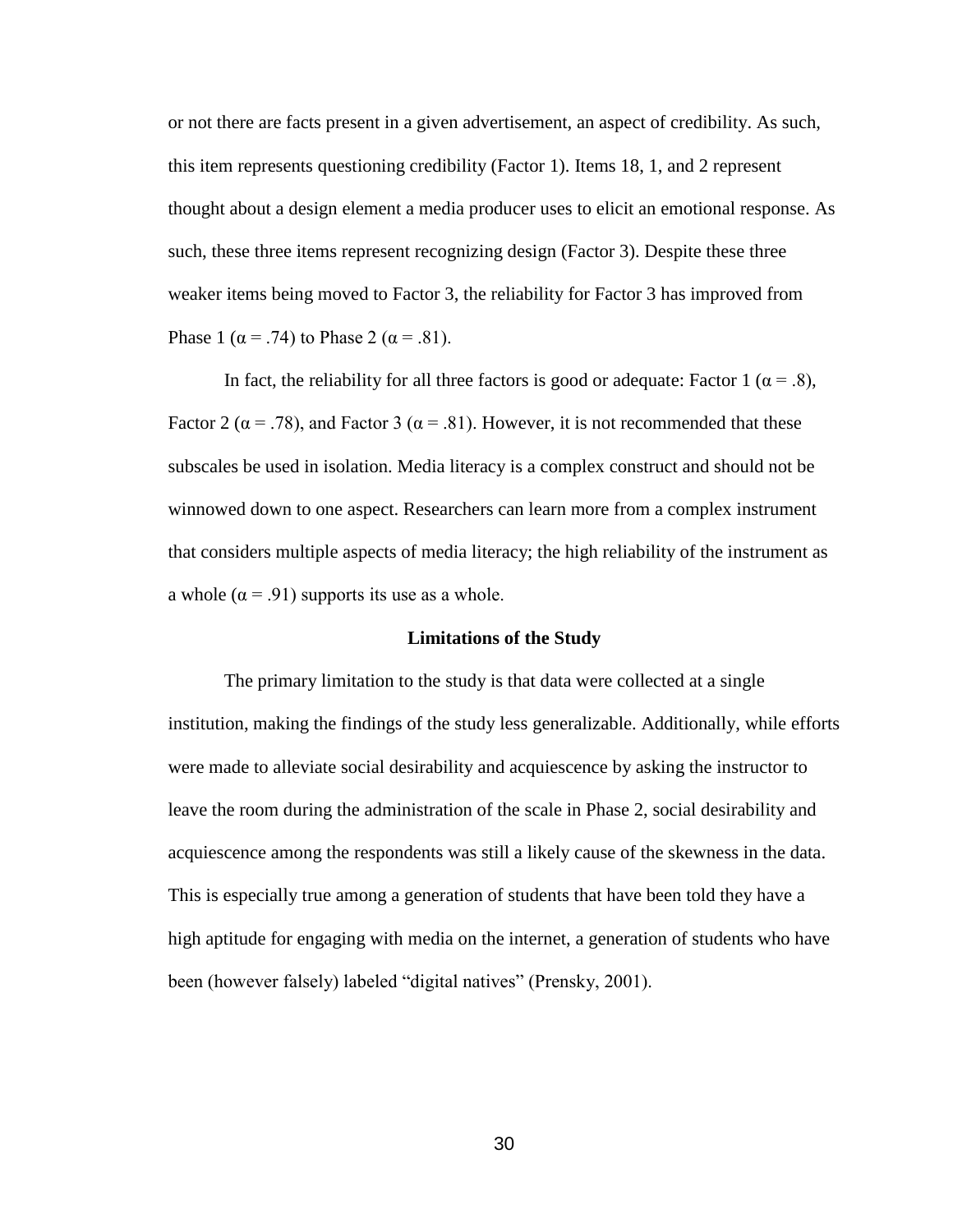or not there are facts present in a given advertisement, an aspect of credibility. As such, this item represents questioning credibility (Factor 1). Items 18, 1, and 2 represent thought about a design element a media producer uses to elicit an emotional response. As such, these three items represent recognizing design (Factor 3). Despite these three weaker items being moved to Factor 3, the reliability for Factor 3 has improved from Phase 1 ($\alpha = .74$) to Phase 2 ($\alpha = .81$).

In fact, the reliability for all three factors is good or adequate: Factor 1 ($\alpha = .8$), Factor 2 ($\alpha = .78$), and Factor 3 ($\alpha = .81$). However, it is not recommended that these subscales be used in isolation. Media literacy is a complex construct and should not be winnowed down to one aspect. Researchers can learn more from a complex instrument that considers multiple aspects of media literacy; the high reliability of the instrument as a whole ($\alpha = .91$) supports its use as a whole.

## Limitations of the Study

The primary limitation to the study is that data were collected at a single institution, making the findings of the study less generalizable. Additionally, while efforts were made to alleviate social desirability and acquiescence by asking the instructor to leave the room during the administration of the scale in Phase 2, social desirability and acquiescence among the respondents was still a likely cause of the skewness in the data. This is especially true among a generation of students that have been told they have a high aptitude for engaging with media on the internet, a generation of students who have been (however falsely) labeled “digital natives” (Prensky, 2001).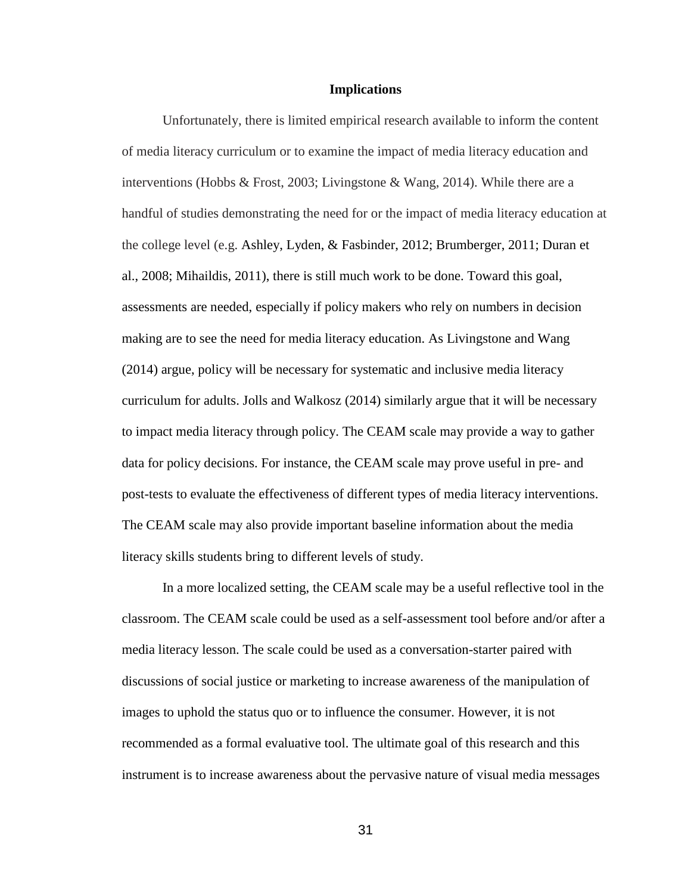## Implications

Unfortunately, there is limited empirical research available to inform the content of media literacy curriculum or to examine the impact of media literacy education and interventions (Hobbs & Frost, 2003; Livingstone & Wang, 2014). While there are a handful of studies demonstrating the need for or the impact of media literacy education at the college level (e.g. Ashley, Lyden, & Fasbinder, 2012; Brumberger, 2011; Duran et al., 2008; Mihaildis, 2011), there is still much work to be done. Toward this goal, assessments are needed, especially if policy makers who rely on numbers in decision making are to see the need for media literacy education. As Livingstone and Wang (2014) argue, policy will be necessary for systematic and inclusive media literacy curriculum for adults. Jolls and Walkosz (2014) similarly argue that it will be necessary to impact media literacy through policy. The CEAM scale may provide a way to gather data for policy decisions. For instance, the CEAM scale may prove useful in pre- and post-tests to evaluate the effectiveness of different types of media literacy interventions. The CEAM scale may also provide important baseline information about the media literacy skills students bring to different levels of study.

In a more localized setting, the CEAM scale may be a useful reflective tool in the classroom. The CEAM scale could be used as a self-assessment tool before and/or after a media literacy lesson. The scale could be used as a conversation-starter paired with discussions of social justice or marketing to increase awareness of the manipulation of images to uphold the status quo or to influence the consumer. However, it is not recommended as a formal evaluative tool. The ultimate goal of this research and this instrument is to increase awareness about the pervasive nature of visual media messages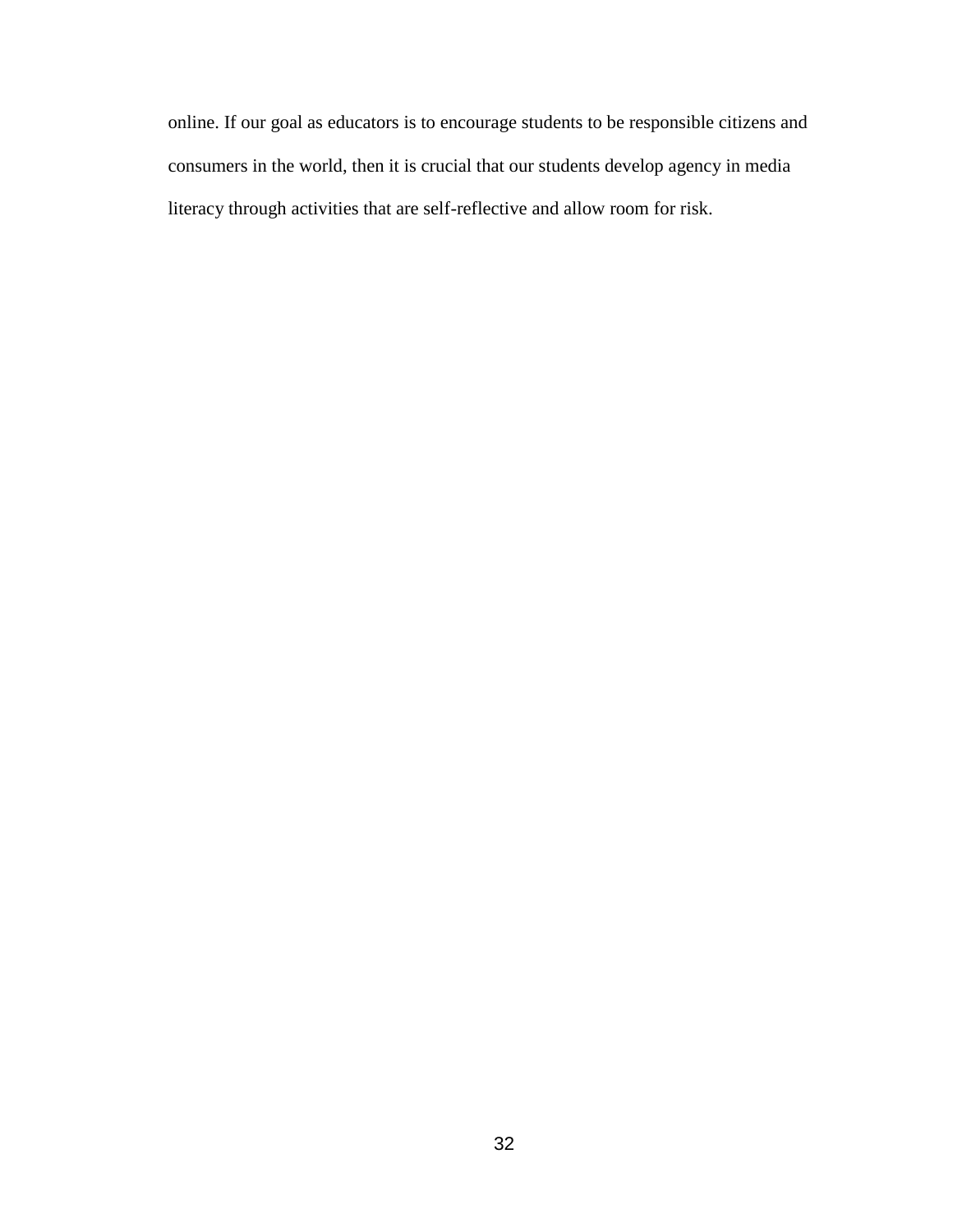online. If our goal as educators is to encourage students to be responsible citizens and consumers in the world, then it is crucial that our students develop agency in media literacy through activities that are self-reflective and allow room for risk.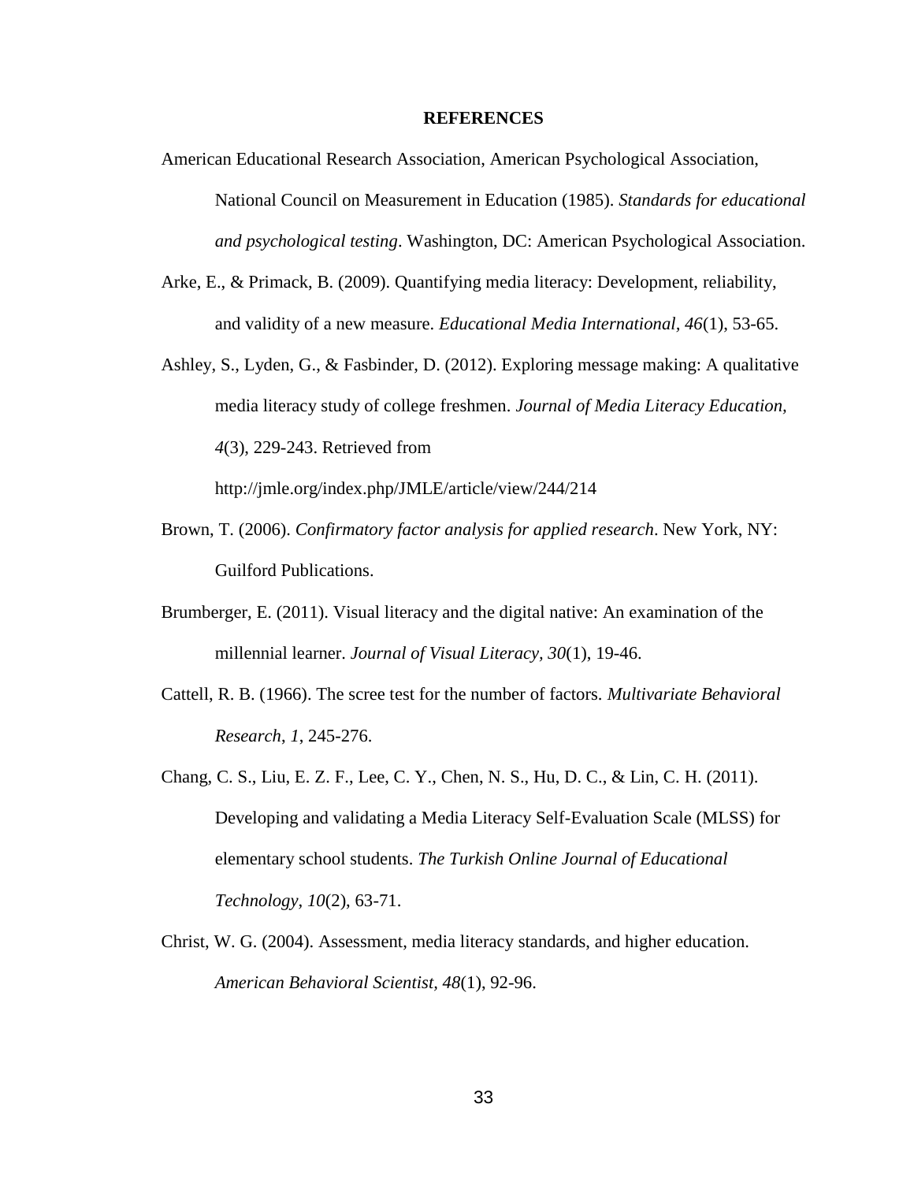# REFERENCES

American Educational Research Association, American Psychological Association, National Council on Measurement in Education (1985). *Standards for educational and psychological testing*. Washington, DC: American Psychological Association.

Arke, E., & Primack, B. (2009). Quantifying media literacy: Development, reliability, and validity of a new measure. *Educational Media International*, *46*(1), 53-65.

Ashley, S., Lyden, G., & Fasbinder, D. (2012). Exploring message making: A qualitative media literacy study of college freshmen. *Journal of Media Literacy Education, 4*(3), 229-243. Retrieved from http://jmle.org/index.php/JMLE/article/view/244/214

Brown, T. (2006). *Confirmatory factor analysis for applied research*. New York, NY: Guilford Publications.

Brumberger, E. (2011). Visual literacy and the digital native: An examination of the millennial learner. *Journal of Visual Literacy, 30*(1), 19-46.

Cattell, R. B. (1966). The scree test for the number of factors. *Multivariate Behavioral Research*, *1*, 245-276.

Chang, C. S., Liu, E. Z. F., Lee, C. Y., Chen, N. S., Hu, D. C., & Lin, C. H. (2011). Developing and validating a Media Literacy Self-Evaluation Scale (MLSS) for elementary school students. *The Turkish Online Journal of Educational Technology, 10*(2), 63-71.

Christ, W. G. (2004). Assessment, media literacy standards, and higher education. *American Behavioral Scientist, 48*(1), 92-96.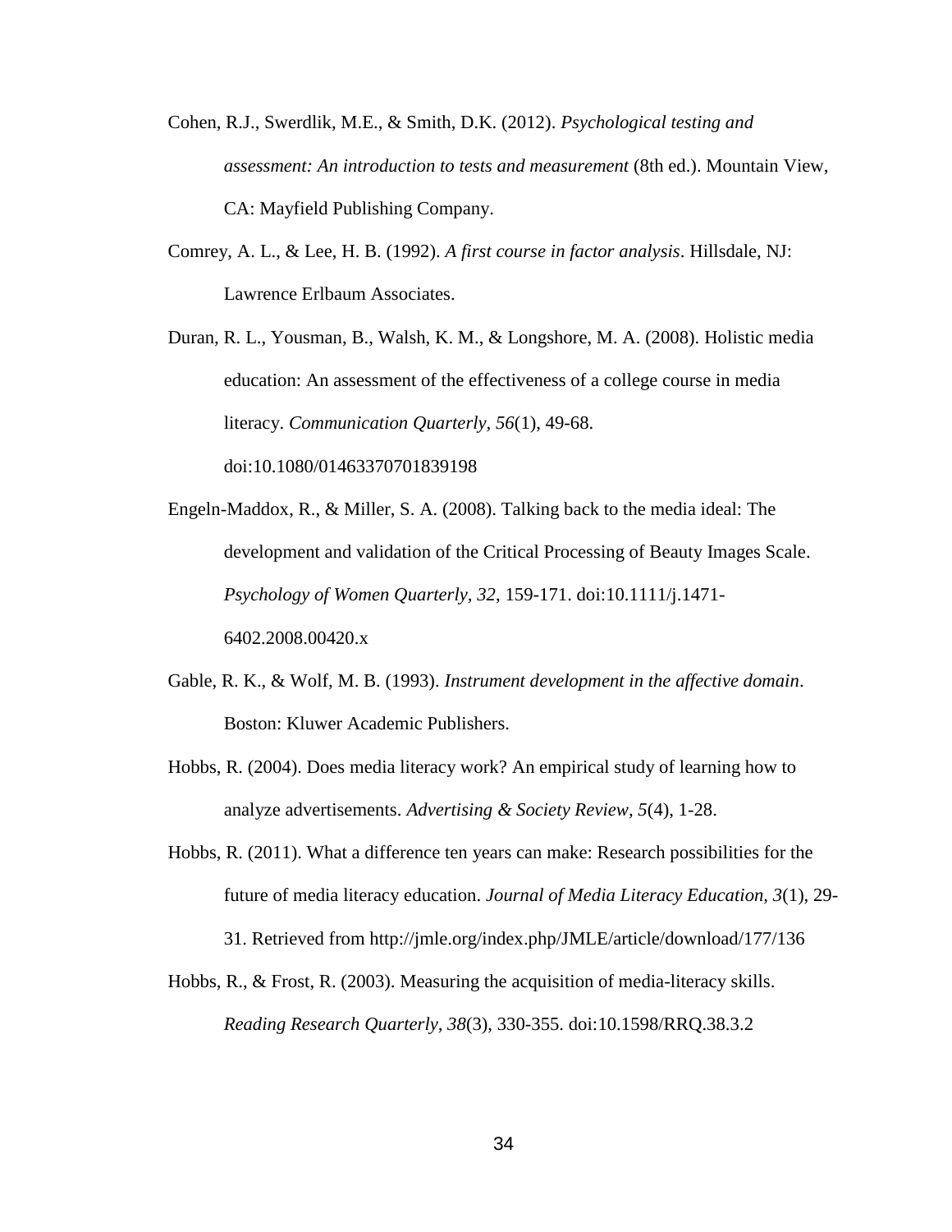Cohen, R.J., Swerdlik, M.E., & Smith, D.K. (2012). *Psychological testing and assessment: An introduction to tests and measurement* (8th ed.). Mountain View, CA: Mayfield Publishing Company.

Comrey, A. L., & Lee, H. B. (1992). *A first course in factor analysis*. Hillsdale, NJ: Lawrence Erlbaum Associates.

Duran, R. L., Yousman, B., Walsh, K. M., & Longshore, M. A. (2008). Holistic media education: An assessment of the effectiveness of a college course in media literacy. *Communication Quarterly, 56*(1), 49-68. doi:10.1080/01463370701839198

Engeln-Maddox, R., & Miller, S. A. (2008). Talking back to the media ideal: The development and validation of the Critical Processing of Beauty Images Scale. *Psychology of Women Quarterly, 32*, 159-171. doi:10.1111/j.1471-6402.2008.00420.x

Gable, R. K., & Wolf, M. B. (1993). *Instrument development in the affective domain*. Boston: Kluwer Academic Publishers.

Hobbs, R. (2004). Does media literacy work? An empirical study of learning how to analyze advertisements. *Advertising & Society Review, 5*(4), 1-28.

Hobbs, R. (2011). What a difference ten years can make: Research possibilities for the future of media literacy education. *Journal of Media Literacy Education, 3*(1), 29-31. Retrieved from http://jmle.org/index.php/JMLE/article/download/177/136

Hobbs, R., & Frost, R. (2003). Measuring the acquisition of media-literacy skills. *Reading Research Quarterly, 38*(3), 330-355. doi:10.1598/RRQ.38.3.2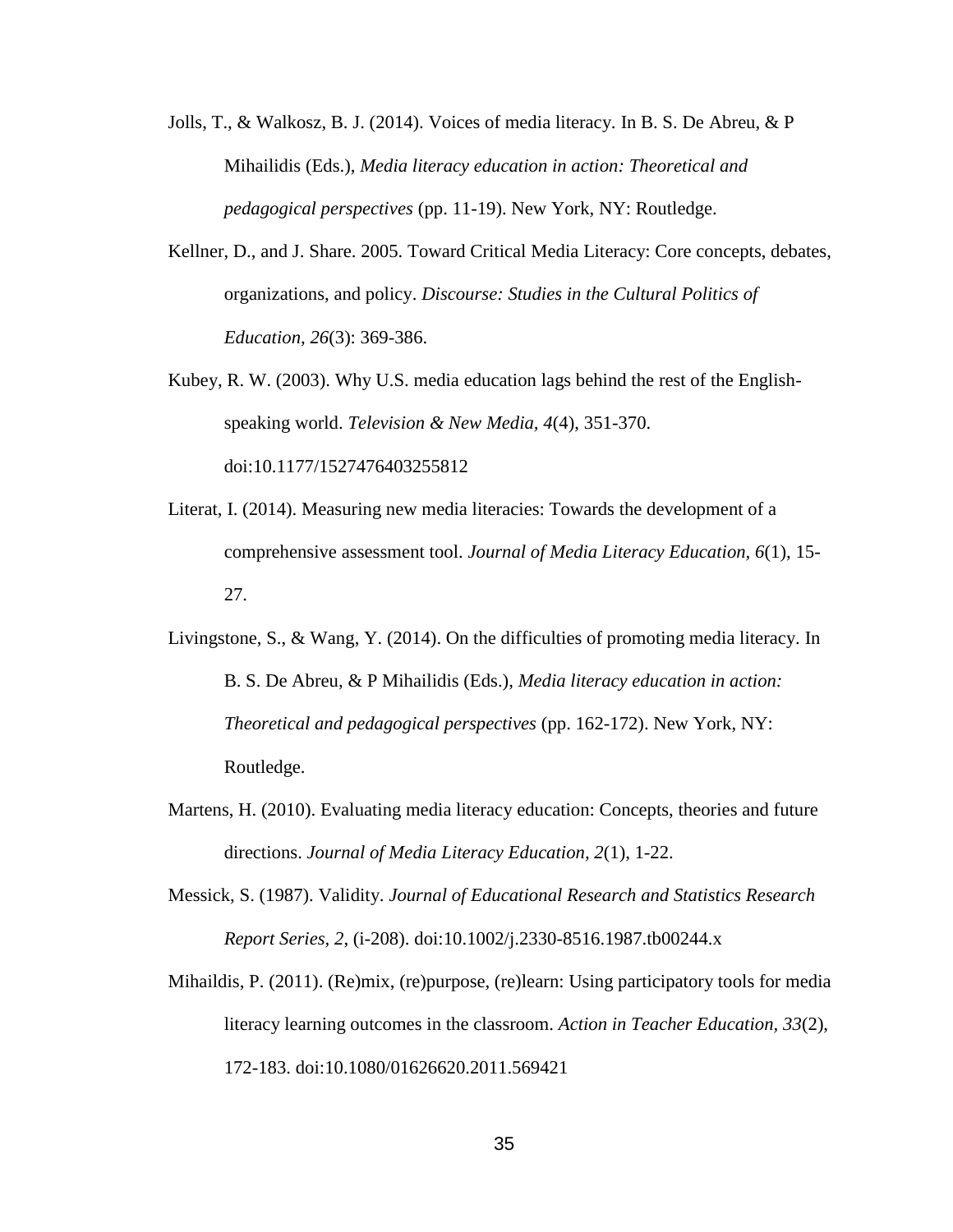Jolls, T., & Walkosz, B. J. (2014). Voices of media literacy. In B. S. De Abreu, & P Mihailidis (Eds.), *Media literacy education in action: Theoretical and pedagogical perspectives* (pp. 11-19). New York, NY: Routledge.

Kellner, D., and J. Share. 2005. Toward Critical Media Literacy: Core concepts, debates, organizations, and policy. *Discourse: Studies in the Cultural Politics of Education, 26*(3): 369-386.

Kubey, R. W. (2003). Why U.S. media education lags behind the rest of the English-speaking world. *Television & New Media, 4*(4), 351-370. doi:10.1177/1527476403255812

Literat, I. (2014). Measuring new media literacies: Towards the development of a comprehensive assessment tool. *Journal of Media Literacy Education, 6*(1), 15-27.

Livingstone, S., & Wang, Y. (2014). On the difficulties of promoting media literacy. In B. S. De Abreu, & P Mihailidis (Eds.), *Media literacy education in action: Theoretical and pedagogical perspectives* (pp. 162-172). New York, NY: Routledge.

Martens, H. (2010). Evaluating media literacy education: Concepts, theories and future directions. *Journal of Media Literacy Education, 2*(1), 1-22.

Messick, S. (1987). Validity. *Journal of Educational Research and Statistics Research Report Series, 2*, (i-208). doi:10.1002/j.2330-8516.1987.tb00244.x

Mihaildis, P. (2011). (Re)mix, (re)purpose, (re)learn: Using participatory tools for media literacy learning outcomes in the classroom. *Action in Teacher Education, 33*(2), 172-183. doi:10.1080/01626620.2011.569421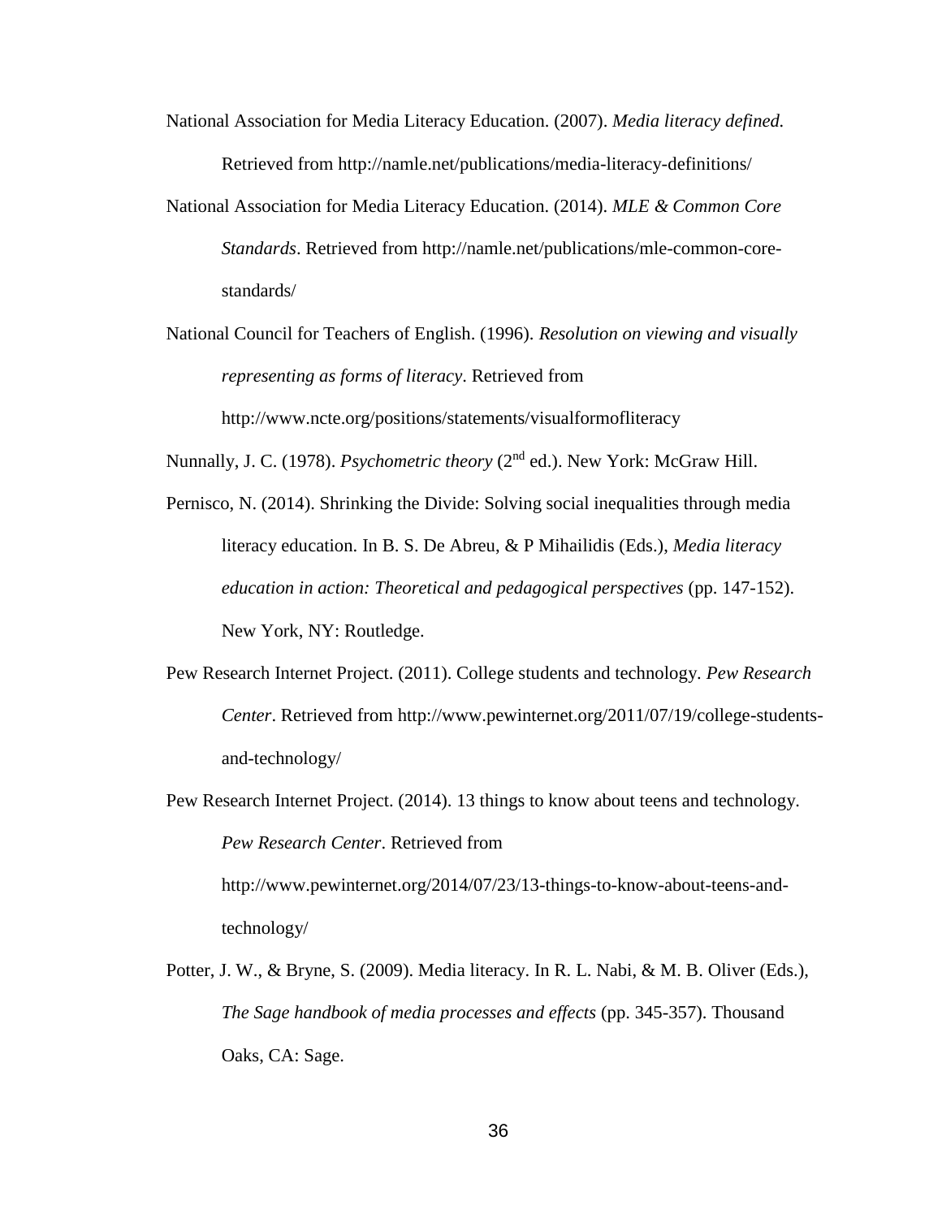National Association for Media Literacy Education. (2007). *Media literacy defined.* Retrieved from http://namle.net/publications/media-literacy-definitions/

National Association for Media Literacy Education. (2014). *MLE & Common Core Standards*. Retrieved from http://namle.net/publications/mle-common-core-standards/

National Council for Teachers of English. (1996). *Resolution on viewing and visually representing as forms of literacy*. Retrieved from http://www.ncte.org/positions/statements/visualformofliteracy

Nunnally, J. C. (1978). *Psychometric theory* (2nd ed.). New York: McGraw Hill.

Pernisco, N. (2014). Shrinking the Divide: Solving social inequalities through media literacy education. In B. S. De Abreu, & P Mihailidis (Eds.), *Media literacy education in action: Theoretical and pedagogical perspectives* (pp. 147-152). New York, NY: Routledge.

Pew Research Internet Project. (2011). College students and technology. *Pew Research Center*. Retrieved from http://www.pewinternet.org/2011/07/19/college-students-and-technology/

Pew Research Internet Project. (2014). 13 things to know about teens and technology. *Pew Research Center*. Retrieved from http://www.pewinternet.org/2014/07/23/13-things-to-know-about-teens-and-technology/

Potter, J. W., & Bryne, S. (2009). Media literacy. In R. L. Nabi, & M. B. Oliver (Eds.), *The Sage handbook of media processes and effects* (pp. 345-357). Thousand Oaks, CA: Sage.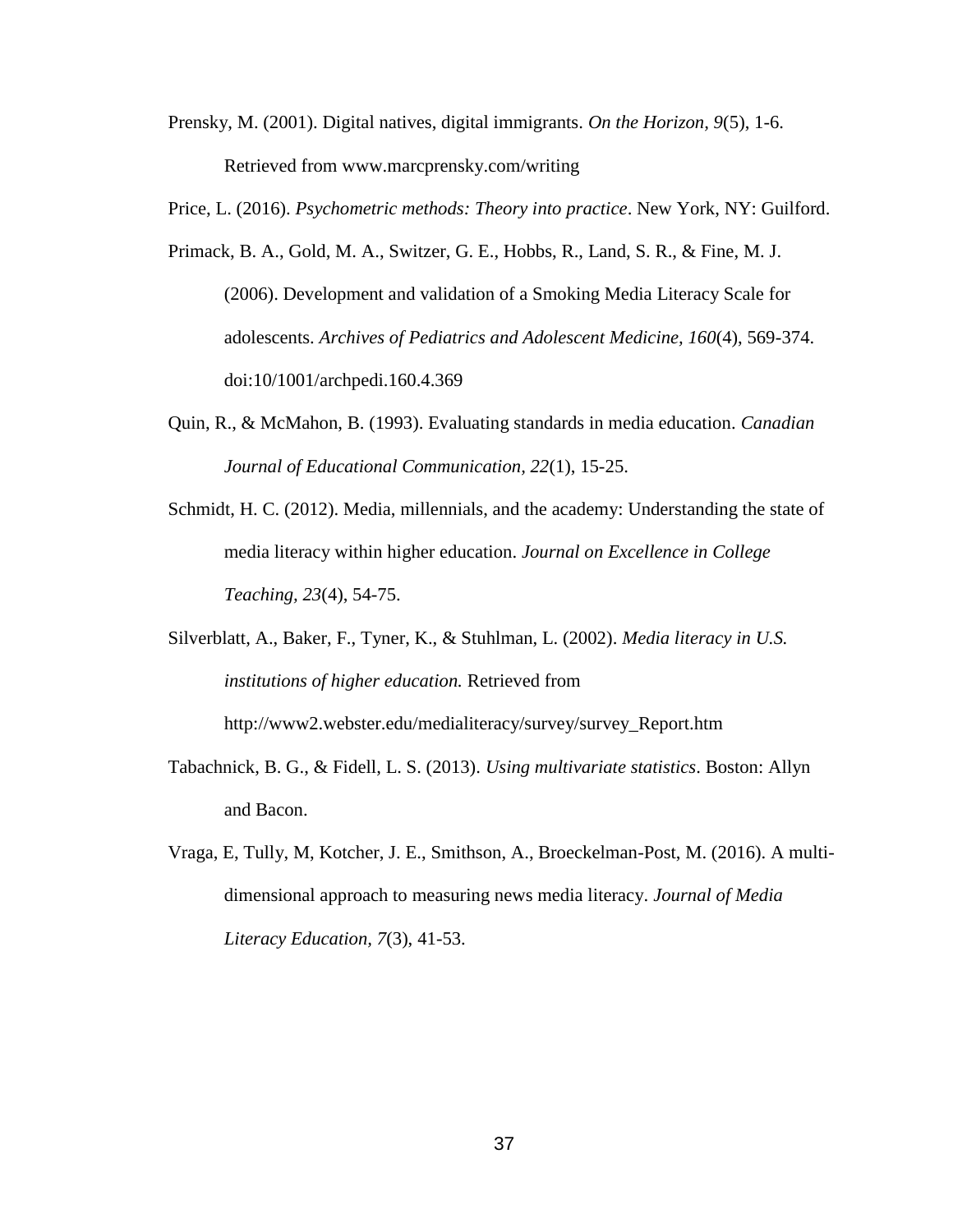Prensky, M. (2001). Digital natives, digital immigrants. *On the Horizon, 9*(5), 1-6. Retrieved from www.marcprensky.com/writing

Price, L. (2016). *Psychometric methods: Theory into practice*. New York, NY: Guilford.

Primack, B. A., Gold, M. A., Switzer, G. E., Hobbs, R., Land, S. R., & Fine, M. J. (2006). Development and validation of a Smoking Media Literacy Scale for adolescents. *Archives of Pediatrics and Adolescent Medicine, 160*(4), 569-374. doi:10/1001/archpedi.160.4.369

Quin, R., & McMahon, B. (1993). Evaluating standards in media education. *Canadian Journal of Educational Communication, 22*(1), 15-25.

Schmidt, H. C. (2012). Media, millennials, and the academy: Understanding the state of media literacy within higher education. *Journal on Excellence in College Teaching, 23*(4), 54-75.

Silverblatt, A., Baker, F., Tyner, K., & Stuhlman, L. (2002). *Media literacy in U.S. institutions of higher education.* Retrieved from http://www2.webster.edu/medialiteracy/survey/survey_Report.htm

Tabachnick, B. G., & Fidell, L. S. (2013). *Using multivariate statistics*. Boston: Allyn and Bacon.

Vraga, E, Tully, M, Kotcher, J. E., Smithson, A., Broeckelman-Post, M. (2016). A multi-dimensional approach to measuring news media literacy. *Journal of Media Literacy Education, 7*(3), 41-53.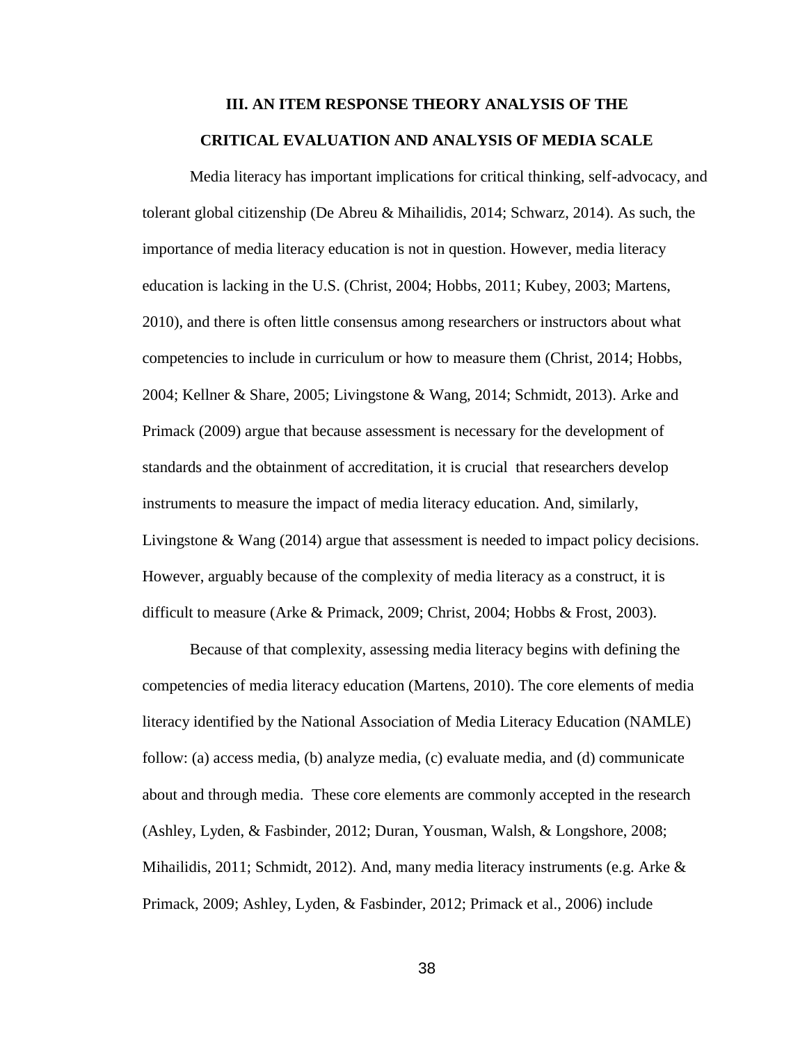## III. AN ITEM RESPONSE THEORY ANALYSIS OF THE CRITICAL EVALUATION AND ANALYSIS OF MEDIA SCALE

Media literacy has important implications for critical thinking, self-advocacy, and tolerant global citizenship (De Abreu & Mihailidis, 2014; Schwarz, 2014). As such, the importance of media literacy education is not in question. However, media literacy education is lacking in the U.S. (Christ, 2004; Hobbs, 2011; Kubey, 2003; Martens, 2010), and there is often little consensus among researchers or instructors about what competencies to include in curriculum or how to measure them (Christ, 2014; Hobbs, 2004; Kellner & Share, 2005; Livingstone & Wang, 2014; Schmidt, 2013). Arke and Primack (2009) argue that because assessment is necessary for the development of standards and the obtainment of accreditation, it is crucial that researchers develop instruments to measure the impact of media literacy education. And, similarly, Livingstone & Wang (2014) argue that assessment is needed to impact policy decisions. However, arguably because of the complexity of media literacy as a construct, it is difficult to measure (Arke & Primack, 2009; Christ, 2004; Hobbs & Frost, 2003).

Because of that complexity, assessing media literacy begins with defining the competencies of media literacy education (Martens, 2010). The core elements of media literacy identified by the National Association of Media Literacy Education (NAMLE) follow: (a) access media, (b) analyze media, (c) evaluate media, and (d) communicate about and through media. These core elements are commonly accepted in the research (Ashley, Lyden, & Fasbinder, 2012; Duran, Yousman, Walsh, & Longshore, 2008; Mihailidis, 2011; Schmidt, 2012). And, many media literacy instruments (e.g. Arke & Primack, 2009; Ashley, Lyden, & Fasbinder, 2012; Primack et al., 2006) include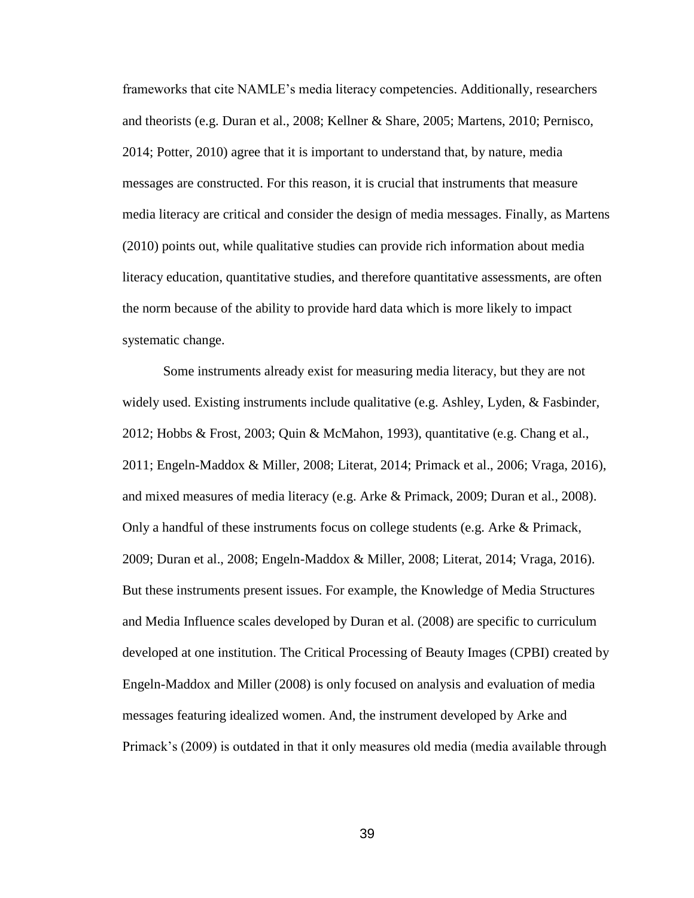frameworks that cite NAMLE's media literacy competencies. Additionally, researchers and theorists (e.g. Duran et al., 2008; Kellner & Share, 2005; Martens, 2010; Pernisco, 2014; Potter, 2010) agree that it is important to understand that, by nature, media messages are constructed. For this reason, it is crucial that instruments that measure media literacy are critical and consider the design of media messages. Finally, as Martens (2010) points out, while qualitative studies can provide rich information about media literacy education, quantitative studies, and therefore quantitative assessments, are often the norm because of the ability to provide hard data which is more likely to impact systematic change.

Some instruments already exist for measuring media literacy, but they are not widely used. Existing instruments include qualitative (e.g. Ashley, Lyden, & Fasbinder, 2012; Hobbs & Frost, 2003; Quin & McMahon, 1993), quantitative (e.g. Chang et al., 2011; Engeln-Maddox & Miller, 2008; Literat, 2014; Primack et al., 2006; Vraga, 2016), and mixed measures of media literacy (e.g. Arke & Primack, 2009; Duran et al., 2008). Only a handful of these instruments focus on college students (e.g. Arke & Primack, 2009; Duran et al., 2008; Engeln-Maddox & Miller, 2008; Literat, 2014; Vraga, 2016). But these instruments present issues. For example, the Knowledge of Media Structures and Media Influence scales developed by Duran et al. (2008) are specific to curriculum developed at one institution. The Critical Processing of Beauty Images (CPBI) created by Engeln-Maddox and Miller (2008) is only focused on analysis and evaluation of media messages featuring idealized women. And, the instrument developed by Arke and Primack's (2009) is outdated in that it only measures old media (media available through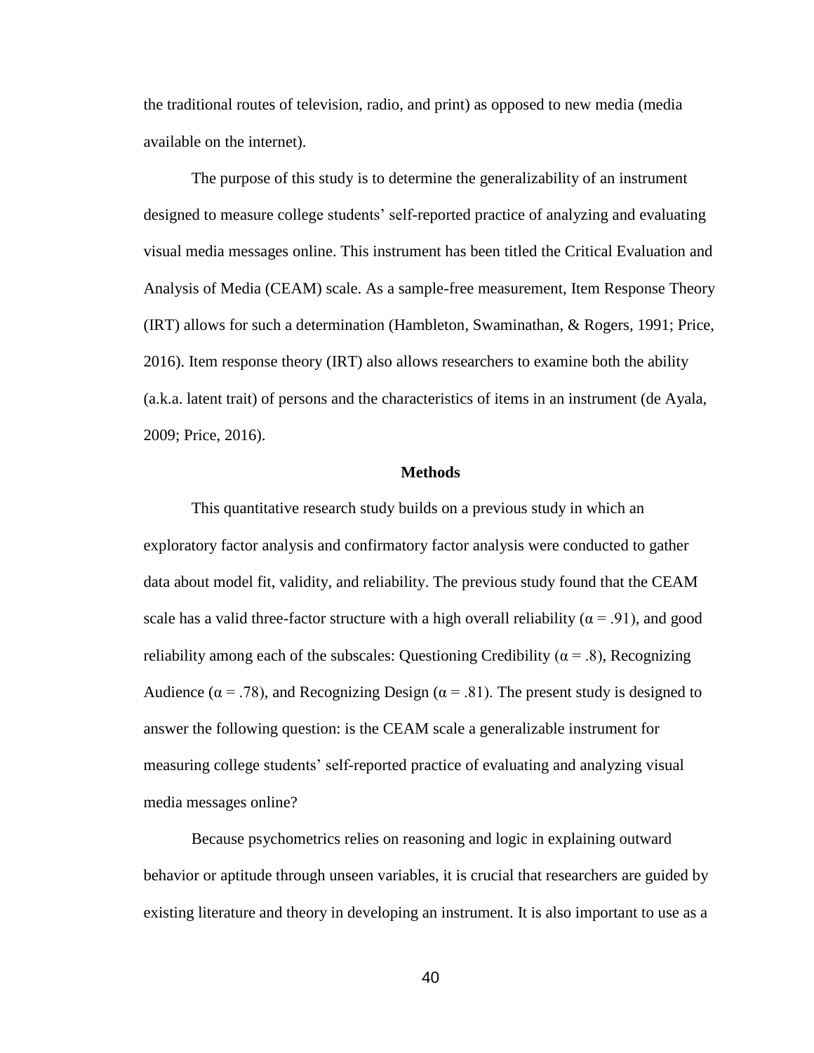the traditional routes of television, radio, and print) as opposed to new media (media available on the internet).

The purpose of this study is to determine the generalizability of an instrument designed to measure college students' self-reported practice of analyzing and evaluating visual media messages online. This instrument has been titled the Critical Evaluation and Analysis of Media (CEAM) scale. As a sample-free measurement, Item Response Theory (IRT) allows for such a determination (Hambleton, Swaminathan, & Rogers, 1991; Price, 2016). Item response theory (IRT) also allows researchers to examine both the ability (a.k.a. latent trait) of persons and the characteristics of items in an instrument (de Ayala, 2009; Price, 2016).

## Methods

This quantitative research study builds on a previous study in which an exploratory factor analysis and confirmatory factor analysis were conducted to gather data about model fit, validity, and reliability. The previous study found that the CEAM scale has a valid three-factor structure with a high overall reliability ($\alpha = .91$), and good reliability among each of the subscales: Questioning Credibility ($\alpha = .8$), Recognizing Audience ($\alpha = .78$), and Recognizing Design ($\alpha = .81$). The present study is designed to answer the following question: is the CEAM scale a generalizable instrument for measuring college students' self-reported practice of evaluating and analyzing visual media messages online?

Because psychometrics relies on reasoning and logic in explaining outward behavior or aptitude through unseen variables, it is crucial that researchers are guided by existing literature and theory in developing an instrument. It is also important to use as a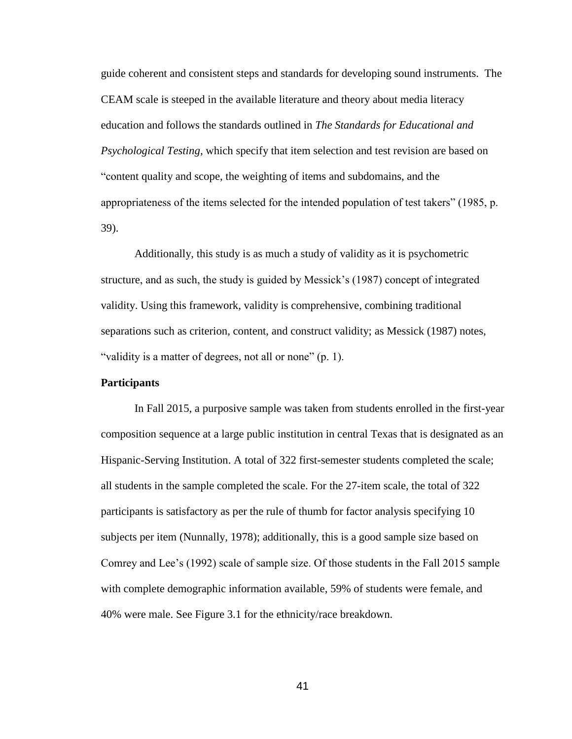guide coherent and consistent steps and standards for developing sound instruments. The CEAM scale is steeped in the available literature and theory about media literacy education and follows the standards outlined in *The Standards for Educational and Psychological Testing*, which specify that item selection and test revision are based on "content quality and scope, the weighting of items and subdomains, and the appropriateness of the items selected for the intended population of test takers" (1985, p. 39).

Additionally, this study is as much a study of validity as it is psychometric structure, and as such, the study is guided by Messick's (1987) concept of integrated validity. Using this framework, validity is comprehensive, combining traditional separations such as criterion, content, and construct validity; as Messick (1987) notes, "validity is a matter of degrees, not all or none" (p. 1).

### Participants

In Fall 2015, a purposive sample was taken from students enrolled in the first-year composition sequence at a large public institution in central Texas that is designated as an Hispanic-Serving Institution. A total of 322 first-semester students completed the scale; all students in the sample completed the scale. For the 27-item scale, the total of 322 participants is satisfactory as per the rule of thumb for factor analysis specifying 10 subjects per item (Nunnally, 1978); additionally, this is a good sample size based on Comrey and Lee's (1992) scale of sample size. Of those students in the Fall 2015 sample with complete demographic information available, 59% of students were female, and 40% were male. See Figure 3.1 for the ethnicity/race breakdown.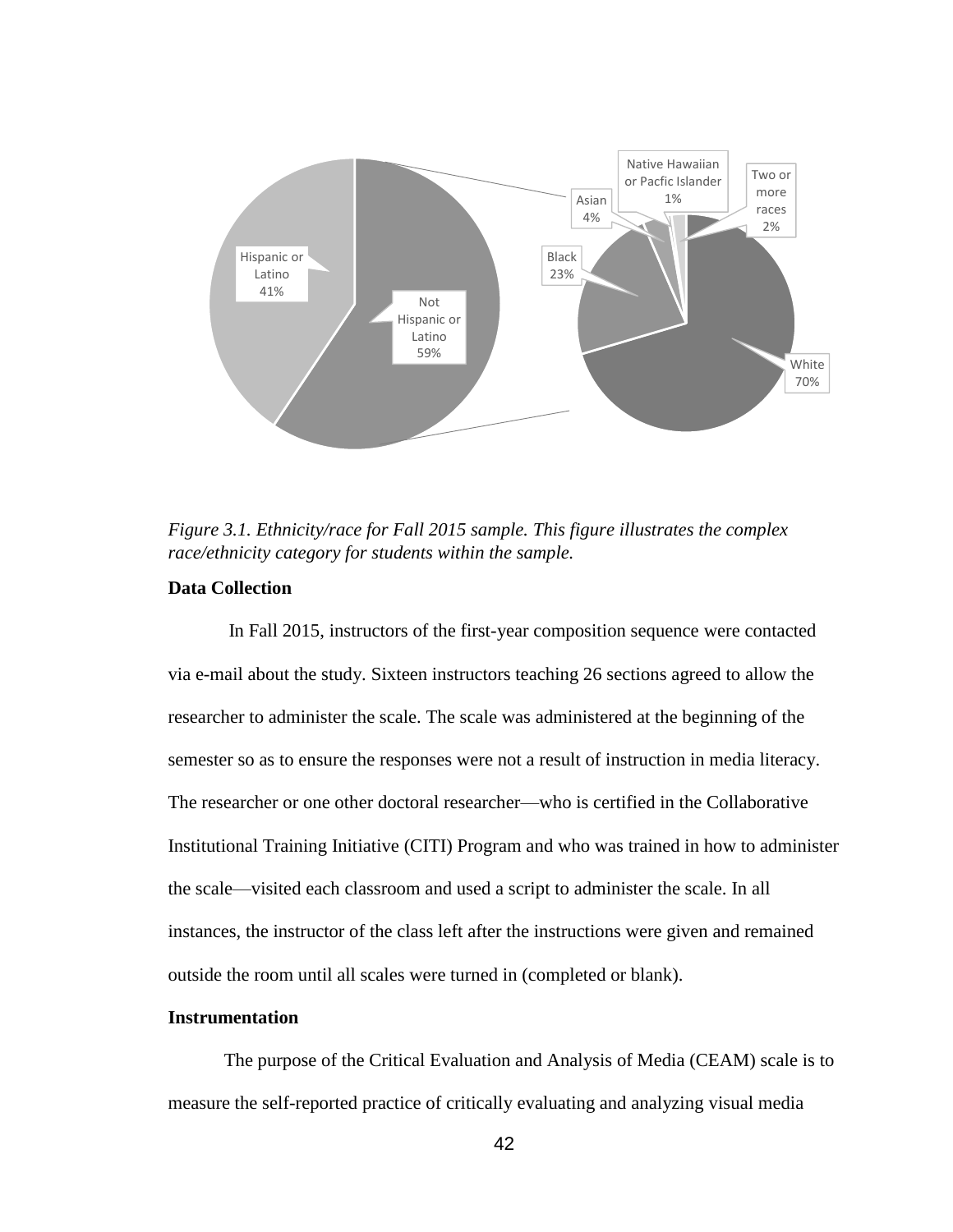*Figure 3.1.* *Ethnicity/race for Fall 2015 sample. This figure illustrates the complex race/ethnicity category for students within the sample.*

### Data Collection

In Fall 2015, instructors of the first-year composition sequence were contacted via e-mail about the study. Sixteen instructors teaching 26 sections agreed to allow the researcher to administer the scale. The scale was administered at the beginning of the semester so as to ensure the responses were not a result of instruction in media literacy. The researcher or one other doctoral researcher—who is certified in the Collaborative Institutional Training Initiative (CITI) Program and who was trained in how to administer the scale—visited each classroom and used a script to administer the scale. In all instances, the instructor of the class left after the instructions were given and remained outside the room until all scales were turned in (completed or blank).

### Instrumentation

The purpose of the Critical Evaluation and Analysis of Media (CEAM) scale is to measure the self-reported practice of critically evaluating and analyzing visual media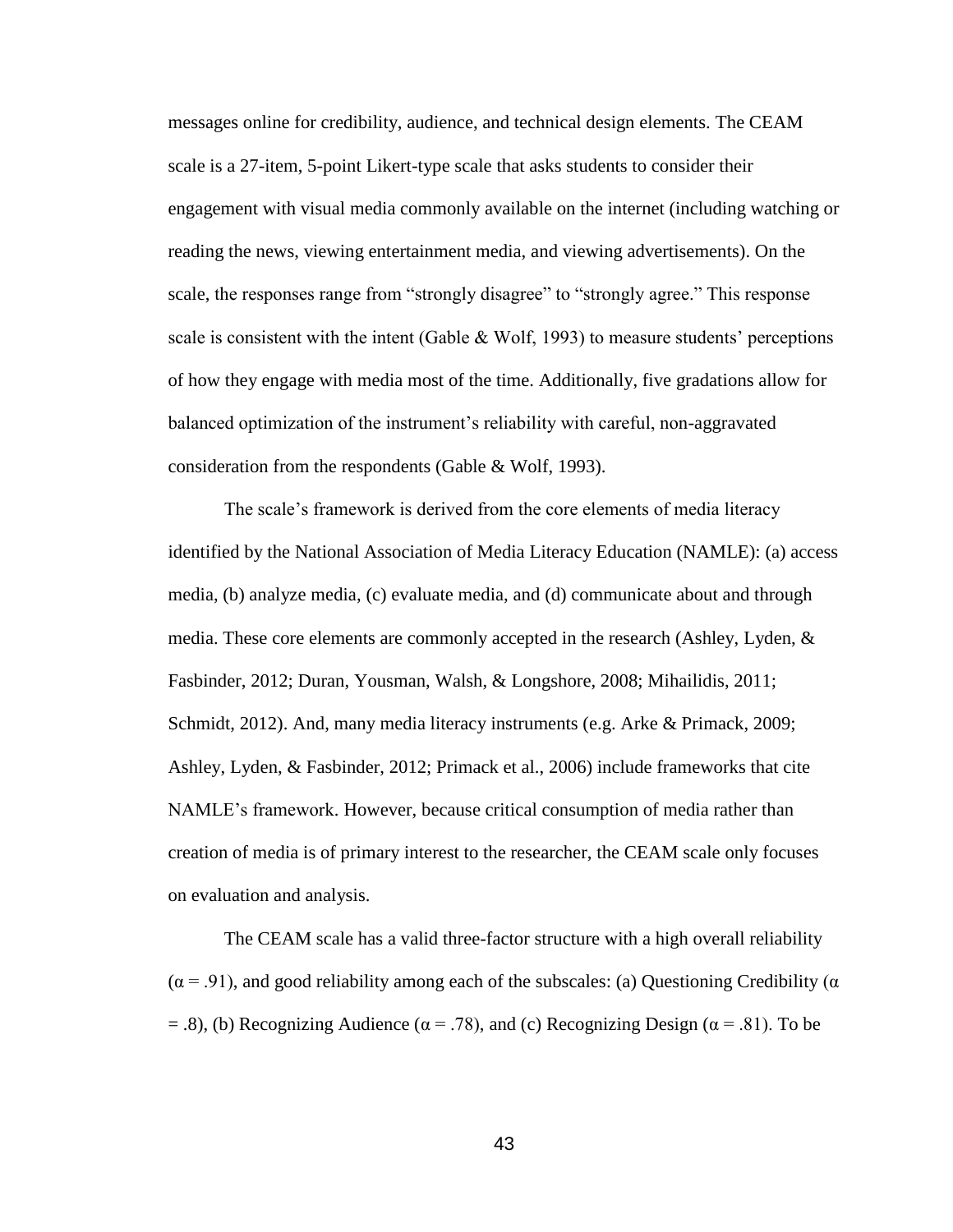messages online for credibility, audience, and technical design elements. The CEAM scale is a 27-item, 5-point Likert-type scale that asks students to consider their engagement with visual media commonly available on the internet (including watching or reading the news, viewing entertainment media, and viewing advertisements). On the scale, the responses range from "strongly disagree" to "strongly agree." This response scale is consistent with the intent (Gable & Wolf, 1993) to measure students' perceptions of how they engage with media most of the time. Additionally, five gradations allow for balanced optimization of the instrument's reliability with careful, non-aggravated consideration from the respondents (Gable & Wolf, 1993).

The scale's framework is derived from the core elements of media literacy identified by the National Association of Media Literacy Education (NAMLE): (a) access media, (b) analyze media, (c) evaluate media, and (d) communicate about and through media. These core elements are commonly accepted in the research (Ashley, Lyden, & Fasbinder, 2012; Duran, Yousman, Walsh, & Longshore, 2008; Mihailidis, 2011; Schmidt, 2012). And, many media literacy instruments (e.g. Arke & Primack, 2009; Ashley, Lyden, & Fasbinder, 2012; Primack et al., 2006) include frameworks that cite NAMLE's framework. However, because critical consumption of media rather than creation of media is of primary interest to the researcher, the CEAM scale only focuses on evaluation and analysis.

The CEAM scale has a valid three-factor structure with a high overall reliability ($\alpha = .91$), and good reliability among each of the subscales: (a) Questioning Credibility ($\alpha = .8$), (b) Recognizing Audience ($\alpha = .78$), and (c) Recognizing Design ($\alpha = .81$). To be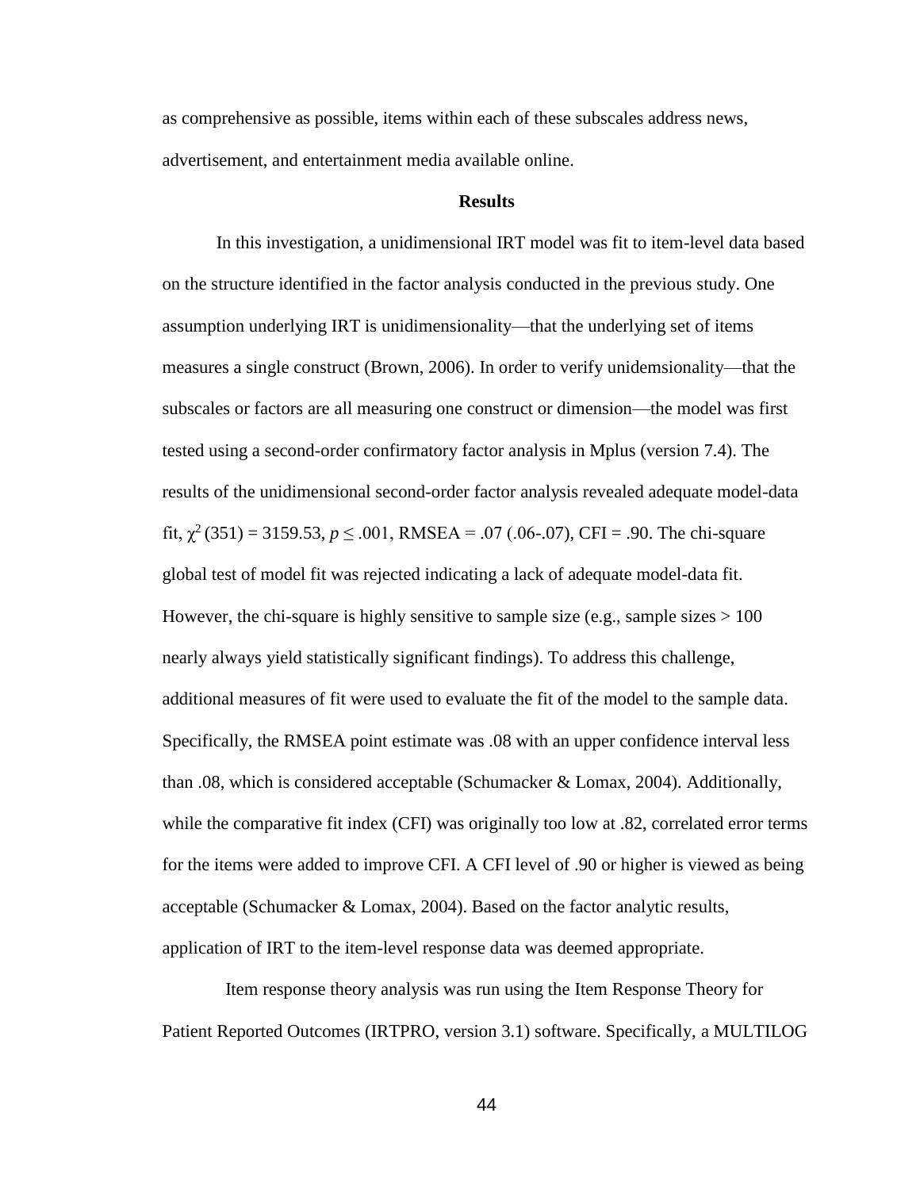as comprehensive as possible, items within each of these subscales address news, advertisement, and entertainment media available online.

**Results**

In this investigation, a unidimensional IRT model was fit to item-level data based on the structure identified in the factor analysis conducted in the previous study. One assumption underlying IRT is unidimensionality—that the underlying set of items measures a single construct (Brown, 2006). In order to verify unidemsionality—that the subscales or factors are all measuring one construct or dimension—the model was first tested using a second-order confirmatory factor analysis in Mplus (version 7.4). The results of the unidimensional second-order factor analysis revealed adequate model-data fit, $\chi^2$ (351) = 3159.53, $p \leq .001$, RMSEA = .07 (.06-.07), CFI = .90. The chi-square global test of model fit was rejected indicating a lack of adequate model-data fit. However, the chi-square is highly sensitive to sample size (e.g., sample sizes > 100 nearly always yield statistically significant findings). To address this challenge, additional measures of fit were used to evaluate the fit of the model to the sample data. Specifically, the RMSEA point estimate was .08 with an upper confidence interval less than .08, which is considered acceptable (Schumacker & Lomax, 2004). Additionally, while the comparative fit index (CFI) was originally too low at .82, correlated error terms for the items were added to improve CFI. A CFI level of .90 or higher is viewed as being acceptable (Schumacker & Lomax, 2004). Based on the factor analytic results, application of IRT to the item-level response data was deemed appropriate.

Item response theory analysis was run using the Item Response Theory for Patient Reported Outcomes (IRTPRO, version 3.1) software. Specifically, a MULTILOG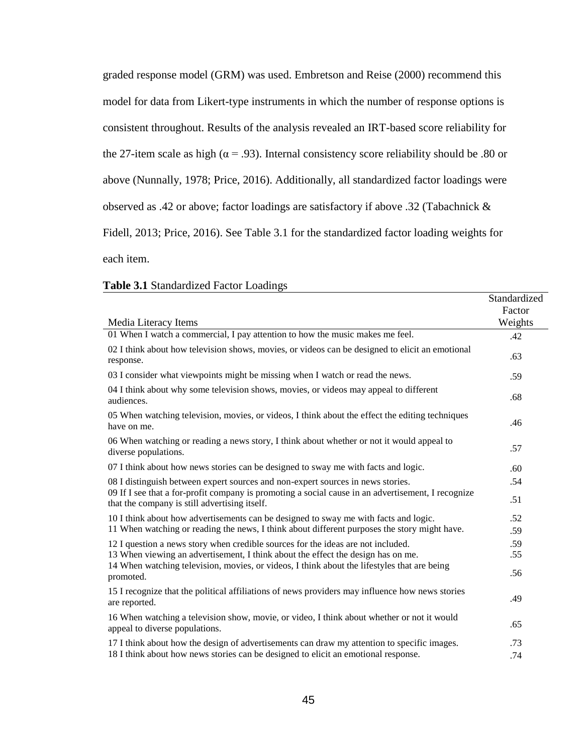graded response model (GRM) was used. Embretson and Reise (2000) recommend this model for data from Likert-type instruments in which the number of response options is consistent throughout. Results of the analysis revealed an IRT-based score reliability for the 27-item scale as high ($\alpha = .93$). Internal consistency score reliability should be .80 or above (Nunnally, 1978; Price, 2016). Additionally, all standardized factor loadings were observed as .42 or above; factor loadings are satisfactory if above .32 (Tabachnick & Fidell, 2013; Price, 2016). See Table 3.1 for the standardized factor loading weights for each item.

**Table 3.1** Standardized Factor Loadings

| Media Literacy Items | Standardized Factor Weights |
|---|---|
| 01 When I watch a commercial, I pay attention to how the music makes me feel. | .42 |
| 02 I think about how television shows, movies, or videos can be designed to elicit an emotional response. | .63 |
| 03 I consider what viewpoints might be missing when I watch or read the news. | .59 |
| 04 I think about why some television shows, movies, or videos may appeal to different audiences. | .68 |
| 05 When watching television, movies, or videos, I think about the effect the editing techniques have on me. | .46 |
| 06 When watching or reading a news story, I think about whether or not it would appeal to diverse populations. | .57 |
| 07 I think about how news stories can be designed to sway me with facts and logic. | .60 |
| 08 I distinguish between expert sources and non-expert sources in news stories. | .54 |
| 09 If I see that a for-profit company is promoting a social cause in an advertisement, I recognize that the company is still advertising itself. | .51 |
| 10 I think about how advertisements can be designed to sway me with facts and logic. | .52 |
| 11 When watching or reading the news, I think about different purposes the story might have. | .59 |
| 12 I question a news story when credible sources for the ideas are not included. | .59 |
| 13 When viewing an advertisement, I think about the effect the design has on me. | .55 |
| 14 When watching television, movies, or videos, I think about the lifestyles that are being promoted. | .56 |
| 15 I recognize that the political affiliations of news providers may influence how news stories are reported. | .49 |
| 16 When watching a television show, movie, or video, I think about whether or not it would appeal to diverse populations. | .65 |
| 17 I think about how the design of advertisements can draw my attention to specific images. | .73 |
| 18 I think about how news stories can be designed to elicit an emotional response. | .74 |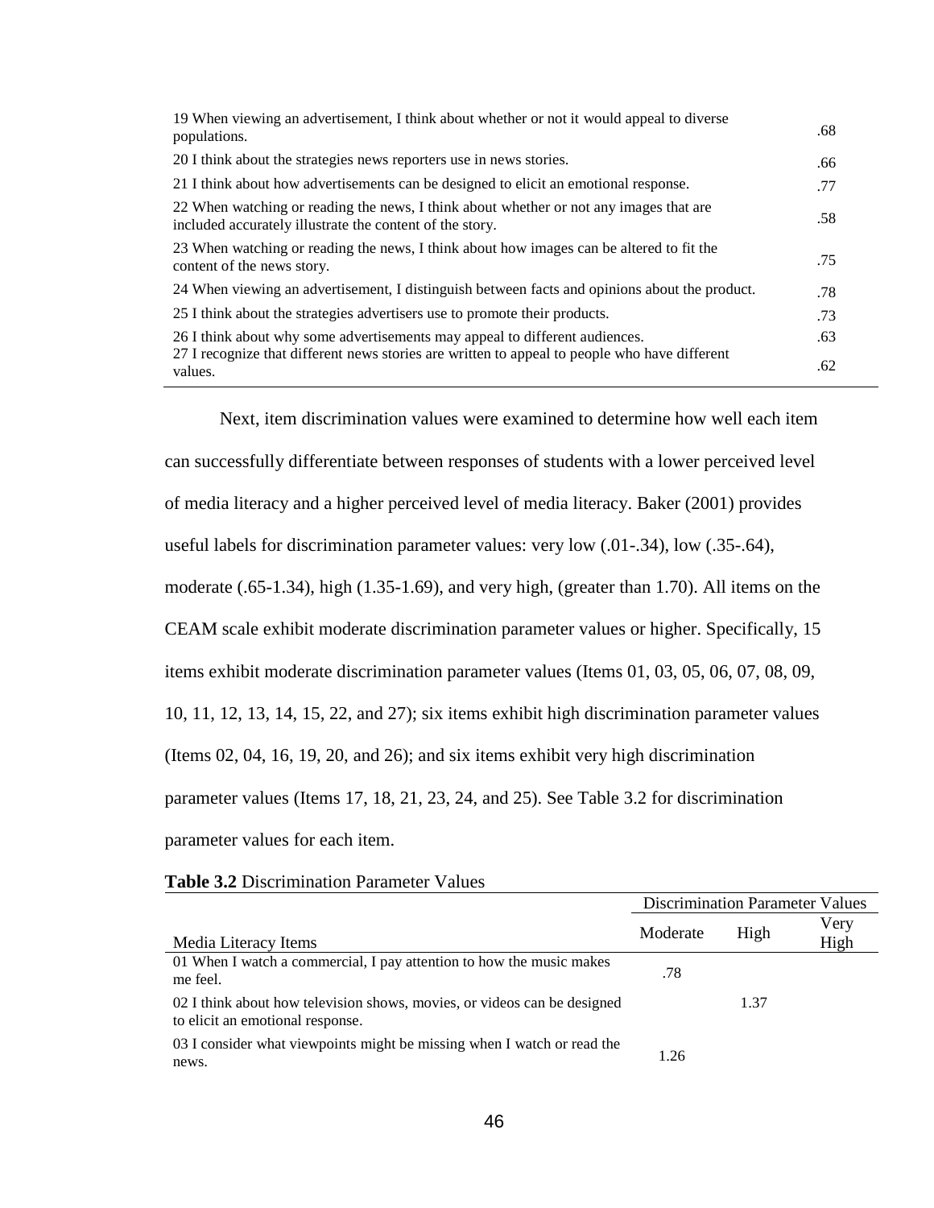| | |
|---|---|
| 19 When viewing an advertisement, I think about whether or not it would appeal to diverse populations. | .68 |
| 20 I think about the strategies news reporters use in news stories. | .66 |
| 21 I think about how advertisements can be designed to elicit an emotional response. | .77 |
| 22 When watching or reading the news, I think about whether or not any images that are included accurately illustrate the content of the story. | .58 |
| 23 When watching or reading the news, I think about how images can be altered to fit the content of the news story. | .75 |
| 24 When viewing an advertisement, I distinguish between facts and opinions about the product. | .78 |
| 25 I think about the strategies advertisers use to promote their products. | .73 |
| 26 I think about why some advertisements may appeal to different audiences. | .63 |
| 27 I recognize that different news stories are written to appeal to people who have different values. | .62 |

Next, item discrimination values were examined to determine how well each item can successfully differentiate between responses of students with a lower perceived level of media literacy and a higher perceived level of media literacy. Baker (2001) provides useful labels for discrimination parameter values: very low (.01-.34), low (.35-.64), moderate (.65-1.34), high (1.35-1.69), and very high, (greater than 1.70). All items on the CEAM scale exhibit moderate discrimination parameter values or higher. Specifically, 15 items exhibit moderate discrimination parameter values (Items 01, 03, 05, 06, 07, 08, 09, 10, 11, 12, 13, 14, 15, 22, and 27); six items exhibit high discrimination parameter values (Items 02, 04, 16, 19, 20, and 26); and six items exhibit very high discrimination parameter values (Items 17, 18, 21, 23, 24, and 25). See Table 3.2 for discrimination parameter values for each item.

**Table 3.2** Discrimination Parameter Values

| | Discrimination Parameter Values | | |
|---|---|---|---|
| Media Literacy Items | Moderate | High | Very High |
| 01 When I watch a commercial, I pay attention to how the music makes me feel. | .78 | | |
| 02 I think about how television shows, movies, or videos can be designed to elicit an emotional response. | | 1.37 | |
| 03 I consider what viewpoints might be missing when I watch or read the news. | 1.26 | | |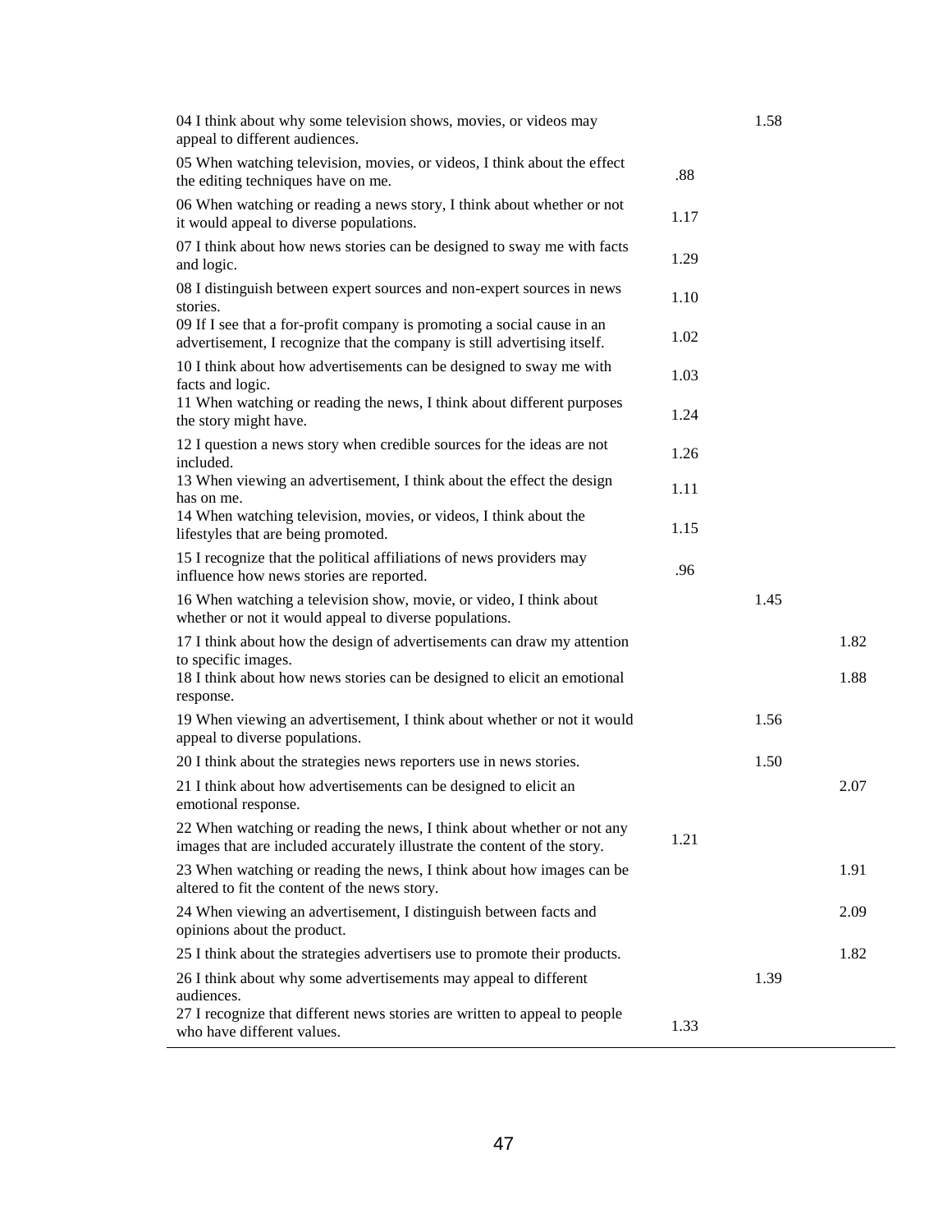| | | | |
|---|---|---|---|
| 04 I think about why some television shows, movies, or videos may appeal to different audiences. | | 1.58 | |
| 05 When watching television, movies, or videos, I think about the effect the editing techniques have on me. | .88 | | |
| 06 When watching or reading a news story, I think about whether or not it would appeal to diverse populations. | 1.17 | | |
| 07 I think about how news stories can be designed to sway me with facts and logic. | 1.29 | | |
| 08 I distinguish between expert sources and non-expert sources in news stories. | 1.10 | | |
| 09 If I see that a for-profit company is promoting a social cause in an advertisement, I recognize that the company is still advertising itself. | 1.02 | | |
| 10 I think about how advertisements can be designed to sway me with facts and logic. | 1.03 | | |
| 11 When watching or reading the news, I think about different purposes the story might have. | 1.24 | | |
| 12 I question a news story when credible sources for the ideas are not included. | 1.26 | | |
| 13 When viewing an advertisement, I think about the effect the design has on me. | 1.11 | | |
| 14 When watching television, movies, or videos, I think about the lifestyles that are being promoted. | 1.15 | | |
| 15 I recognize that the political affiliations of news providers may influence how news stories are reported. | .96 | | |
| 16 When watching a television show, movie, or video, I think about whether or not it would appeal to diverse populations. | | 1.45 | |
| 17 I think about how the design of advertisements can draw my attention to specific images. | | | 1.82 |
| 18 I think about how news stories can be designed to elicit an emotional response. | | | 1.88 |
| 19 When viewing an advertisement, I think about whether or not it would appeal to diverse populations. | | 1.56 | |
| 20 I think about the strategies news reporters use in news stories. | | 1.50 | |
| 21 I think about how advertisements can be designed to elicit an emotional response. | | | 2.07 |
| 22 When watching or reading the news, I think about whether or not any images that are included accurately illustrate the content of the story. | 1.21 | | |
| 23 When watching or reading the news, I think about how images can be altered to fit the content of the news story. | | | 1.91 |
| 24 When viewing an advertisement, I distinguish between facts and opinions about the product. | | | 2.09 |
| 25 I think about the strategies advertisers use to promote their products. | | | 1.82 |
| 26 I think about why some advertisements may appeal to different audiences. | | 1.39 | |
| 27 I recognize that different news stories are written to appeal to people who have different values. | 1.33 | | |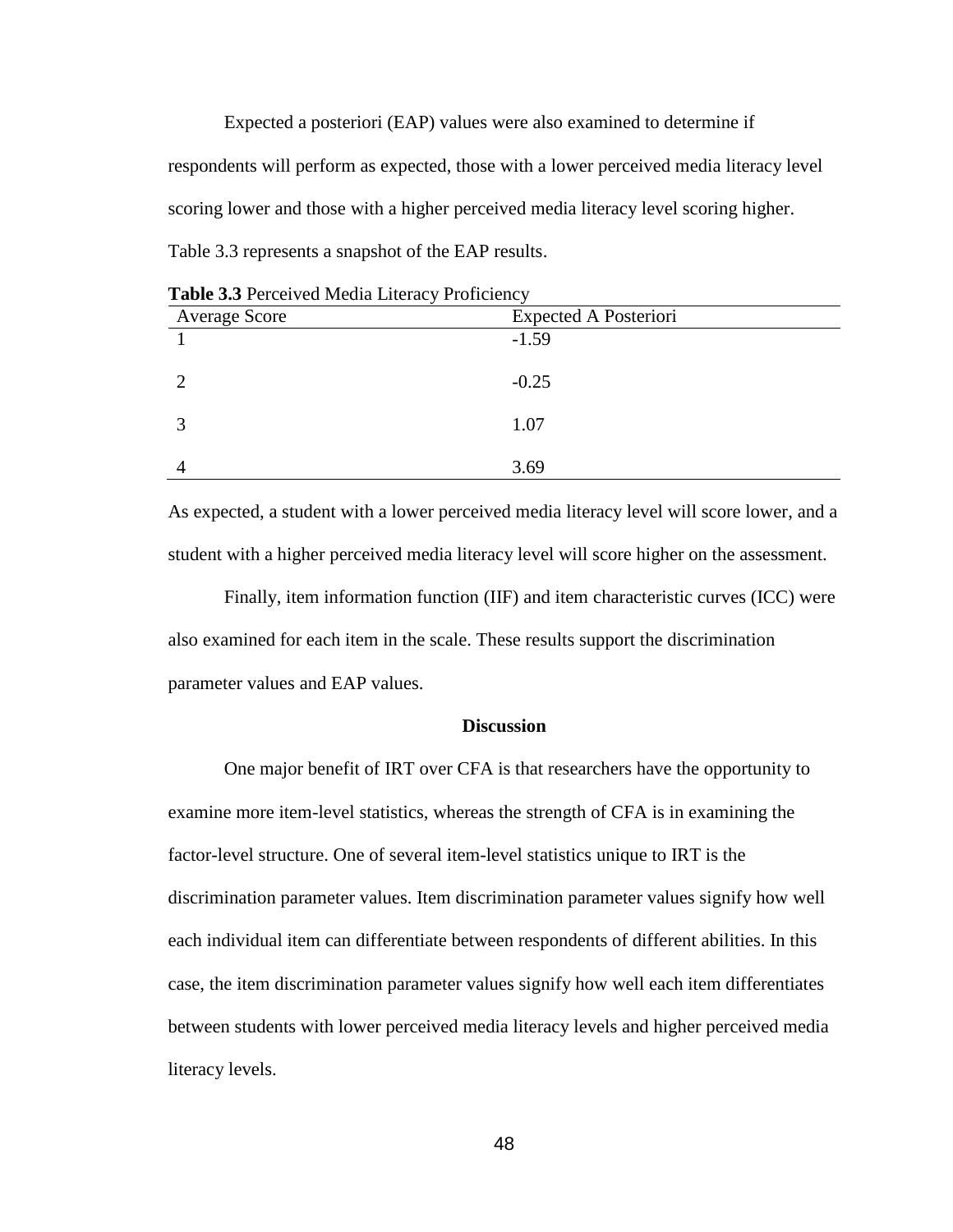Expected a posteriori (EAP) values were also examined to determine if respondents will perform as expected, those with a lower perceived media literacy level scoring lower and those with a higher perceived media literacy level scoring higher. Table 3.3 represents a snapshot of the EAP results.

**Table 3.3** Perceived Media Literacy Proficiency

| Average Score | Expected A Posteriori |
|---|---|
| 1 | -1.59 |
| 2 | -0.25 |
| 3 | 1.07 |
| 4 | 3.69 |

As expected, a student with a lower perceived media literacy level will score lower, and a student with a higher perceived media literacy level will score higher on the assessment.

Finally, item information function (IIF) and item characteristic curves (ICC) were also examined for each item in the scale. These results support the discrimination parameter values and EAP values.

## Discussion

One major benefit of IRT over CFA is that researchers have the opportunity to examine more item-level statistics, whereas the strength of CFA is in examining the factor-level structure. One of several item-level statistics unique to IRT is the discrimination parameter values. Item discrimination parameter values signify how well each individual item can differentiate between respondents of different abilities. In this case, the item discrimination parameter values signify how well each item differentiates between students with lower perceived media literacy levels and higher perceived media literacy levels.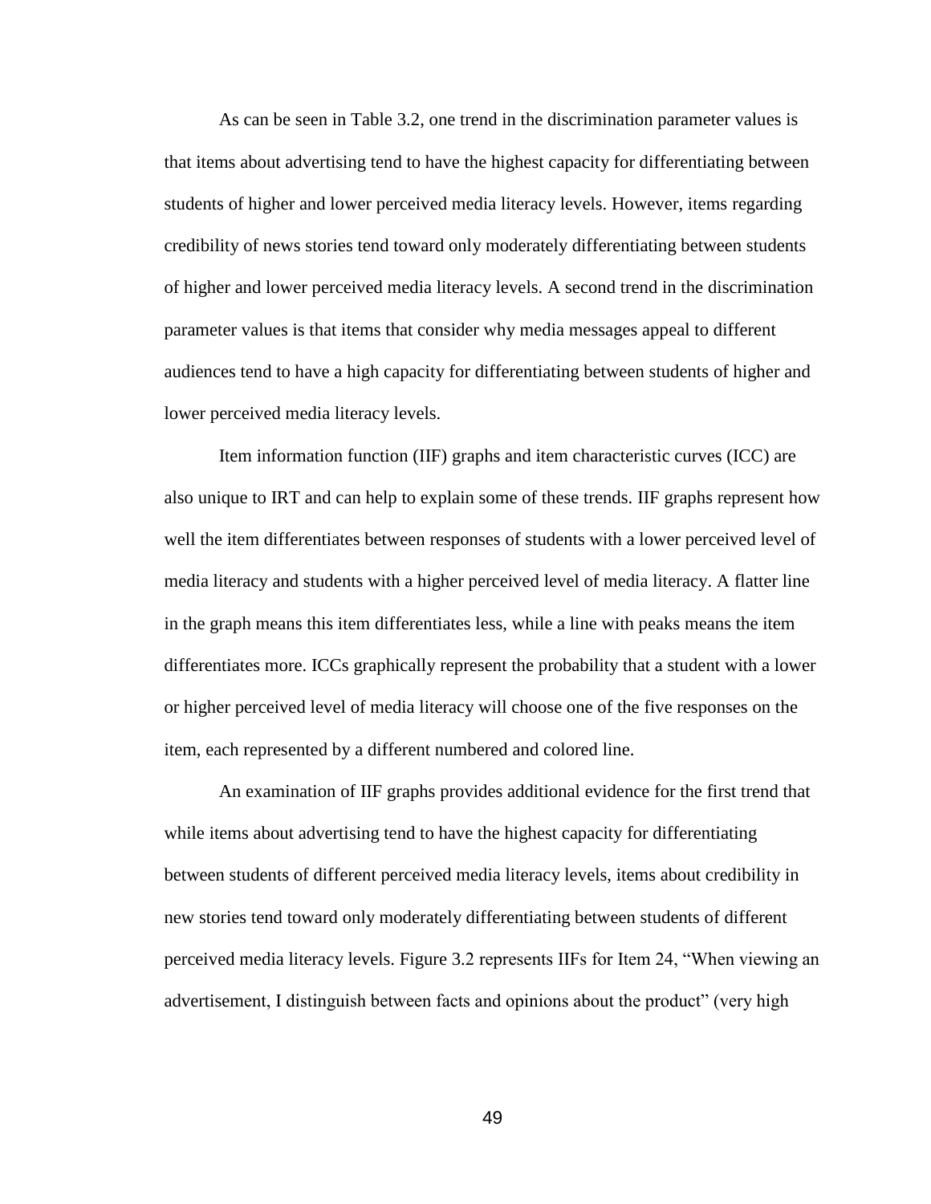As can be seen in Table 3.2, one trend in the discrimination parameter values is that items about advertising tend to have the highest capacity for differentiating between students of higher and lower perceived media literacy levels. However, items regarding credibility of news stories tend toward only moderately differentiating between students of higher and lower perceived media literacy levels. A second trend in the discrimination parameter values is that items that consider why media messages appeal to different audiences tend to have a high capacity for differentiating between students of higher and lower perceived media literacy levels.

Item information function (IIF) graphs and item characteristic curves (ICC) are also unique to IRT and can help to explain some of these trends. IIF graphs represent how well the item differentiates between responses of students with a lower perceived level of media literacy and students with a higher perceived level of media literacy. A flatter line in the graph means this item differentiates less, while a line with peaks means the item differentiates more. ICCs graphically represent the probability that a student with a lower or higher perceived level of media literacy will choose one of the five responses on the item, each represented by a different numbered and colored line.

An examination of IIF graphs provides additional evidence for the first trend that while items about advertising tend to have the highest capacity for differentiating between students of different perceived media literacy levels, items about credibility in new stories tend toward only moderately differentiating between students of different perceived media literacy levels. Figure 3.2 represents IIFs for Item 24, "When viewing an advertisement, I distinguish between facts and opinions about the product" (very high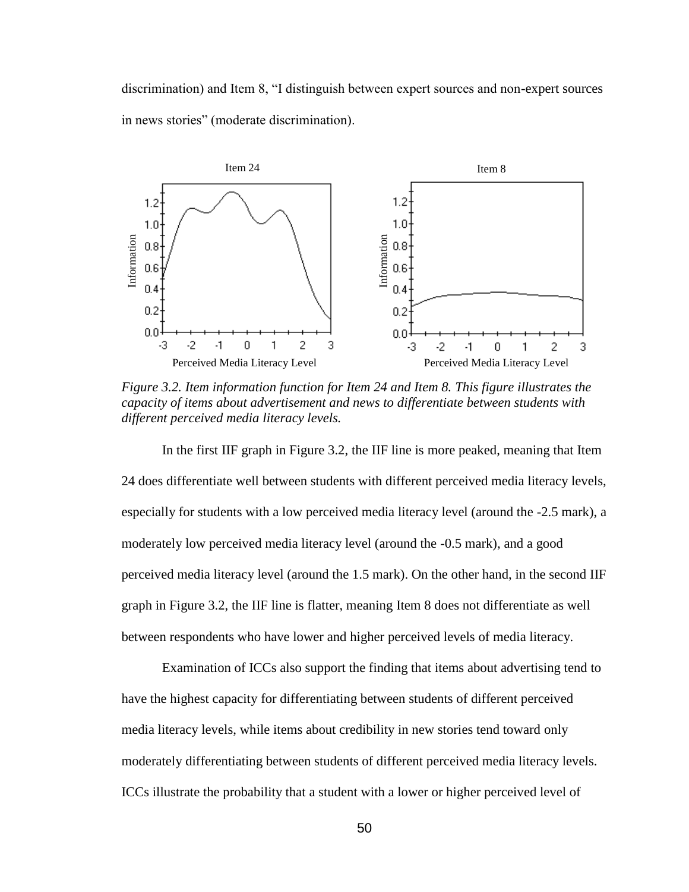discrimination) and Item 8, "I distinguish between expert sources and non-expert sources in news stories" (moderate discrimination).

*Figure 3.2. Item information function for Item 24 and Item 8. This figure illustrates the capacity of items about advertisement and news to differentiate between students with different perceived media literacy levels.*

In the first IIF graph in Figure 3.2, the IIF line is more peaked, meaning that Item 24 does differentiate well between students with different perceived media literacy levels, especially for students with a low perceived media literacy level (around the -2.5 mark), a moderately low perceived media literacy level (around the -0.5 mark), and a good perceived media literacy level (around the 1.5 mark). On the other hand, in the second IIF graph in Figure 3.2, the IIF line is flatter, meaning Item 8 does not differentiate as well between respondents who have lower and higher perceived levels of media literacy.

Examination of ICCs also support the finding that items about advertising tend to have the highest capacity for differentiating between students of different perceived media literacy levels, while items about credibility in new stories tend toward only moderately differentiating between students of different perceived media literacy levels. ICCs illustrate the probability that a student with a lower or higher perceived level of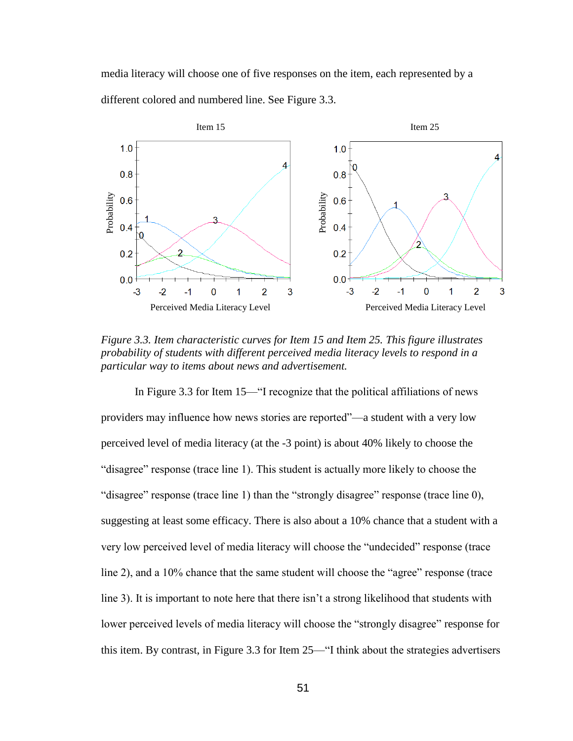media literacy will choose one of five responses on the item, each represented by a different colored and numbered line. See Figure 3.3.

*Figure 3.3.* *Item characteristic curves for Item 15 and Item 25. This figure illustrates probability of students with different perceived media literacy levels to respond in a particular way to items about news and advertisement.*

In Figure 3.3 for Item 15—"I recognize that the political affiliations of news providers may influence how news stories are reported"—a student with a very low perceived level of media literacy (at the -3 point) is about 40% likely to choose the "disagree" response (trace line 1). This student is actually more likely to choose the "disagree" response (trace line 1) than the "strongly disagree" response (trace line 0), suggesting at least some efficacy. There is also about a 10% chance that a student with a very low perceived level of media literacy will choose the "undecided" response (trace line 2), and a 10% chance that the same student will choose the "agree" response (trace line 3). It is important to note here that there isn't a strong likelihood that students with lower perceived levels of media literacy will choose the "strongly disagree" response for this item. By contrast, in Figure 3.3 for Item 25—"I think about the strategies advertisers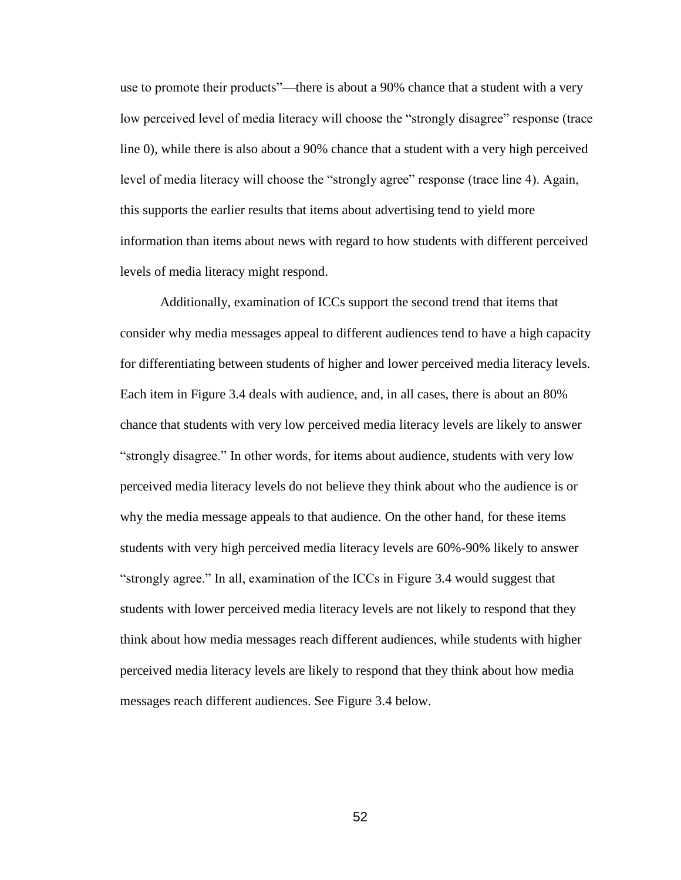use to promote their products"—there is about a 90% chance that a student with a very low perceived level of media literacy will choose the "strongly disagree" response (trace line 0), while there is also about a 90% chance that a student with a very high perceived level of media literacy will choose the "strongly agree" response (trace line 4). Again, this supports the earlier results that items about advertising tend to yield more information than items about news with regard to how students with different perceived levels of media literacy might respond.

Additionally, examination of ICCs support the second trend that items that consider why media messages appeal to different audiences tend to have a high capacity for differentiating between students of higher and lower perceived media literacy levels. Each item in Figure 3.4 deals with audience, and, in all cases, there is about an 80% chance that students with very low perceived media literacy levels are likely to answer "strongly disagree." In other words, for items about audience, students with very low perceived media literacy levels do not believe they think about who the audience is or why the media message appeals to that audience. On the other hand, for these items students with very high perceived media literacy levels are 60%-90% likely to answer "strongly agree." In all, examination of the ICCs in Figure 3.4 would suggest that students with lower perceived media literacy levels are not likely to respond that they think about how media messages reach different audiences, while students with higher perceived media literacy levels are likely to respond that they think about how media messages reach different audiences. See Figure 3.4 below.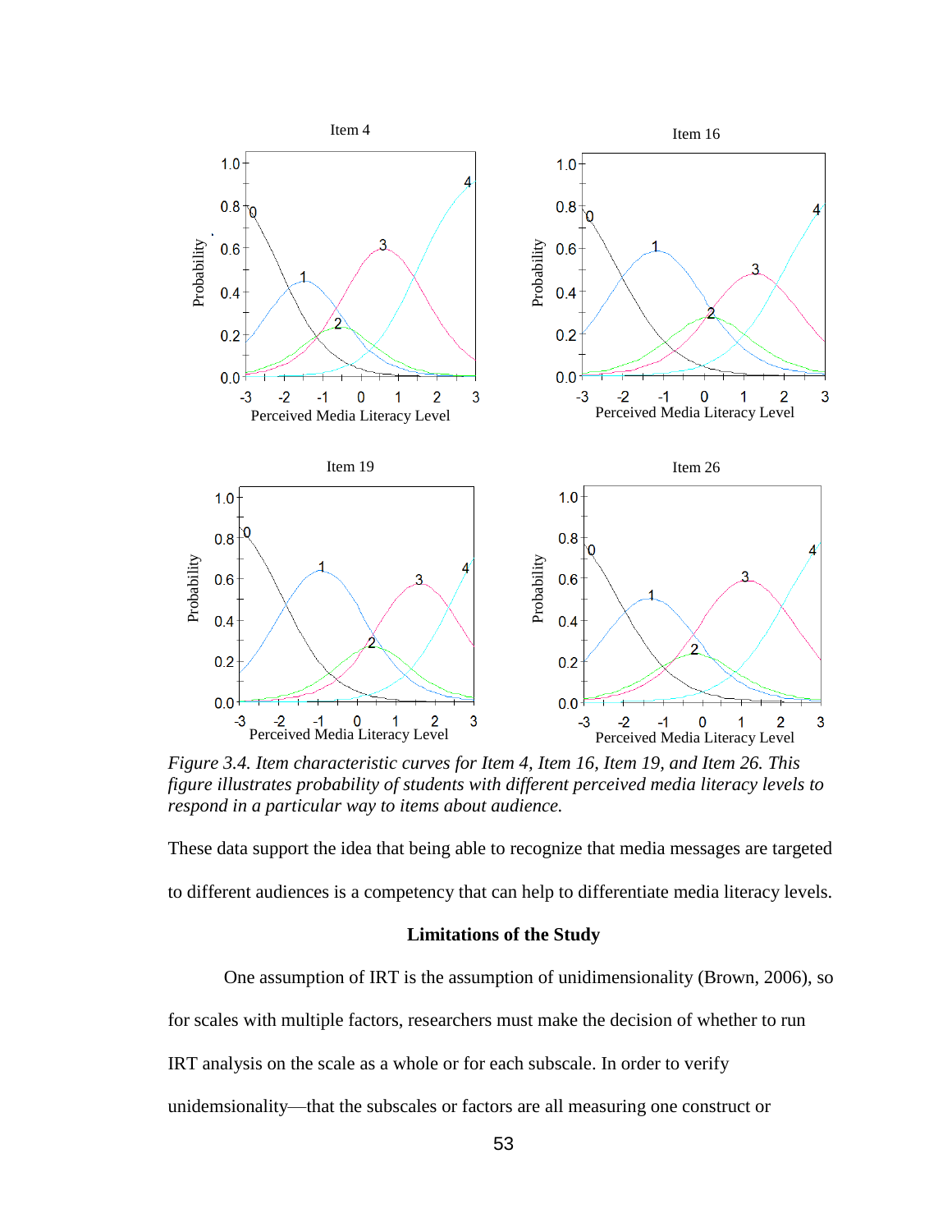*Figure 3.4.* *Item characteristic curves for Item 4, Item 16, Item 19, and Item 26. This figure illustrates probability of students with different perceived media literacy levels to respond in a particular way to items about audience.*

These data support the idea that being able to recognize that media messages are targeted to different audiences is a competency that can help to differentiate media literacy levels.

## Limitations of the Study

One assumption of IRT is the assumption of unidimensionality (Brown, 2006), so for scales with multiple factors, researchers must make the decision of whether to run IRT analysis on the scale as a whole or for each subscale. In order to verify unidemsionality—that the subscales or factors are all measuring one construct or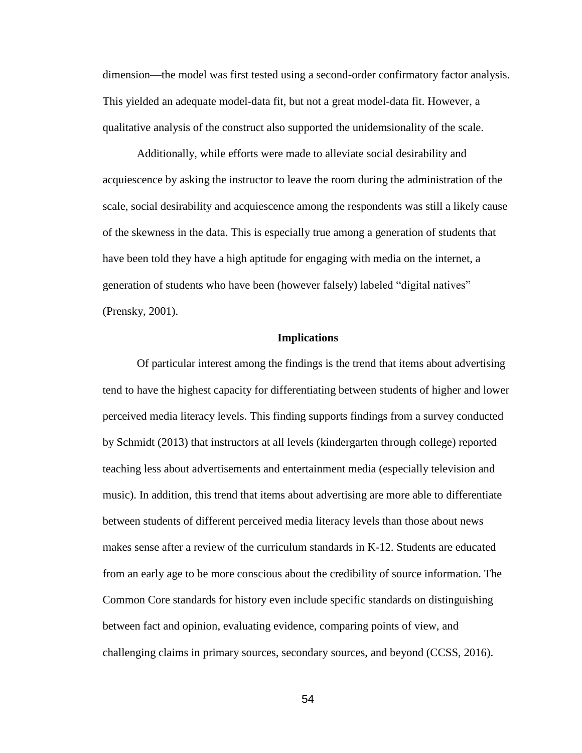dimension—the model was first tested using a second-order confirmatory factor analysis. This yielded an adequate model-data fit, but not a great model-data fit. However, a qualitative analysis of the construct also supported the unidemsionality of the scale.

Additionally, while efforts were made to alleviate social desirability and acquiescence by asking the instructor to leave the room during the administration of the scale, social desirability and acquiescence among the respondents was still a likely cause of the skewness in the data. This is especially true among a generation of students that have been told they have a high aptitude for engaging with media on the internet, a generation of students who have been (however falsely) labeled “digital natives” (Prensky, 2001).

## Implications

Of particular interest among the findings is the trend that items about advertising tend to have the highest capacity for differentiating between students of higher and lower perceived media literacy levels. This finding supports findings from a survey conducted by Schmidt (2013) that instructors at all levels (kindergarten through college) reported teaching less about advertisements and entertainment media (especially television and music). In addition, this trend that items about advertising are more able to differentiate between students of different perceived media literacy levels than those about news makes sense after a review of the curriculum standards in K-12. Students are educated from an early age to be more conscious about the credibility of source information. The Common Core standards for history even include specific standards on distinguishing between fact and opinion, evaluating evidence, comparing points of view, and challenging claims in primary sources, secondary sources, and beyond (CCSS, 2016).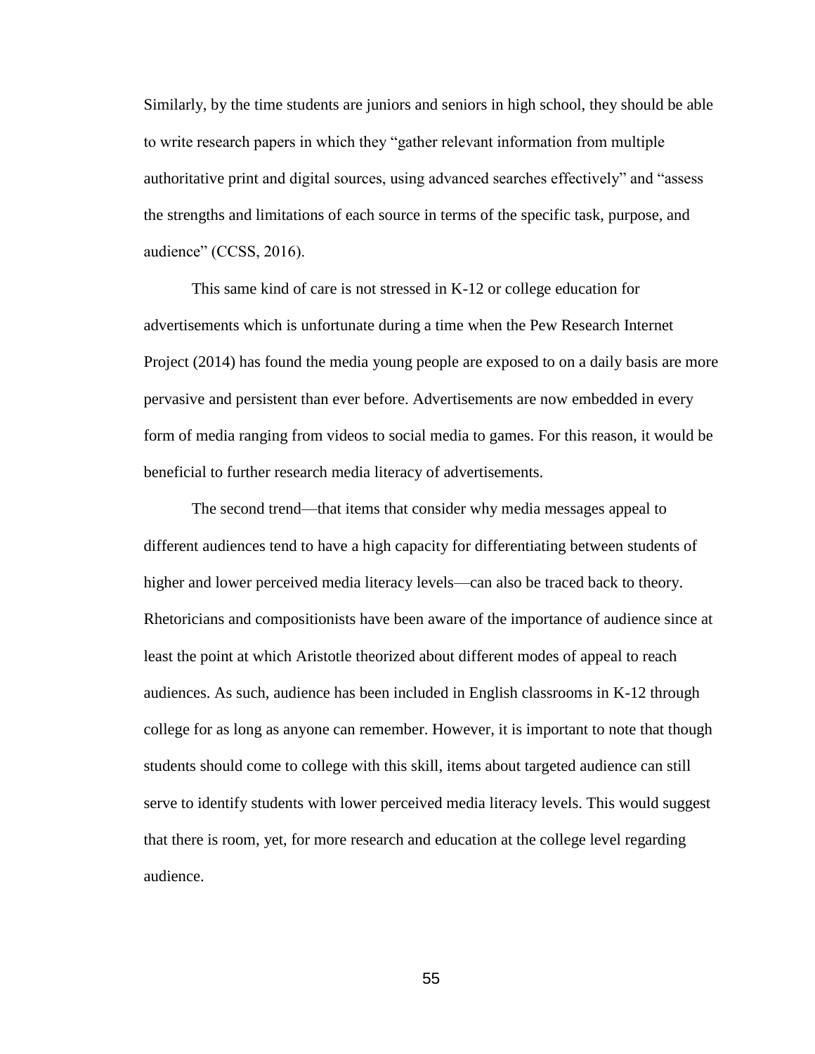Similarly, by the time students are juniors and seniors in high school, they should be able to write research papers in which they "gather relevant information from multiple authoritative print and digital sources, using advanced searches effectively" and "assess the strengths and limitations of each source in terms of the specific task, purpose, and audience" (CCSS, 2016).

This same kind of care is not stressed in K-12 or college education for advertisements which is unfortunate during a time when the Pew Research Internet Project (2014) has found the media young people are exposed to on a daily basis are more pervasive and persistent than ever before. Advertisements are now embedded in every form of media ranging from videos to social media to games. For this reason, it would be beneficial to further research media literacy of advertisements.

The second trend—that items that consider why media messages appeal to different audiences tend to have a high capacity for differentiating between students of higher and lower perceived media literacy levels—can also be traced back to theory. Rhetoricians and compositionists have been aware of the importance of audience since at least the point at which Aristotle theorized about different modes of appeal to reach audiences. As such, audience has been included in English classrooms in K-12 through college for as long as anyone can remember. However, it is important to note that though students should come to college with this skill, items about targeted audience can still serve to identify students with lower perceived media literacy levels. This would suggest that there is room, yet, for more research and education at the college level regarding audience.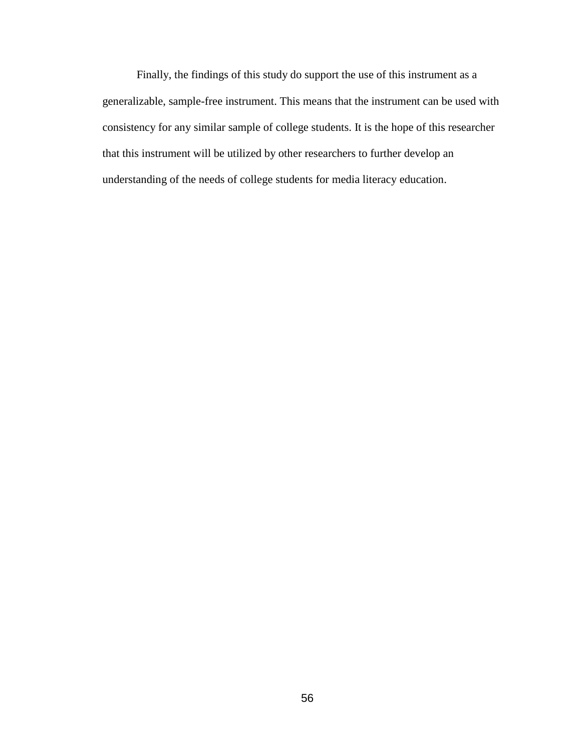Finally, the findings of this study do support the use of this instrument as a generalizable, sample-free instrument. This means that the instrument can be used with consistency for any similar sample of college students. It is the hope of this researcher that this instrument will be utilized by other researchers to further develop an understanding of the needs of college students for media literacy education.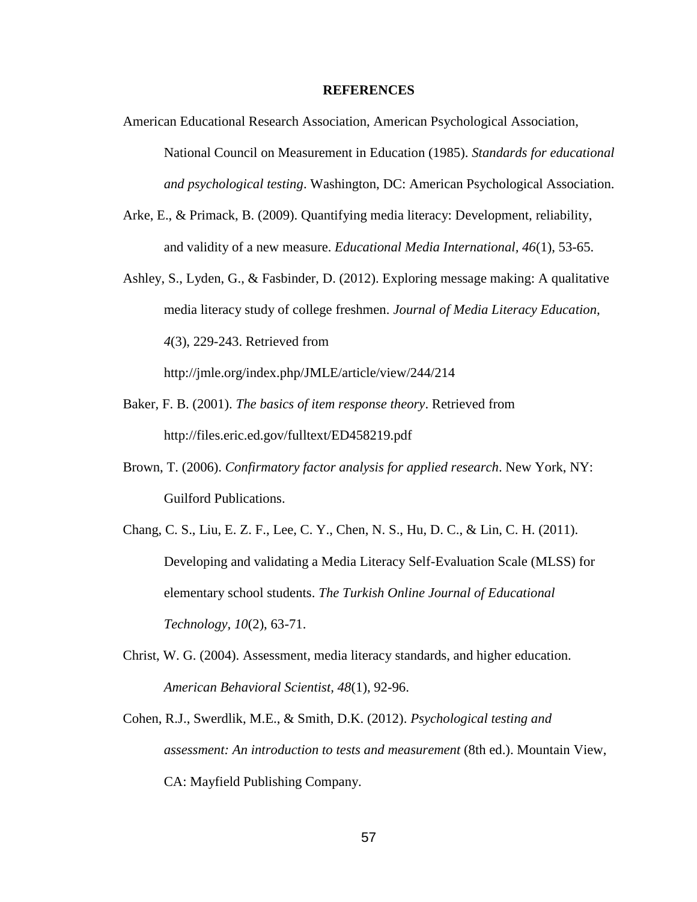# REFERENCES

American Educational Research Association, American Psychological Association, National Council on Measurement in Education (1985). *Standards for educational and psychological testing*. Washington, DC: American Psychological Association.

Arke, E., & Primack, B. (2009). Quantifying media literacy: Development, reliability, and validity of a new measure. *Educational Media International, 46*(1), 53-65.

Ashley, S., Lyden, G., & Fasbinder, D. (2012). Exploring message making: A qualitative media literacy study of college freshmen. *Journal of Media Literacy Education, 4*(3), 229-243. Retrieved from http://jmle.org/index.php/JMLE/article/view/244/214

Baker, F. B. (2001). *The basics of item response theory*. Retrieved from http://files.eric.ed.gov/fulltext/ED458219.pdf

Brown, T. (2006). *Confirmatory factor analysis for applied research*. New York, NY: Guilford Publications.

Chang, C. S., Liu, E. Z. F., Lee, C. Y., Chen, N. S., Hu, D. C., & Lin, C. H. (2011). Developing and validating a Media Literacy Self-Evaluation Scale (MLSS) for elementary school students. *The Turkish Online Journal of Educational Technology, 10*(2), 63-71.

Christ, W. G. (2004). Assessment, media literacy standards, and higher education. *American Behavioral Scientist, 48*(1), 92-96.

Cohen, R.J., Swerdlik, M.E., & Smith, D.K. (2012). *Psychological testing and assessment: An introduction to tests and measurement* (8th ed.). Mountain View, CA: Mayfield Publishing Company.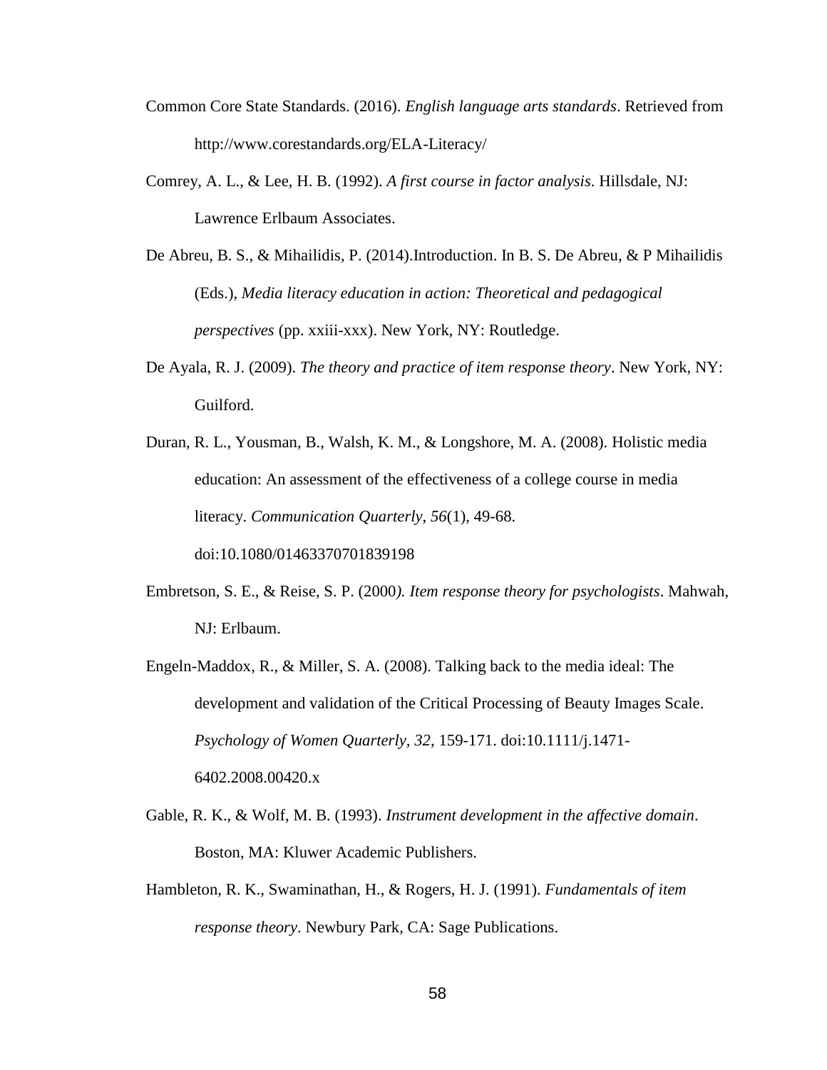Common Core State Standards. (2016). *English language arts standards*. Retrieved from http://www.corestandards.org/ELA-Literacy/

Comrey, A. L., & Lee, H. B. (1992). *A first course in factor analysis*. Hillsdale, NJ: Lawrence Erlbaum Associates.

De Abreu, B. S., & Mihailidis, P. (2014).Introduction. In B. S. De Abreu, & P Mihailidis (Eds.), *Media literacy education in action: Theoretical and pedagogical perspectives* (pp. xxiii-xxx). New York, NY: Routledge.

De Ayala, R. J. (2009). *The theory and practice of item response theory*. New York, NY: Guilford.

Duran, R. L., Yousman, B., Walsh, K. M., & Longshore, M. A. (2008). Holistic media education: An assessment of the effectiveness of a college course in media literacy. *Communication Quarterly, 56*(1), 49-68. doi:10.1080/01463370701839198

Embretson, S. E., & Reise, S. P. (2000*). Item response theory for psychologists*. Mahwah, NJ: Erlbaum.

Engeln-Maddox, R., & Miller, S. A. (2008). Talking back to the media ideal: The development and validation of the Critical Processing of Beauty Images Scale. *Psychology of Women Quarterly, 32*, 159-171. doi:10.1111/j.1471-6402.2008.00420.x

Gable, R. K., & Wolf, M. B. (1993). *Instrument development in the affective domain*. Boston, MA: Kluwer Academic Publishers.

Hambleton, R. K., Swaminathan, H., & Rogers, H. J. (1991). *Fundamentals of item response theory*. Newbury Park, CA: Sage Publications.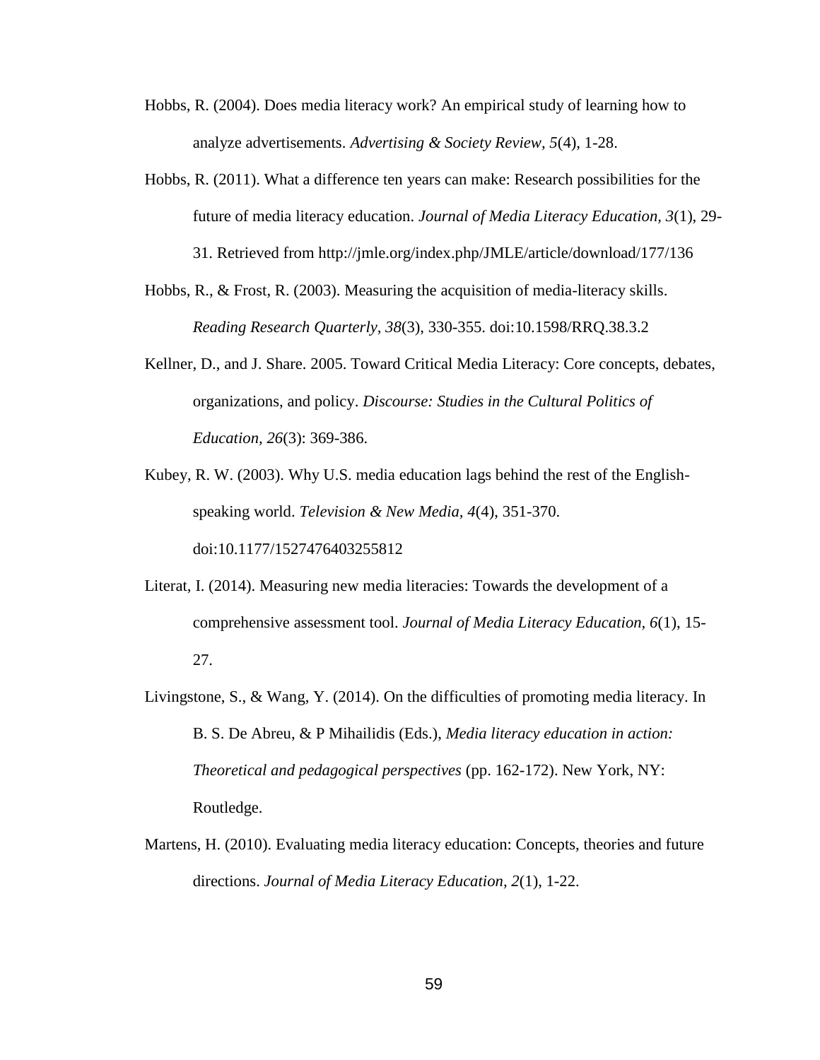Hobbs, R. (2004). Does media literacy work? An empirical study of learning how to analyze advertisements. *Advertising & Society Review, 5*(4), 1-28.

Hobbs, R. (2011). What a difference ten years can make: Research possibilities for the future of media literacy education. *Journal of Media Literacy Education, 3*(1), 29-31. Retrieved from http://jmle.org/index.php/JMLE/article/download/177/136

Hobbs, R., & Frost, R. (2003). Measuring the acquisition of media-literacy skills. *Reading Research Quarterly, 38*(3), 330-355. doi:10.1598/RRQ.38.3.2

Kellner, D., and J. Share. 2005. Toward Critical Media Literacy: Core concepts, debates, organizations, and policy. *Discourse: Studies in the Cultural Politics of Education, 26*(3): 369-386.

Kubey, R. W. (2003). Why U.S. media education lags behind the rest of the English-speaking world. *Television & New Media, 4*(4), 351-370. doi:10.1177/1527476403255812

Literat, I. (2014). Measuring new media literacies: Towards the development of a comprehensive assessment tool. *Journal of Media Literacy Education, 6*(1), 15-27.

Livingstone, S., & Wang, Y. (2014). On the difficulties of promoting media literacy. In B. S. De Abreu, & P Mihailidis (Eds.), *Media literacy education in action: Theoretical and pedagogical perspectives* (pp. 162-172). New York, NY: Routledge.

Martens, H. (2010). Evaluating media literacy education: Concepts, theories and future directions. *Journal of Media Literacy Education, 2*(1), 1-22.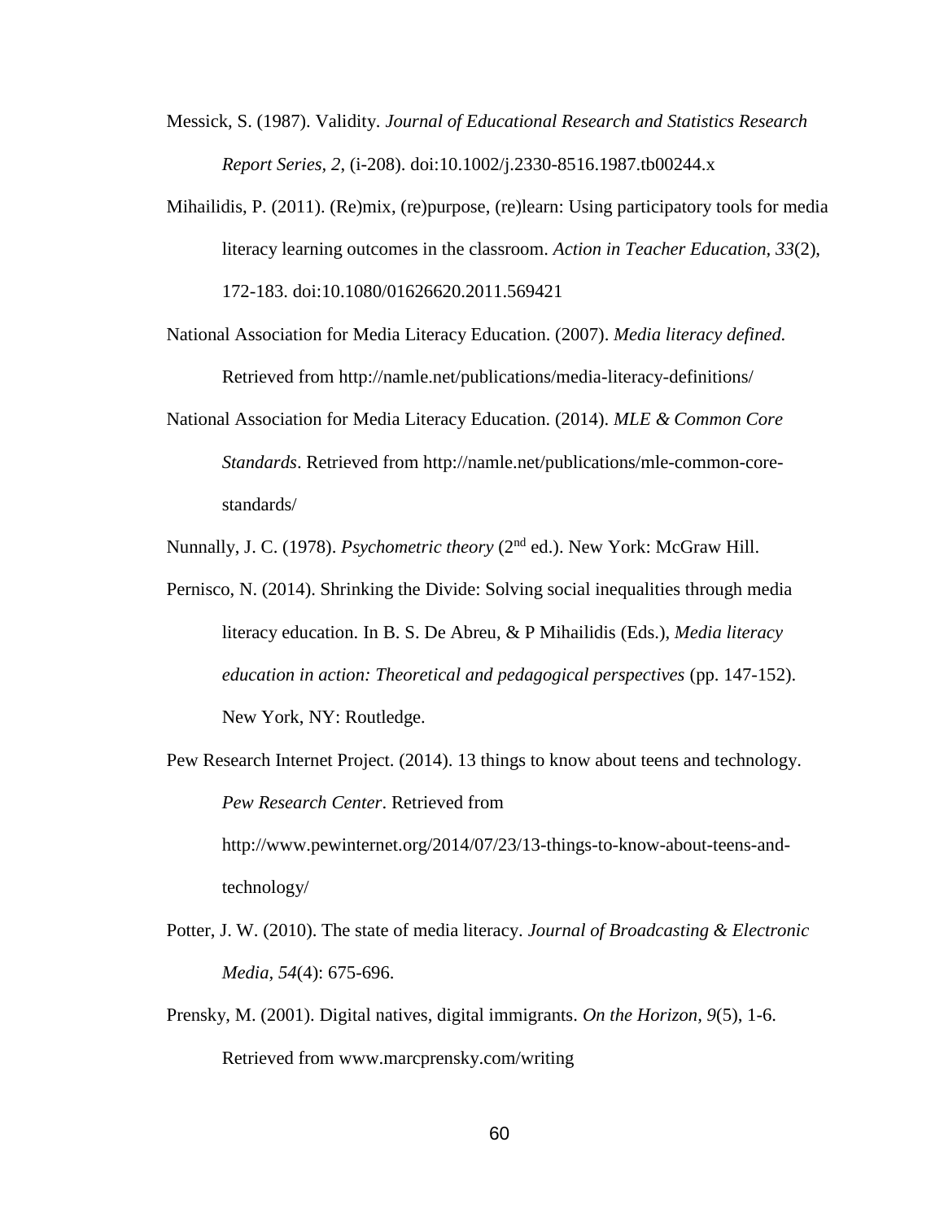Messick, S. (1987). Validity. *Journal of Educational Research and Statistics Research Report Series, 2*, (i-208). doi:10.1002/j.2330-8516.1987.tb00244.x

Mihailidis, P. (2011). (Re)mix, (re)purpose, (re)learn: Using participatory tools for media literacy learning outcomes in the classroom. *Action in Teacher Education, 33*(2), 172-183. doi:10.1080/01626620.2011.569421

National Association for Media Literacy Education. (2007). *Media literacy defined.* Retrieved from http://namle.net/publications/media-literacy-definitions/

National Association for Media Literacy Education. (2014). *MLE & Common Core Standards*. Retrieved from http://namle.net/publications/mle-common-core-standards/

Nunnally, J. C. (1978). *Psychometric theory* (2nd ed.). New York: McGraw Hill.

Pernisco, N. (2014). Shrinking the Divide: Solving social inequalities through media literacy education. In B. S. De Abreu, & P Mihailidis (Eds.), *Media literacy education in action: Theoretical and pedagogical perspectives* (pp. 147-152). New York, NY: Routledge.

Pew Research Internet Project. (2014). 13 things to know about teens and technology. *Pew Research Center*. Retrieved from http://www.pewinternet.org/2014/07/23/13-things-to-know-about-teens-and-technology/

Potter, J. W. (2010). The state of media literacy. *Journal of Broadcasting & Electronic Media*, *54*(4): 675-696.

Prensky, M. (2001). Digital natives, digital immigrants. *On the Horizon, 9*(5), 1-6. Retrieved from www.marcprensky.com/writing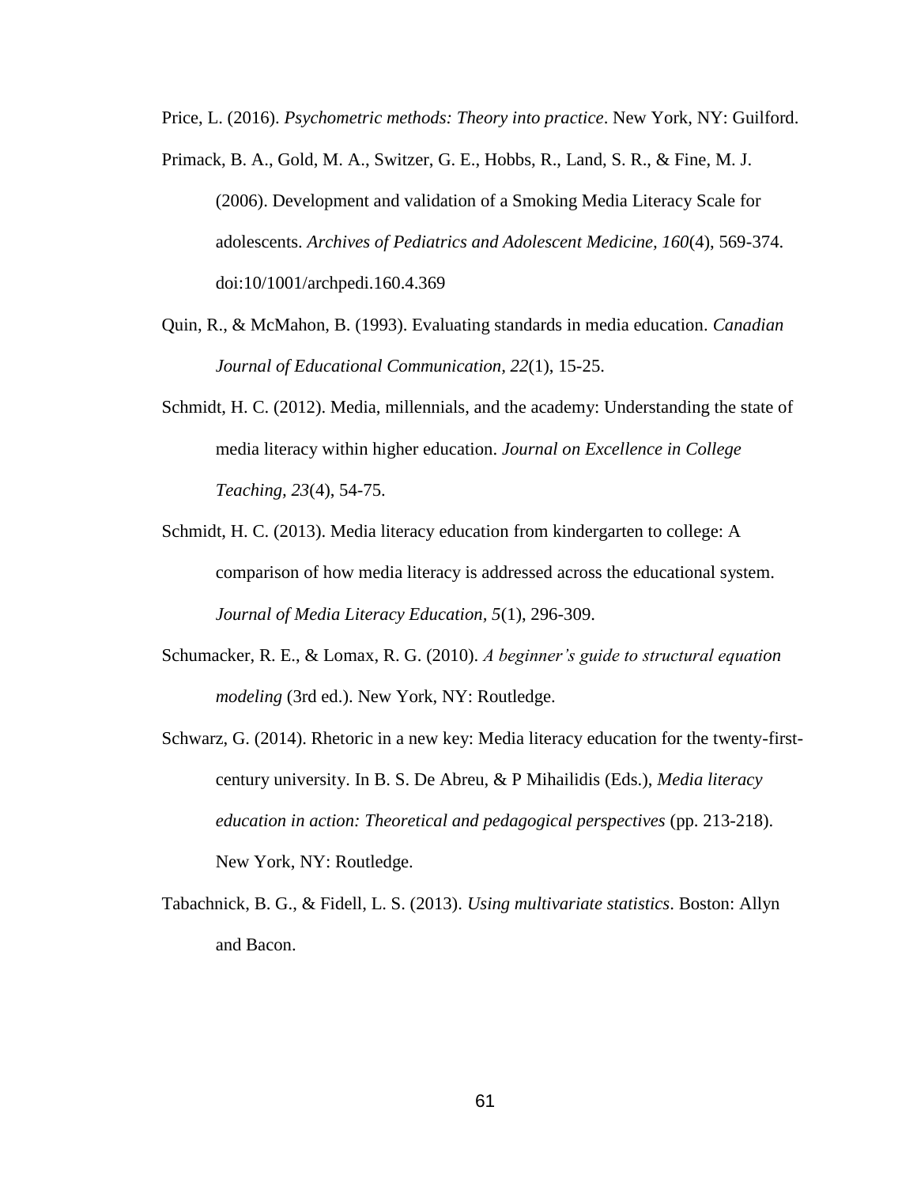Price, L. (2016). *Psychometric methods: Theory into practice*. New York, NY: Guilford.

Primack, B. A., Gold, M. A., Switzer, G. E., Hobbs, R., Land, S. R., & Fine, M. J. (2006). Development and validation of a Smoking Media Literacy Scale for adolescents. *Archives of Pediatrics and Adolescent Medicine, 160*(4), 569-374. doi:10/1001/archpedi.160.4.369

Quin, R., & McMahon, B. (1993). Evaluating standards in media education. *Canadian Journal of Educational Communication, 22*(1), 15-25.

Schmidt, H. C. (2012). Media, millennials, and the academy: Understanding the state of media literacy within higher education. *Journal on Excellence in College Teaching, 23*(4), 54-75.

Schmidt, H. C. (2013). Media literacy education from kindergarten to college: A comparison of how media literacy is addressed across the educational system. *Journal of Media Literacy Education, 5*(1), 296-309.

Schumacker, R. E., & Lomax, R. G. (2010). *A beginner's guide to structural equation modeling* (3rd ed.). New York, NY: Routledge.

Schwarz, G. (2014). Rhetoric in a new key: Media literacy education for the twenty-first-century university. In B. S. De Abreu, & P Mihailidis (Eds.), *Media literacy education in action: Theoretical and pedagogical perspectives* (pp. 213-218). New York, NY: Routledge.

Tabachnick, B. G., & Fidell, L. S. (2013). *Using multivariate statistics*. Boston: Allyn and Bacon.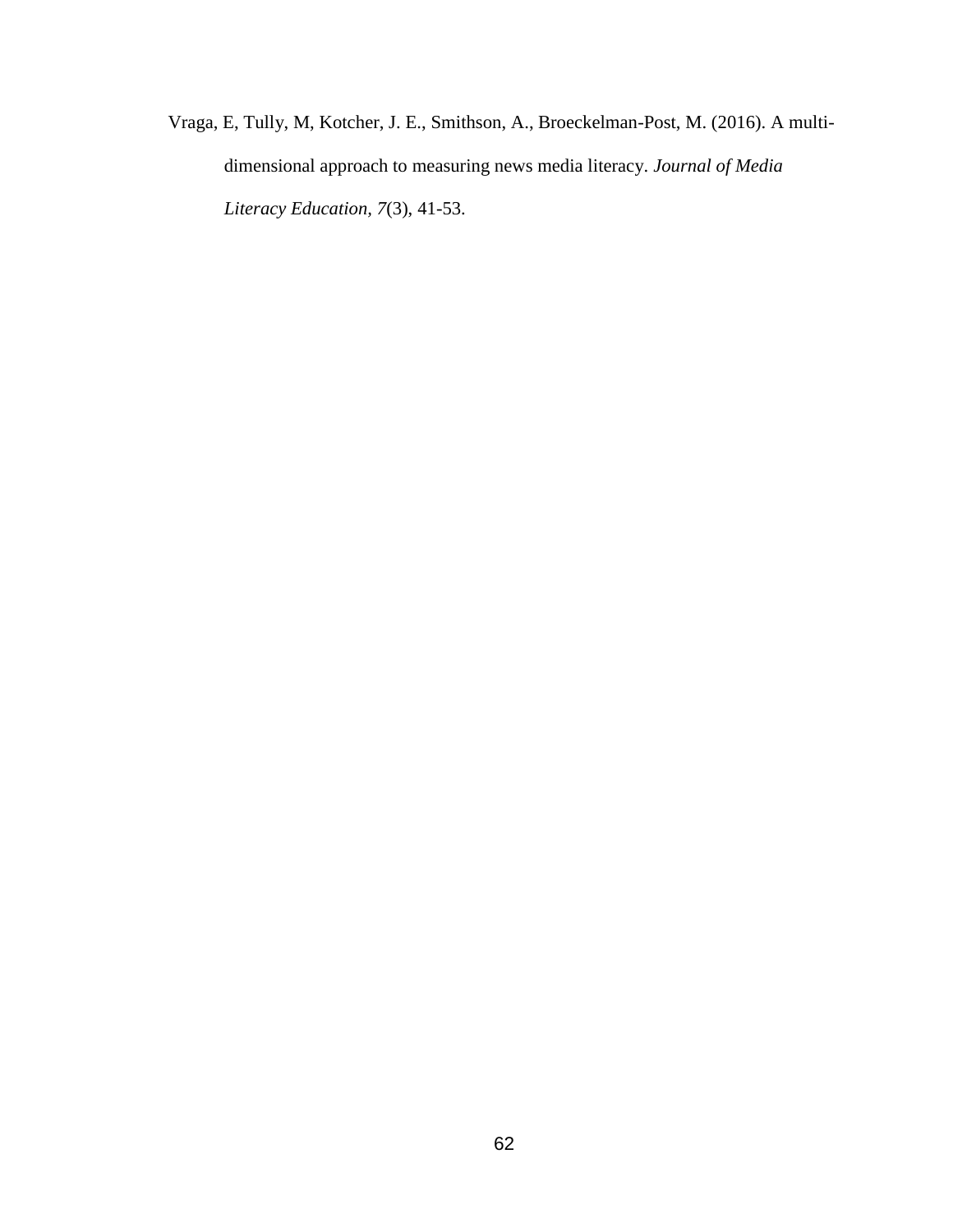Vraga, E, Tully, M, Kotcher, J. E., Smithson, A., Broeckelman-Post, M. (2016). A multi-dimensional approach to measuring news media literacy. *Journal of Media Literacy Education*, *7*(3), 41-53.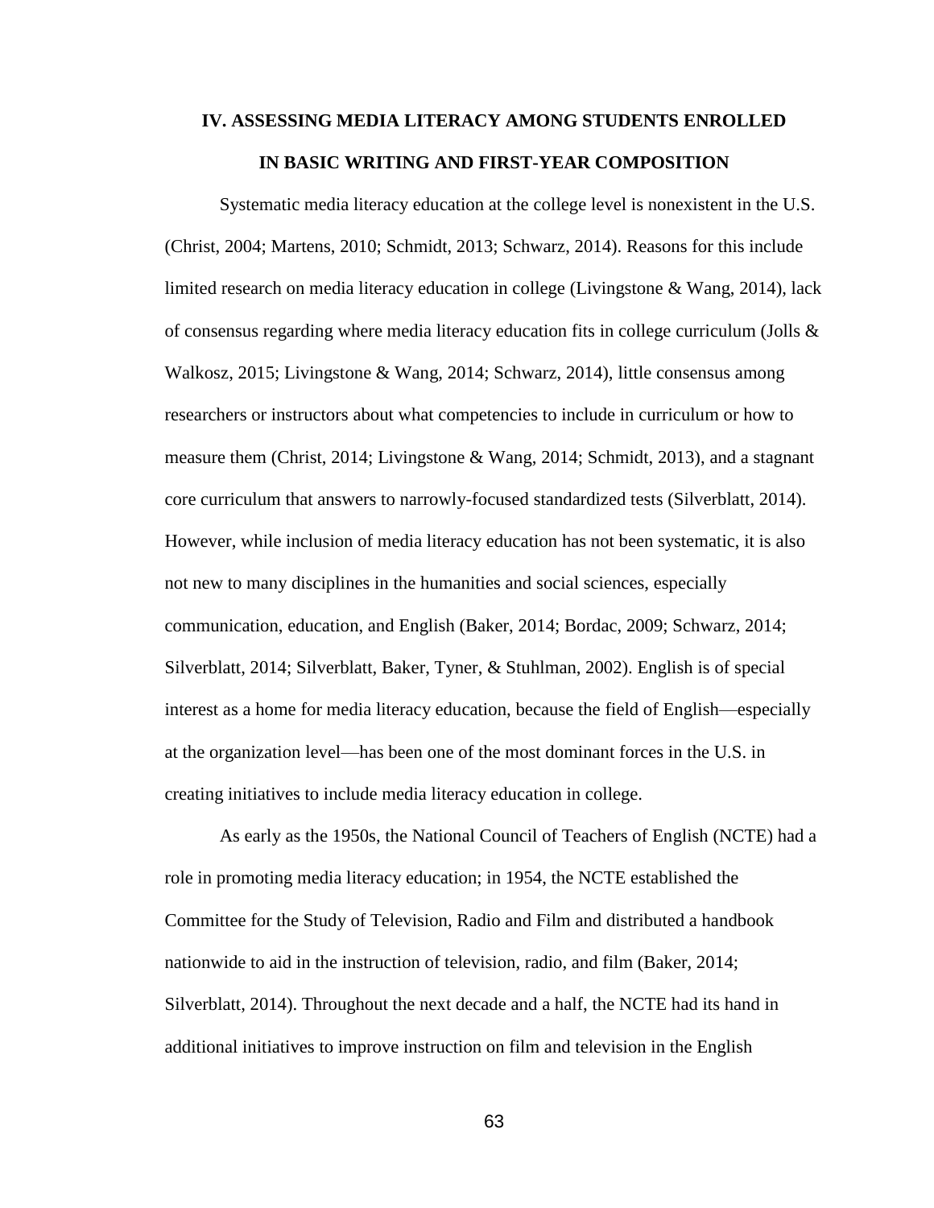# IV. ASSESSING MEDIA LITERACY AMONG STUDENTS ENROLLED IN BASIC WRITING AND FIRST-YEAR COMPOSITION

Systematic media literacy education at the college level is nonexistent in the U.S. (Christ, 2004; Martens, 2010; Schmidt, 2013; Schwarz, 2014). Reasons for this include limited research on media literacy education in college (Livingstone & Wang, 2014), lack of consensus regarding where media literacy education fits in college curriculum (Jolls & Walkosz, 2015; Livingstone & Wang, 2014; Schwarz, 2014), little consensus among researchers or instructors about what competencies to include in curriculum or how to measure them (Christ, 2014; Livingstone & Wang, 2014; Schmidt, 2013), and a stagnant core curriculum that answers to narrowly-focused standardized tests (Silverblatt, 2014). However, while inclusion of media literacy education has not been systematic, it is also not new to many disciplines in the humanities and social sciences, especially communication, education, and English (Baker, 2014; Bordac, 2009; Schwarz, 2014; Silverblatt, 2014; Silverblatt, Baker, Tyner, & Stuhlman, 2002). English is of special interest as a home for media literacy education, because the field of English—especially at the organization level—has been one of the most dominant forces in the U.S. in creating initiatives to include media literacy education in college.

As early as the 1950s, the National Council of Teachers of English (NCTE) had a role in promoting media literacy education; in 1954, the NCTE established the Committee for the Study of Television, Radio and Film and distributed a handbook nationwide to aid in the instruction of television, radio, and film (Baker, 2014; Silverblatt, 2014). Throughout the next decade and a half, the NCTE had its hand in additional initiatives to improve instruction on film and television in the English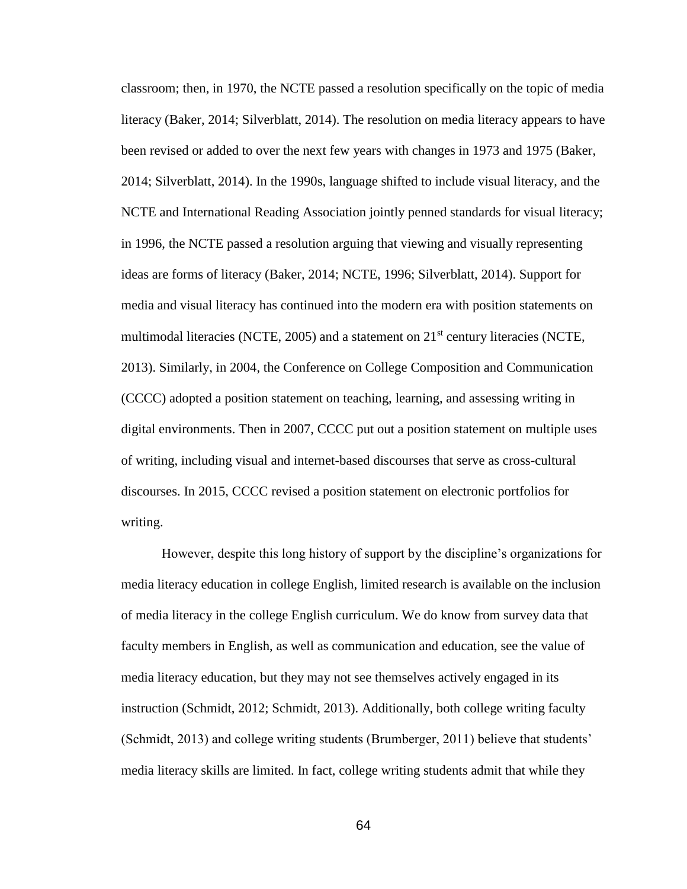classroom; then, in 1970, the NCTE passed a resolution specifically on the topic of media literacy (Baker, 2014; Silverblatt, 2014). The resolution on media literacy appears to have been revised or added to over the next few years with changes in 1973 and 1975 (Baker, 2014; Silverblatt, 2014). In the 1990s, language shifted to include visual literacy, and the NCTE and International Reading Association jointly penned standards for visual literacy; in 1996, the NCTE passed a resolution arguing that viewing and visually representing ideas are forms of literacy (Baker, 2014; NCTE, 1996; Silverblatt, 2014). Support for media and visual literacy has continued into the modern era with position statements on multimodal literacies (NCTE, 2005) and a statement on 21st century literacies (NCTE, 2013). Similarly, in 2004, the Conference on College Composition and Communication (CCCC) adopted a position statement on teaching, learning, and assessing writing in digital environments. Then in 2007, CCCC put out a position statement on multiple uses of writing, including visual and internet-based discourses that serve as cross-cultural discourses. In 2015, CCCC revised a position statement on electronic portfolios for writing.

However, despite this long history of support by the discipline's organizations for media literacy education in college English, limited research is available on the inclusion of media literacy in the college English curriculum. We do know from survey data that faculty members in English, as well as communication and education, see the value of media literacy education, but they may not see themselves actively engaged in its instruction (Schmidt, 2012; Schmidt, 2013). Additionally, both college writing faculty (Schmidt, 2013) and college writing students (Brumberger, 2011) believe that students' media literacy skills are limited. In fact, college writing students admit that while they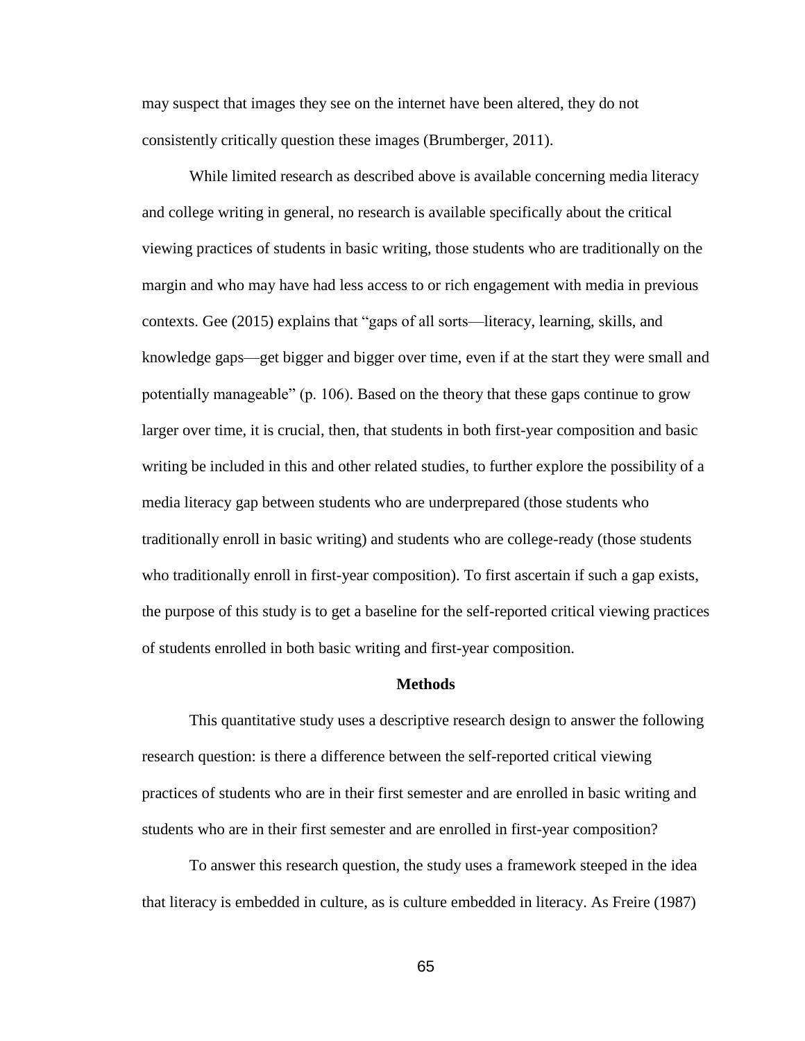may suspect that images they see on the internet have been altered, they do not consistently critically question these images (Brumberger, 2011).

While limited research as described above is available concerning media literacy and college writing in general, no research is available specifically about the critical viewing practices of students in basic writing, those students who are traditionally on the margin and who may have had less access to or rich engagement with media in previous contexts. Gee (2015) explains that "gaps of all sorts—literacy, learning, skills, and knowledge gaps—get bigger and bigger over time, even if at the start they were small and potentially manageable" (p. 106). Based on the theory that these gaps continue to grow larger over time, it is crucial, then, that students in both first-year composition and basic writing be included in this and other related studies, to further explore the possibility of a media literacy gap between students who are underprepared (those students who traditionally enroll in basic writing) and students who are college-ready (those students who traditionally enroll in first-year composition). To first ascertain if such a gap exists, the purpose of this study is to get a baseline for the self-reported critical viewing practices of students enrolled in both basic writing and first-year composition.

## Methods

This quantitative study uses a descriptive research design to answer the following research question: is there a difference between the self-reported critical viewing practices of students who are in their first semester and are enrolled in basic writing and students who are in their first semester and are enrolled in first-year composition?

To answer this research question, the study uses a framework steeped in the idea that literacy is embedded in culture, as is culture embedded in literacy. As Freire (1987)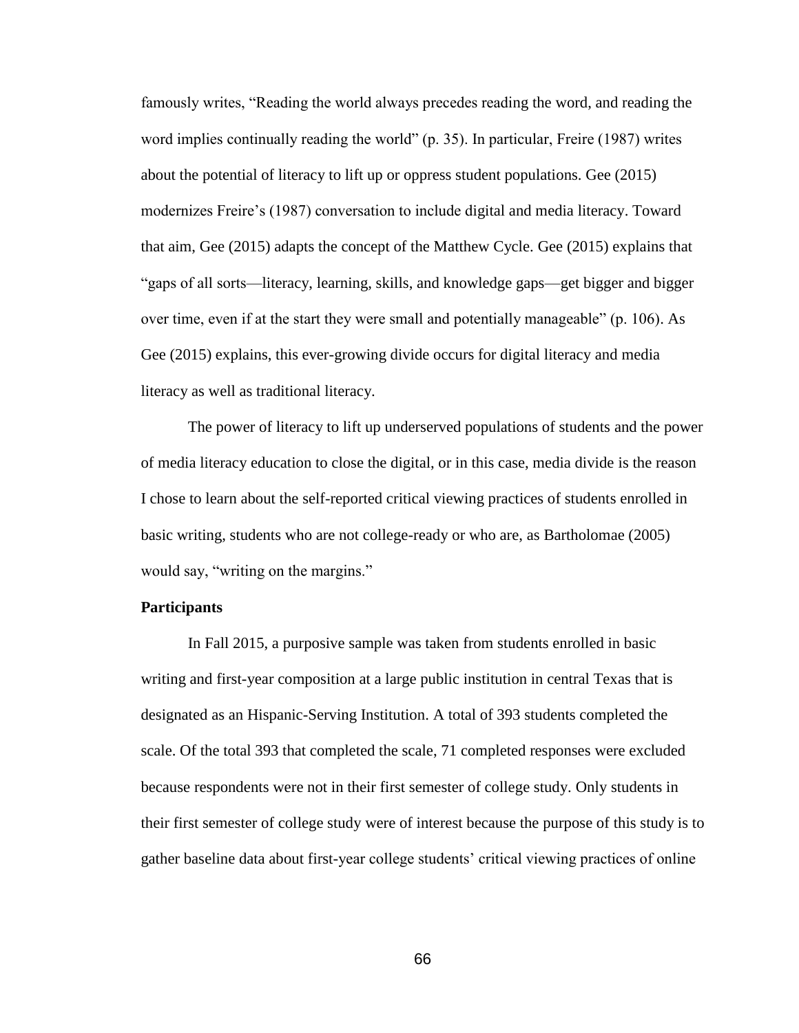famously writes, "Reading the world always precedes reading the word, and reading the word implies continually reading the world" (p. 35). In particular, Freire (1987) writes about the potential of literacy to lift up or oppress student populations. Gee (2015) modernizes Freire's (1987) conversation to include digital and media literacy. Toward that aim, Gee (2015) adapts the concept of the Matthew Cycle. Gee (2015) explains that "gaps of all sorts—literacy, learning, skills, and knowledge gaps—get bigger and bigger over time, even if at the start they were small and potentially manageable" (p. 106). As Gee (2015) explains, this ever-growing divide occurs for digital literacy and media literacy as well as traditional literacy.

The power of literacy to lift up underserved populations of students and the power of media literacy education to close the digital, or in this case, media divide is the reason I chose to learn about the self-reported critical viewing practices of students enrolled in basic writing, students who are not college-ready or who are, as Bartholomae (2005) would say, "writing on the margins."

**Participants**

In Fall 2015, a purposive sample was taken from students enrolled in basic writing and first-year composition at a large public institution in central Texas that is designated as an Hispanic-Serving Institution. A total of 393 students completed the scale. Of the total 393 that completed the scale, 71 completed responses were excluded because respondents were not in their first semester of college study. Only students in their first semester of college study were of interest because the purpose of this study is to gather baseline data about first-year college students' critical viewing practices of online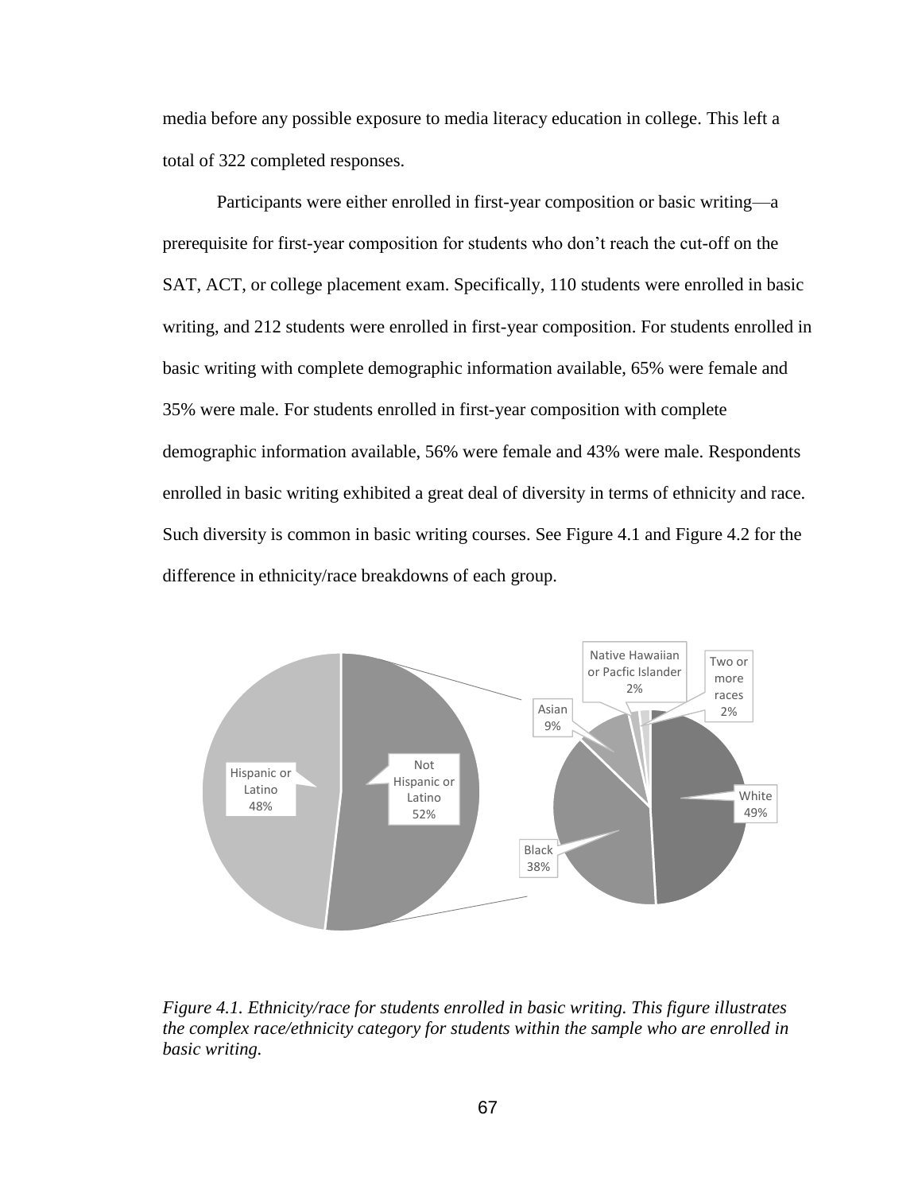media before any possible exposure to media literacy education in college. This left a total of 322 completed responses.

Participants were either enrolled in first-year composition or basic writing—a prerequisite for first-year composition for students who don't reach the cut-off on the SAT, ACT, or college placement exam. Specifically, 110 students were enrolled in basic writing, and 212 students were enrolled in first-year composition. For students enrolled in basic writing with complete demographic information available, 65% were female and 35% were male. For students enrolled in first-year composition with complete demographic information available, 56% were female and 43% were male. Respondents enrolled in basic writing exhibited a great deal of diversity in terms of ethnicity and race. Such diversity is common in basic writing courses. See Figure 4.1 and Figure 4.2 for the difference in ethnicity/race breakdowns of each group.

*Figure 4.1. Ethnicity/race for students enrolled in basic writing. This figure illustrates the complex race/ethnicity category for students within the sample who are enrolled in basic writing.*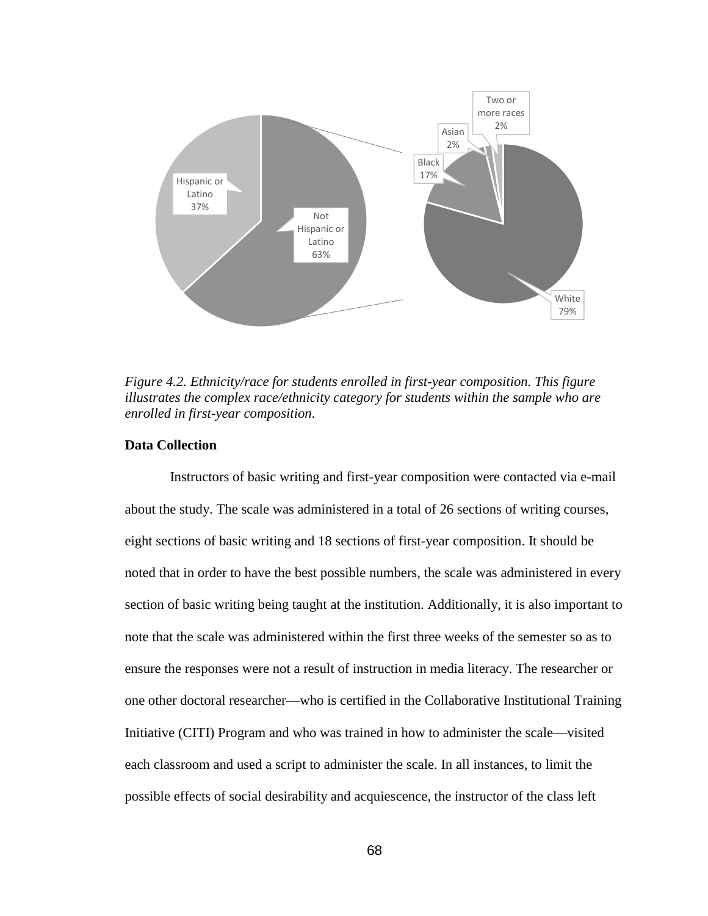*Figure 4.2.* *Ethnicity/race for students enrolled in first-year composition. This figure illustrates the complex race/ethnicity category for students within the sample who are enrolled in first-year composition.*

**Data Collection**

Instructors of basic writing and first-year composition were contacted via e-mail about the study. The scale was administered in a total of 26 sections of writing courses, eight sections of basic writing and 18 sections of first-year composition. It should be noted that in order to have the best possible numbers, the scale was administered in every section of basic writing being taught at the institution. Additionally, it is also important to note that the scale was administered within the first three weeks of the semester so as to ensure the responses were not a result of instruction in media literacy. The researcher or one other doctoral researcher—who is certified in the Collaborative Institutional Training Initiative (CITI) Program and who was trained in how to administer the scale—visited each classroom and used a script to administer the scale. In all instances, to limit the possible effects of social desirability and acquiescence, the instructor of the class left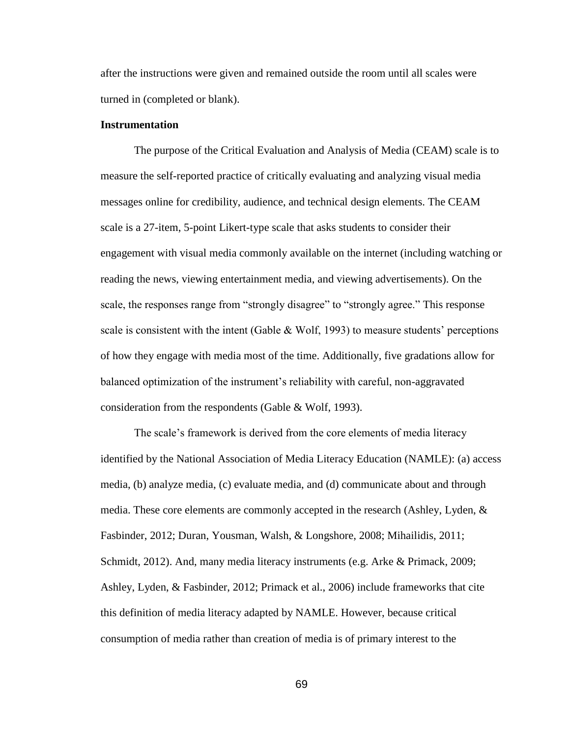after the instructions were given and remained outside the room until all scales were turned in (completed or blank).

**Instrumentation**

The purpose of the Critical Evaluation and Analysis of Media (CEAM) scale is to measure the self-reported practice of critically evaluating and analyzing visual media messages online for credibility, audience, and technical design elements. The CEAM scale is a 27-item, 5-point Likert-type scale that asks students to consider their engagement with visual media commonly available on the internet (including watching or reading the news, viewing entertainment media, and viewing advertisements). On the scale, the responses range from "strongly disagree" to "strongly agree." This response scale is consistent with the intent (Gable & Wolf, 1993) to measure students' perceptions of how they engage with media most of the time. Additionally, five gradations allow for balanced optimization of the instrument's reliability with careful, non-aggravated consideration from the respondents (Gable & Wolf, 1993).

The scale's framework is derived from the core elements of media literacy identified by the National Association of Media Literacy Education (NAMLE): (a) access media, (b) analyze media, (c) evaluate media, and (d) communicate about and through media. These core elements are commonly accepted in the research (Ashley, Lyden, & Fasbinder, 2012; Duran, Yousman, Walsh, & Longshore, 2008; Mihailidis, 2011; Schmidt, 2012). And, many media literacy instruments (e.g. Arke & Primack, 2009; Ashley, Lyden, & Fasbinder, 2012; Primack et al., 2006) include frameworks that cite this definition of media literacy adapted by NAMLE. However, because critical consumption of media rather than creation of media is of primary interest to the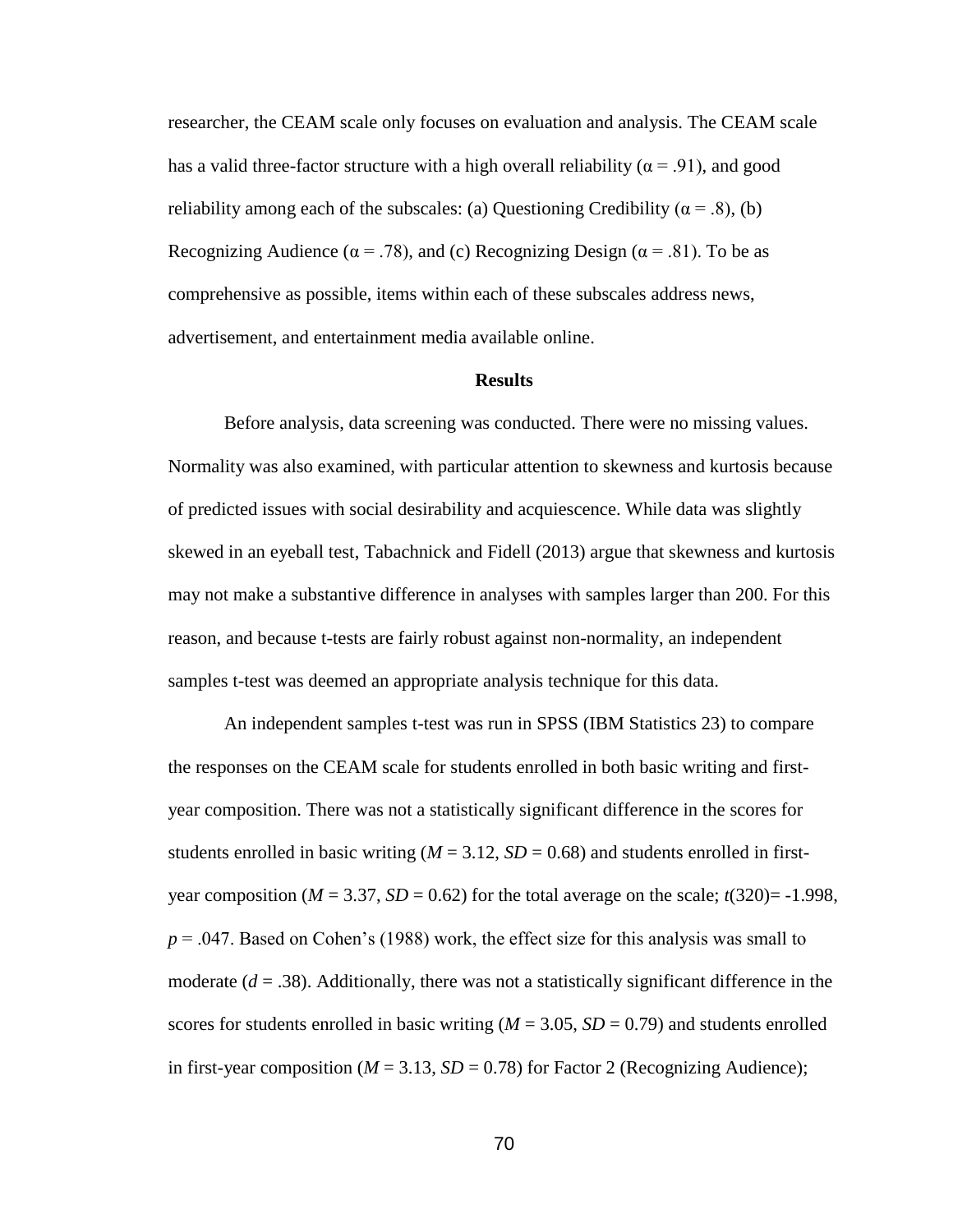researcher, the CEAM scale only focuses on evaluation and analysis. The CEAM scale has a valid three-factor structure with a high overall reliability ($\alpha = .91$), and good reliability among each of the subscales: (a) Questioning Credibility ($\alpha = .8$), (b) Recognizing Audience ($\alpha = .78$), and (c) Recognizing Design ($\alpha = .81$). To be as comprehensive as possible, items within each of these subscales address news, advertisement, and entertainment media available online.

## Results

Before analysis, data screening was conducted. There were no missing values. Normality was also examined, with particular attention to skewness and kurtosis because of predicted issues with social desirability and acquiescence. While data was slightly skewed in an eyeball test, Tabachnick and Fidell (2013) argue that skewness and kurtosis may not make a substantive difference in analyses with samples larger than 200. For this reason, and because t-tests are fairly robust against non-normality, an independent samples t-test was deemed an appropriate analysis technique for this data.

An independent samples t-test was run in SPSS (IBM Statistics 23) to compare the responses on the CEAM scale for students enrolled in both basic writing and first-year composition. There was not a statistically significant difference in the scores for students enrolled in basic writing ($M = 3.12$, $SD = 0.68$) and students enrolled in first-year composition ($M = 3.37$, $SD = 0.62$) for the total average on the scale; $t(320) = -1.998$, $p = .047$. Based on Cohen's (1988) work, the effect size for this analysis was small to moderate ($d = .38$). Additionally, there was not a statistically significant difference in the scores for students enrolled in basic writing ($M = 3.05$, $SD = 0.79$) and students enrolled in first-year composition ($M = 3.13$, $SD = 0.78$) for Factor 2 (Recognizing Audience);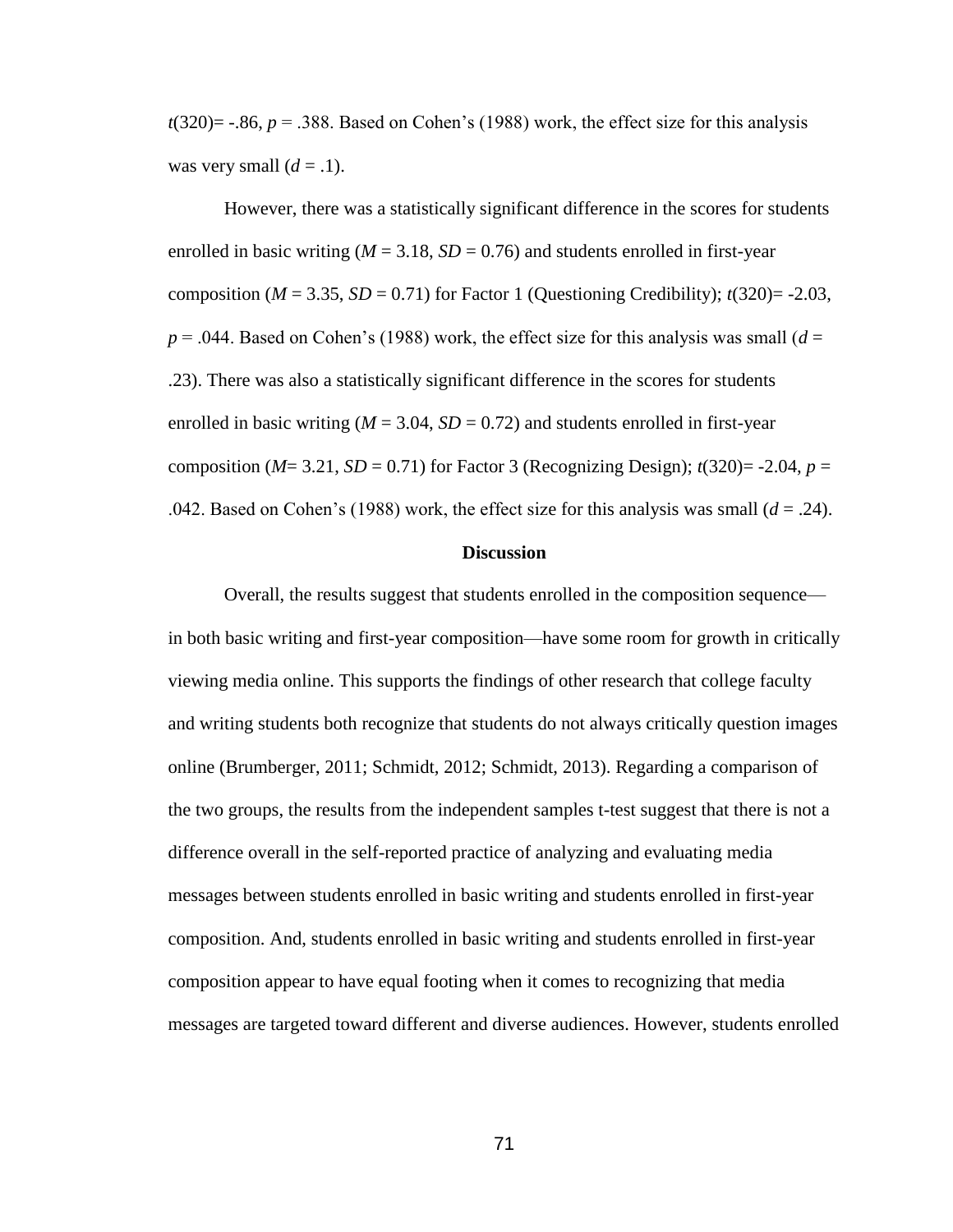$t(320) = -.86$, $p = .388$. Based on Cohen's (1988) work, the effect size for this analysis was very small ($d = .1$).

However, there was a statistically significant difference in the scores for students enrolled in basic writing ($M = 3.18$, $SD = 0.76$) and students enrolled in first-year composition ($M = 3.35$, $SD = 0.71$) for Factor 1 (Questioning Credibility); $t(320) = -2.03$, $p = .044$. Based on Cohen's (1988) work, the effect size for this analysis was small ($d = .23$). There was also a statistically significant difference in the scores for students enrolled in basic writing ($M = 3.04$, $SD = 0.72$) and students enrolled in first-year composition ($M = 3.21$, $SD = 0.71$) for Factor 3 (Recognizing Design); $t(320) = -2.04$, $p = .042$. Based on Cohen's (1988) work, the effect size for this analysis was small ($d = .24$).

## Discussion

Overall, the results suggest that students enrolled in the composition sequence—in both basic writing and first-year composition—have some room for growth in critically viewing media online. This supports the findings of other research that college faculty and writing students both recognize that students do not always critically question images online (Brumberger, 2011; Schmidt, 2012; Schmidt, 2013). Regarding a comparison of the two groups, the results from the independent samples t-test suggest that there is not a difference overall in the self-reported practice of analyzing and evaluating media messages between students enrolled in basic writing and students enrolled in first-year composition. And, students enrolled in basic writing and students enrolled in first-year composition appear to have equal footing when it comes to recognizing that media messages are targeted toward different and diverse audiences. However, students enrolled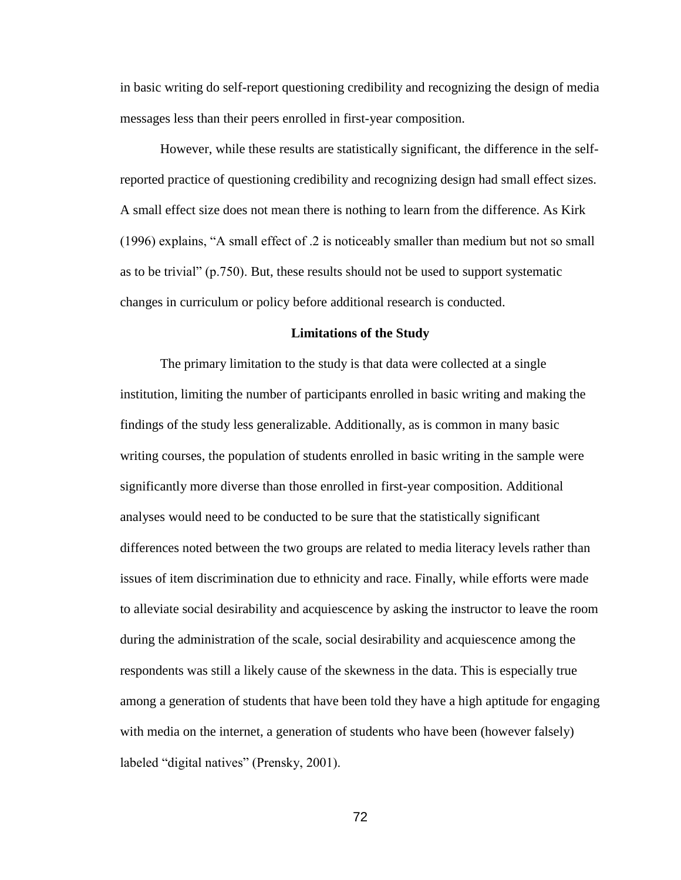in basic writing do self-report questioning credibility and recognizing the design of media messages less than their peers enrolled in first-year composition.

However, while these results are statistically significant, the difference in the self-reported practice of questioning credibility and recognizing design had small effect sizes. A small effect size does not mean there is nothing to learn from the difference. As Kirk (1996) explains, "A small effect of .2 is noticeably smaller than medium but not so small as to be trivial" (p.750). But, these results should not be used to support systematic changes in curriculum or policy before additional research is conducted.

## Limitations of the Study

The primary limitation to the study is that data were collected at a single institution, limiting the number of participants enrolled in basic writing and making the findings of the study less generalizable. Additionally, as is common in many basic writing courses, the population of students enrolled in basic writing in the sample were significantly more diverse than those enrolled in first-year composition. Additional analyses would need to be conducted to be sure that the statistically significant differences noted between the two groups are related to media literacy levels rather than issues of item discrimination due to ethnicity and race. Finally, while efforts were made to alleviate social desirability and acquiescence by asking the instructor to leave the room during the administration of the scale, social desirability and acquiescence among the respondents was still a likely cause of the skewness in the data. This is especially true among a generation of students that have been told they have a high aptitude for engaging with media on the internet, a generation of students who have been (however falsely) labeled "digital natives" (Prensky, 2001).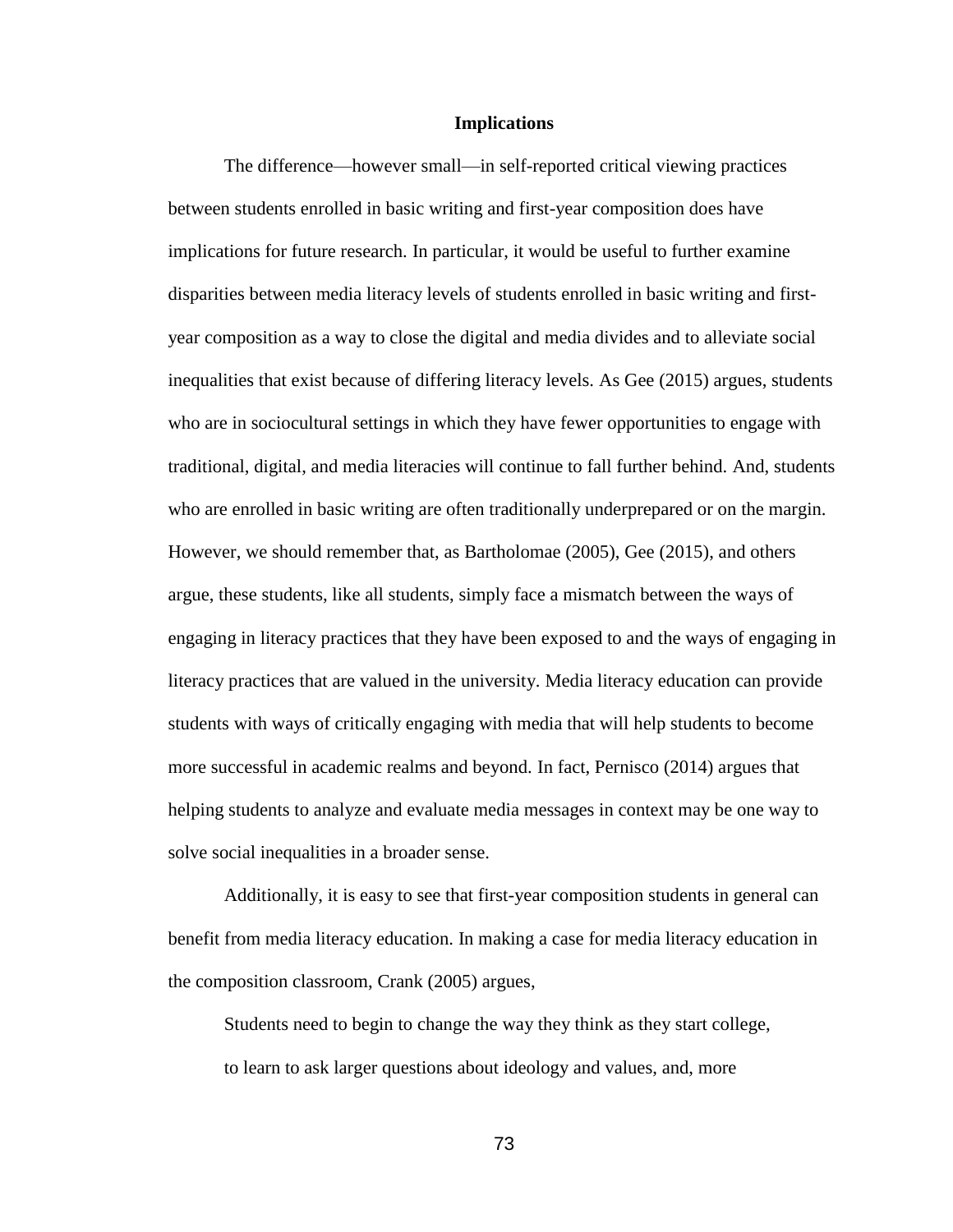## Implications

The difference—however small—in self-reported critical viewing practices between students enrolled in basic writing and first-year composition does have implications for future research. In particular, it would be useful to further examine disparities between media literacy levels of students enrolled in basic writing and first-year composition as a way to close the digital and media divides and to alleviate social inequalities that exist because of differing literacy levels. As Gee (2015) argues, students who are in sociocultural settings in which they have fewer opportunities to engage with traditional, digital, and media literacies will continue to fall further behind. And, students who are enrolled in basic writing are often traditionally underprepared or on the margin. However, we should remember that, as Bartholomae (2005), Gee (2015), and others argue, these students, like all students, simply face a mismatch between the ways of engaging in literacy practices that they have been exposed to and the ways of engaging in literacy practices that are valued in the university. Media literacy education can provide students with ways of critically engaging with media that will help students to become more successful in academic realms and beyond. In fact, Pernisco (2014) argues that helping students to analyze and evaluate media messages in context may be one way to solve social inequalities in a broader sense.

Additionally, it is easy to see that first-year composition students in general can benefit from media literacy education. In making a case for media literacy education in the composition classroom, Crank (2005) argues,

> Students need to begin to change the way they think as they start college, to learn to ask larger questions about ideology and values, and, more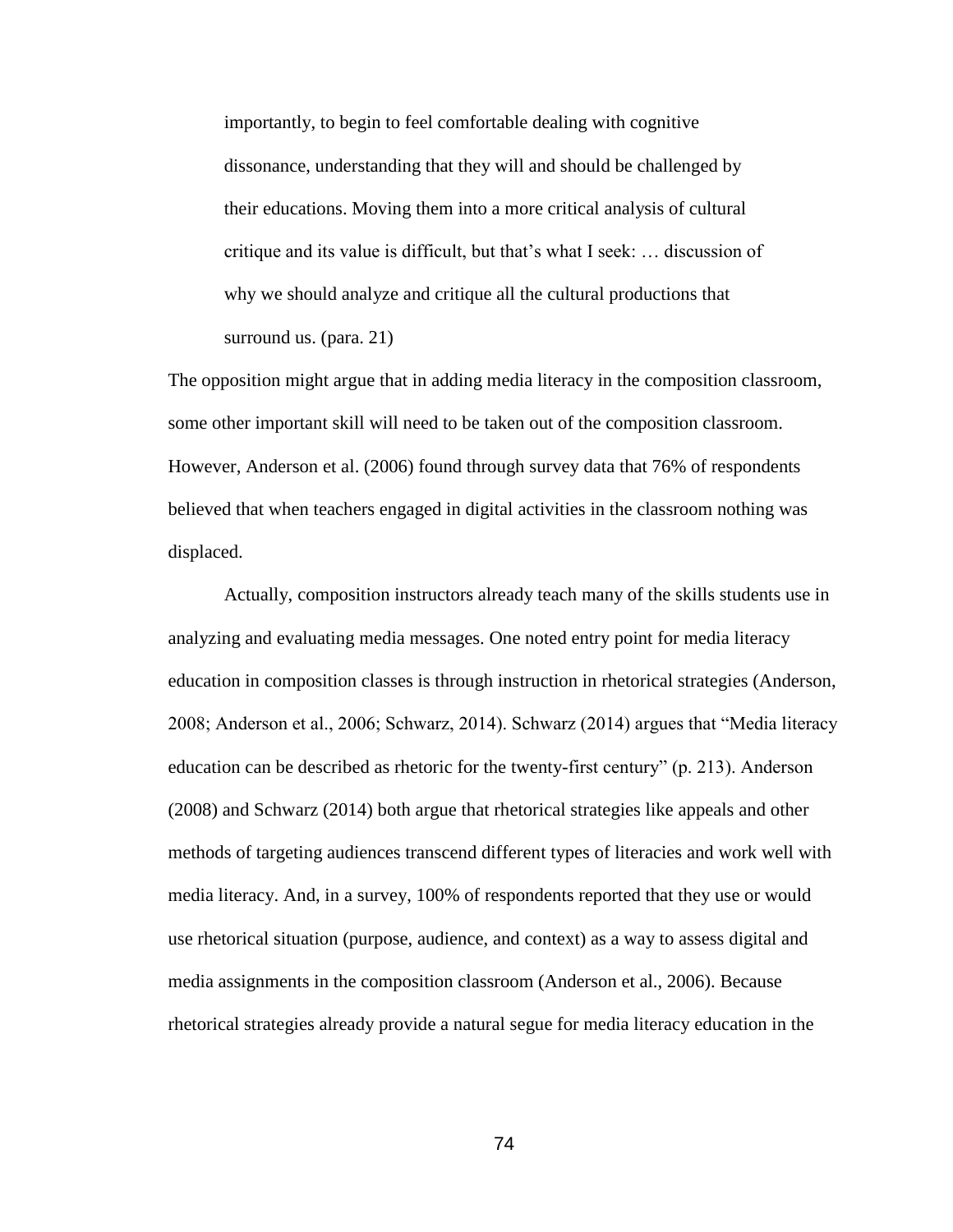> importantly, to begin to feel comfortable dealing with cognitive dissonance, understanding that they will and should be challenged by their educations. Moving them into a more critical analysis of cultural critique and its value is difficult, but that's what I seek: … discussion of why we should analyze and critique all the cultural productions that surround us. (para. 21)

The opposition might argue that in adding media literacy in the composition classroom, some other important skill will need to be taken out of the composition classroom. However, Anderson et al. (2006) found through survey data that 76% of respondents believed that when teachers engaged in digital activities in the classroom nothing was displaced.

Actually, composition instructors already teach many of the skills students use in analyzing and evaluating media messages. One noted entry point for media literacy education in composition classes is through instruction in rhetorical strategies (Anderson, 2008; Anderson et al., 2006; Schwarz, 2014). Schwarz (2014) argues that "Media literacy education can be described as rhetoric for the twenty-first century" (p. 213). Anderson (2008) and Schwarz (2014) both argue that rhetorical strategies like appeals and other methods of targeting audiences transcend different types of literacies and work well with media literacy. And, in a survey, 100% of respondents reported that they use or would use rhetorical situation (purpose, audience, and context) as a way to assess digital and media assignments in the composition classroom (Anderson et al., 2006). Because rhetorical strategies already provide a natural segue for media literacy education in the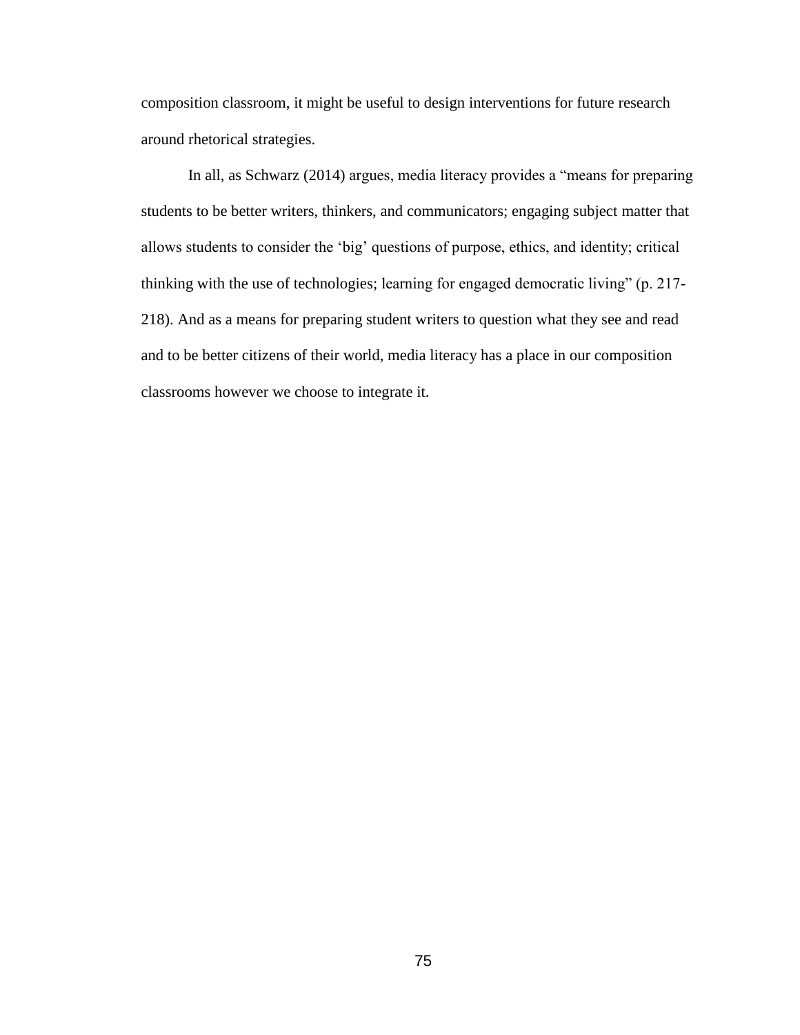composition classroom, it might be useful to design interventions for future research around rhetorical strategies.

In all, as Schwarz (2014) argues, media literacy provides a "means for preparing students to be better writers, thinkers, and communicators; engaging subject matter that allows students to consider the 'big' questions of purpose, ethics, and identity; critical thinking with the use of technologies; learning for engaged democratic living" (p. 217-218). And as a means for preparing student writers to question what they see and read and to be better citizens of their world, media literacy has a place in our composition classrooms however we choose to integrate it.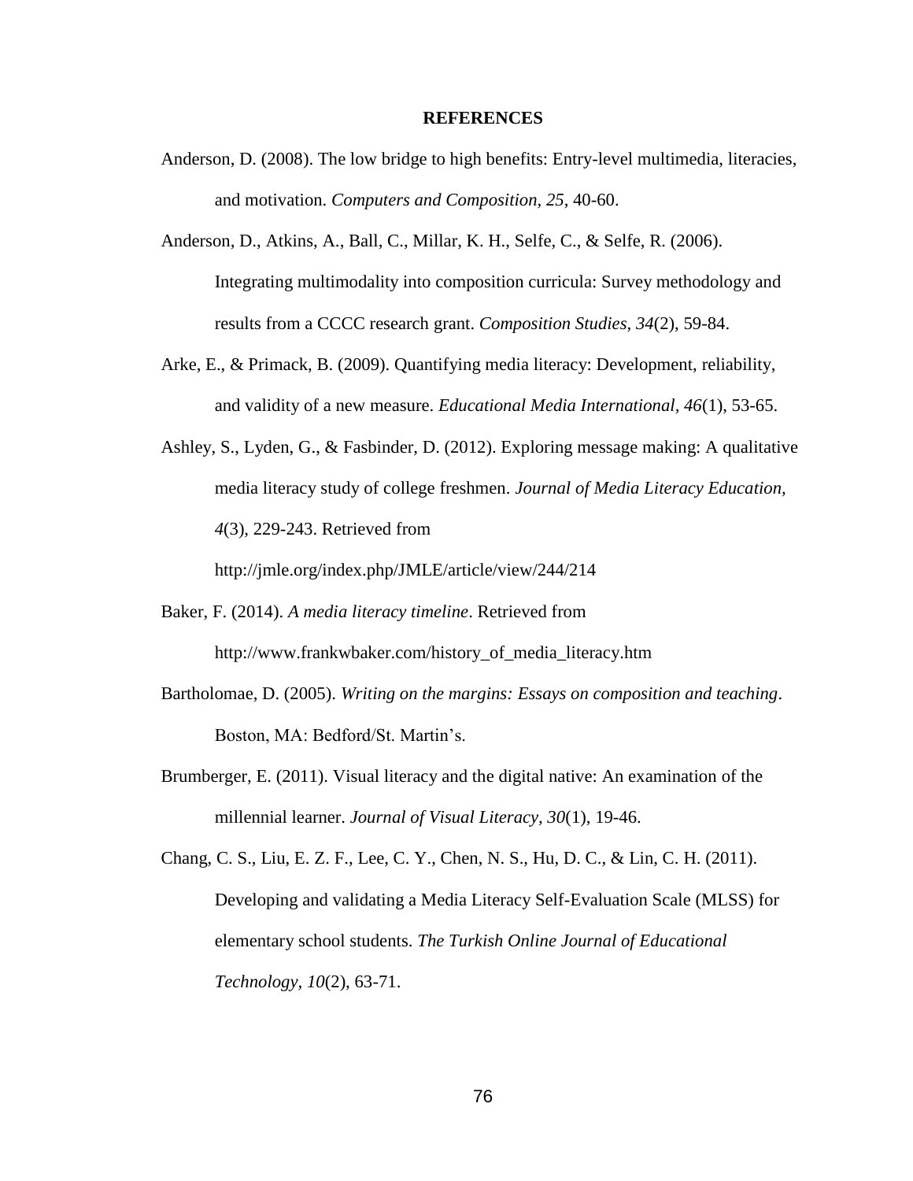# REFERENCES

Anderson, D. (2008). The low bridge to high benefits: Entry-level multimedia, literacies, and motivation. *Computers and Composition, 25*, 40-60.

Anderson, D., Atkins, A., Ball, C., Millar, K. H., Selfe, C., & Selfe, R. (2006). Integrating multimodality into composition curricula: Survey methodology and results from a CCCC research grant. *Composition Studies, 34*(2), 59-84.

Arke, E., & Primack, B. (2009). Quantifying media literacy: Development, reliability, and validity of a new measure. *Educational Media International, 46*(1), 53-65.

Ashley, S., Lyden, G., & Fasbinder, D. (2012). Exploring message making: A qualitative media literacy study of college freshmen. *Journal of Media Literacy Education, 4*(3), 229-243. Retrieved from http://jmle.org/index.php/JMLE/article/view/244/214

Baker, F. (2014). *A media literacy timeline*. Retrieved from http://www.frankwbaker.com/history_of_media_literacy.htm

Bartholomae, D. (2005). *Writing on the margins: Essays on composition and teaching*. Boston, MA: Bedford/St. Martin's.

Brumberger, E. (2011). Visual literacy and the digital native: An examination of the millennial learner. *Journal of Visual Literacy, 30*(1), 19-46.

Chang, C. S., Liu, E. Z. F., Lee, C. Y., Chen, N. S., Hu, D. C., & Lin, C. H. (2011). Developing and validating a Media Literacy Self-Evaluation Scale (MLSS) for elementary school students. *The Turkish Online Journal of Educational Technology, 10*(2), 63-71.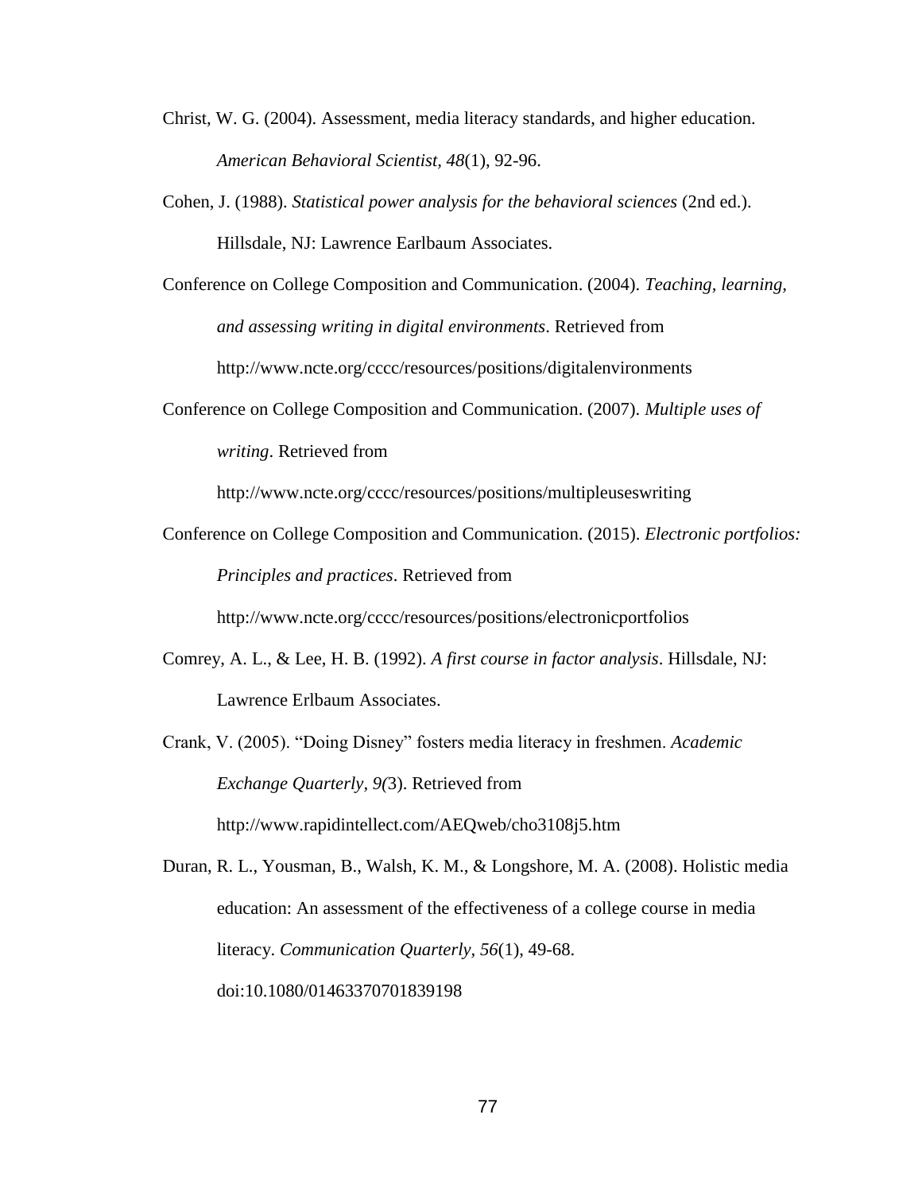Christ, W. G. (2004). Assessment, media literacy standards, and higher education. *American Behavioral Scientist, 48*(1), 92-96.

Cohen, J. (1988). *Statistical power analysis for the behavioral sciences* (2nd ed.). Hillsdale, NJ: Lawrence Earlbaum Associates.

Conference on College Composition and Communication. (2004). *Teaching, learning, and assessing writing in digital environments*. Retrieved from http://www.ncte.org/cccc/resources/positions/digitalenvironments

Conference on College Composition and Communication. (2007). *Multiple uses of writing*. Retrieved from http://www.ncte.org/cccc/resources/positions/multipleuseswriting

Conference on College Composition and Communication. (2015). *Electronic portfolios: Principles and practices*. Retrieved from http://www.ncte.org/cccc/resources/positions/electronicportfolios

Comrey, A. L., & Lee, H. B. (1992). *A first course in factor analysis*. Hillsdale, NJ: Lawrence Erlbaum Associates.

Crank, V. (2005). "Doing Disney" fosters media literacy in freshmen. *Academic Exchange Quarterly, 9(*3). Retrieved from http://www.rapidintellect.com/AEQweb/cho3108j5.htm

Duran, R. L., Yousman, B., Walsh, K. M., & Longshore, M. A. (2008). Holistic media education: An assessment of the effectiveness of a college course in media literacy. *Communication Quarterly, 56*(1), 49-68. doi:10.1080/01463370701839198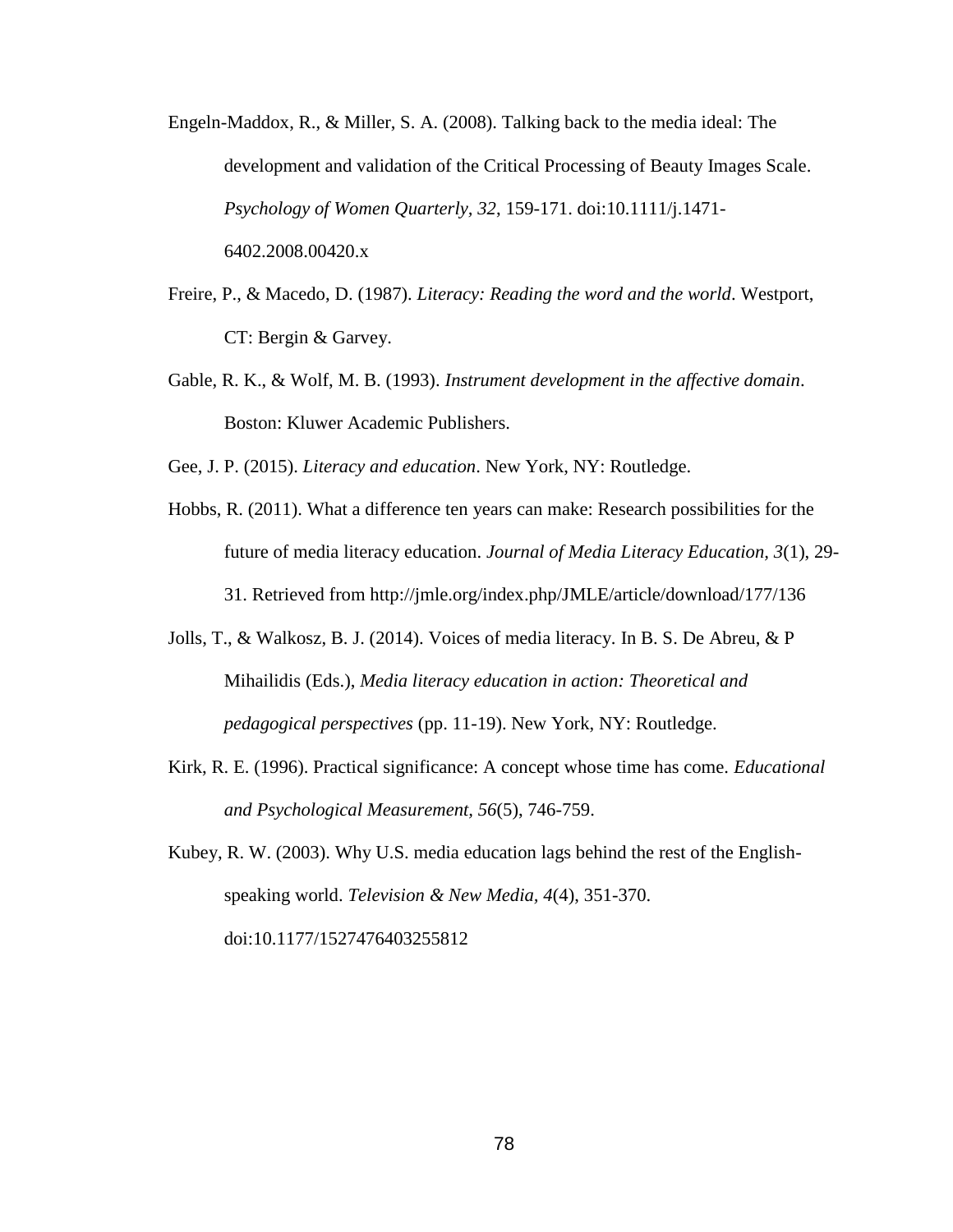Engeln-Maddox, R., & Miller, S. A. (2008). Talking back to the media ideal: The development and validation of the Critical Processing of Beauty Images Scale. *Psychology of Women Quarterly, 32*, 159-171. doi:10.1111/j.1471-6402.2008.00420.x

Freire, P., & Macedo, D. (1987). *Literacy: Reading the word and the world*. Westport, CT: Bergin & Garvey.

Gable, R. K., & Wolf, M. B. (1993). *Instrument development in the affective domain*. Boston: Kluwer Academic Publishers.

Gee, J. P. (2015). *Literacy and education*. New York, NY: Routledge.

Hobbs, R. (2011). What a difference ten years can make: Research possibilities for the future of media literacy education. *Journal of Media Literacy Education, 3*(1), 29-31. Retrieved from http://jmle.org/index.php/JMLE/article/download/177/136

Jolls, T., & Walkosz, B. J. (2014). Voices of media literacy. In B. S. De Abreu, & P Mihailidis (Eds.), *Media literacy education in action: Theoretical and pedagogical perspectives* (pp. 11-19). New York, NY: Routledge.

Kirk, R. E. (1996). Practical significance: A concept whose time has come. *Educational and Psychological Measurement, 56*(5), 746-759.

Kubey, R. W. (2003). Why U.S. media education lags behind the rest of the English-speaking world. *Television & New Media, 4*(4), 351-370. doi:10.1177/1527476403255812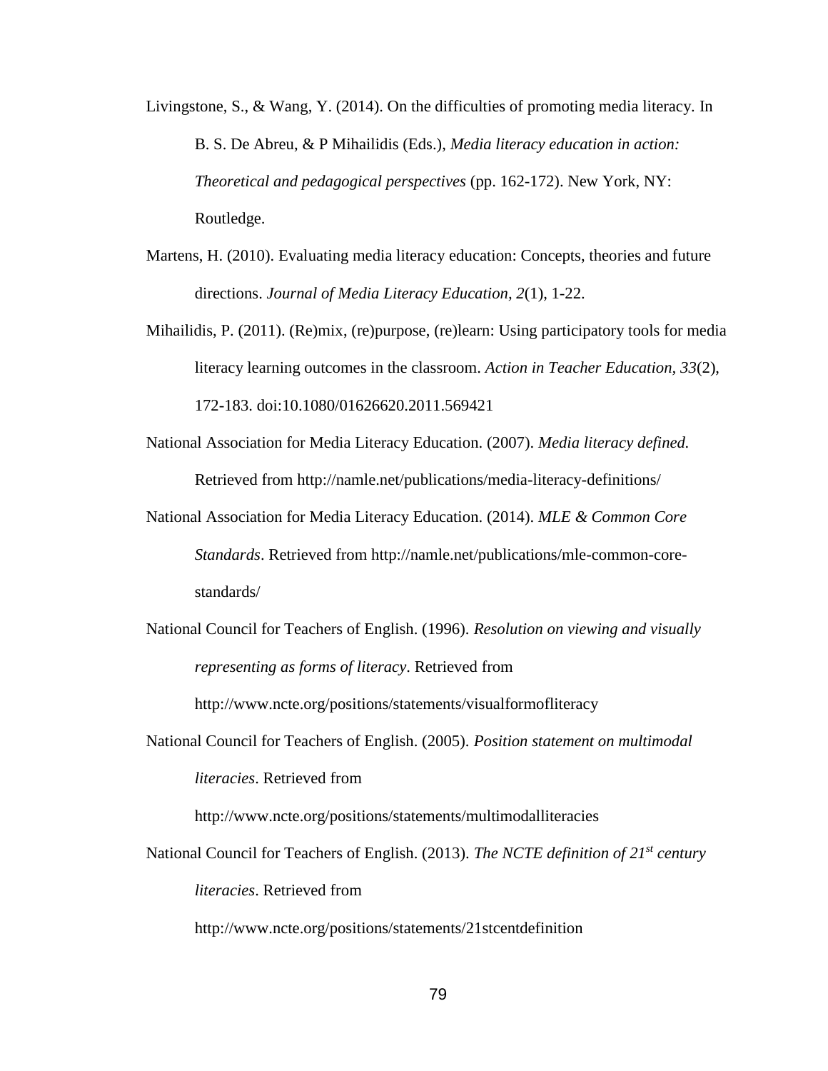Livingstone, S., & Wang, Y. (2014). On the difficulties of promoting media literacy. In B. S. De Abreu, & P Mihailidis (Eds.), *Media literacy education in action: Theoretical and pedagogical perspectives* (pp. 162-172). New York, NY: Routledge.

Martens, H. (2010). Evaluating media literacy education: Concepts, theories and future directions. *Journal of Media Literacy Education*, *2*(1), 1-22.

Mihailidis, P. (2011). (Re)mix, (re)purpose, (re)learn: Using participatory tools for media literacy learning outcomes in the classroom. *Action in Teacher Education*, *33*(2), 172-183. doi:10.1080/01626620.2011.569421

National Association for Media Literacy Education. (2007). *Media literacy defined.* Retrieved from http://namle.net/publications/media-literacy-definitions/

National Association for Media Literacy Education. (2014). *MLE & Common Core Standards*. Retrieved from http://namle.net/publications/mle-common-core-standards/

National Council for Teachers of English. (1996). *Resolution on viewing and visually representing as forms of literacy*. Retrieved from http://www.ncte.org/positions/statements/visualformofliteracy

National Council for Teachers of English. (2005). *Position statement on multimodal literacies*. Retrieved from http://www.ncte.org/positions/statements/multimodalliteracies

National Council for Teachers of English. (2013). *The NCTE definition of 21st century literacies*. Retrieved from http://www.ncte.org/positions/statements/21stcentdefinition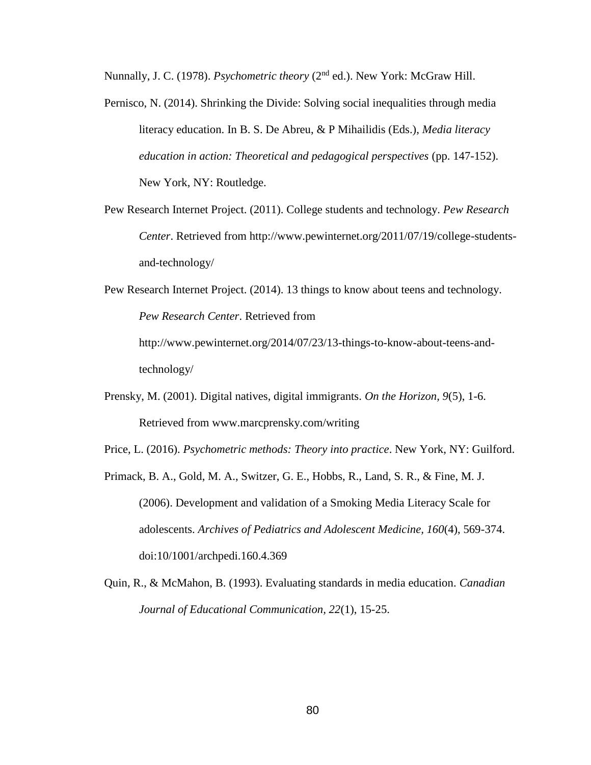Nunnally, J. C. (1978). *Psychometric theory* (2nd ed.). New York: McGraw Hill.

Pernisco, N. (2014). Shrinking the Divide: Solving social inequalities through media literacy education. In B. S. De Abreu, & P Mihailidis (Eds.), *Media literacy education in action: Theoretical and pedagogical perspectives* (pp. 147-152). New York, NY: Routledge.

Pew Research Internet Project. (2011). College students and technology. *Pew Research Center*. Retrieved from http://www.pewinternet.org/2011/07/19/college-students-and-technology/

Pew Research Internet Project. (2014). 13 things to know about teens and technology. *Pew Research Center*. Retrieved from http://www.pewinternet.org/2014/07/23/13-things-to-know-about-teens-and-technology/

Prensky, M. (2001). Digital natives, digital immigrants. *On the Horizon, 9*(5), 1-6. Retrieved from www.marcprensky.com/writing

Price, L. (2016). *Psychometric methods: Theory into practice*. New York, NY: Guilford.

Primack, B. A., Gold, M. A., Switzer, G. E., Hobbs, R., Land, S. R., & Fine, M. J. (2006). Development and validation of a Smoking Media Literacy Scale for adolescents. *Archives of Pediatrics and Adolescent Medicine, 160*(4), 569-374. doi:10/1001/archpedi.160.4.369

Quin, R., & McMahon, B. (1993). Evaluating standards in media education. *Canadian Journal of Educational Communication, 22*(1), 15-25.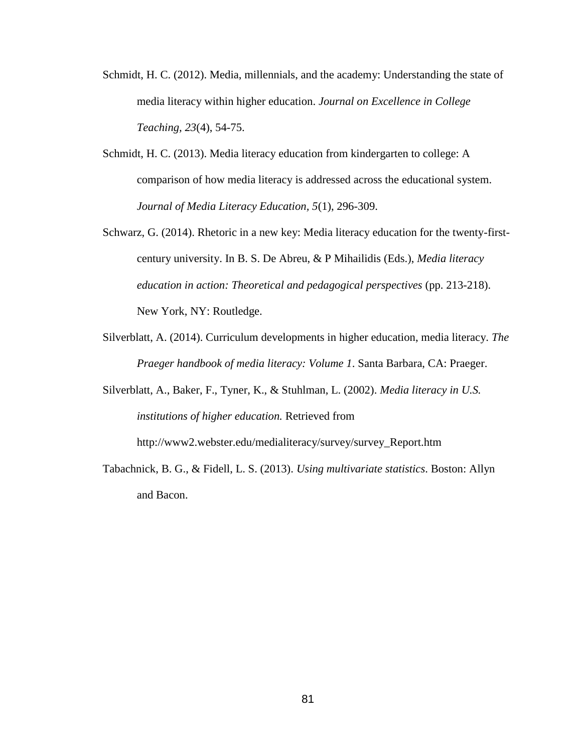Schmidt, H. C. (2012). Media, millennials, and the academy: Understanding the state of media literacy within higher education. *Journal on Excellence in College Teaching, 23*(4), 54-75.

Schmidt, H. C. (2013). Media literacy education from kindergarten to college: A comparison of how media literacy is addressed across the educational system. *Journal of Media Literacy Education, 5*(1), 296-309.

Schwarz, G. (2014). Rhetoric in a new key: Media literacy education for the twenty-first-century university. In B. S. De Abreu, & P Mihailidis (Eds.), *Media literacy education in action: Theoretical and pedagogical perspectives* (pp. 213-218). New York, NY: Routledge.

Silverblatt, A. (2014). Curriculum developments in higher education, media literacy. *The Praeger handbook of media literacy: Volume 1*. Santa Barbara, CA: Praeger.

Silverblatt, A., Baker, F., Tyner, K., & Stuhlman, L. (2002). *Media literacy in U.S. institutions of higher education.* Retrieved from http://www2.webster.edu/medialiteracy/survey/survey_Report.htm

Tabachnick, B. G., & Fidell, L. S. (2013). *Using multivariate statistics*. Boston: Allyn and Bacon.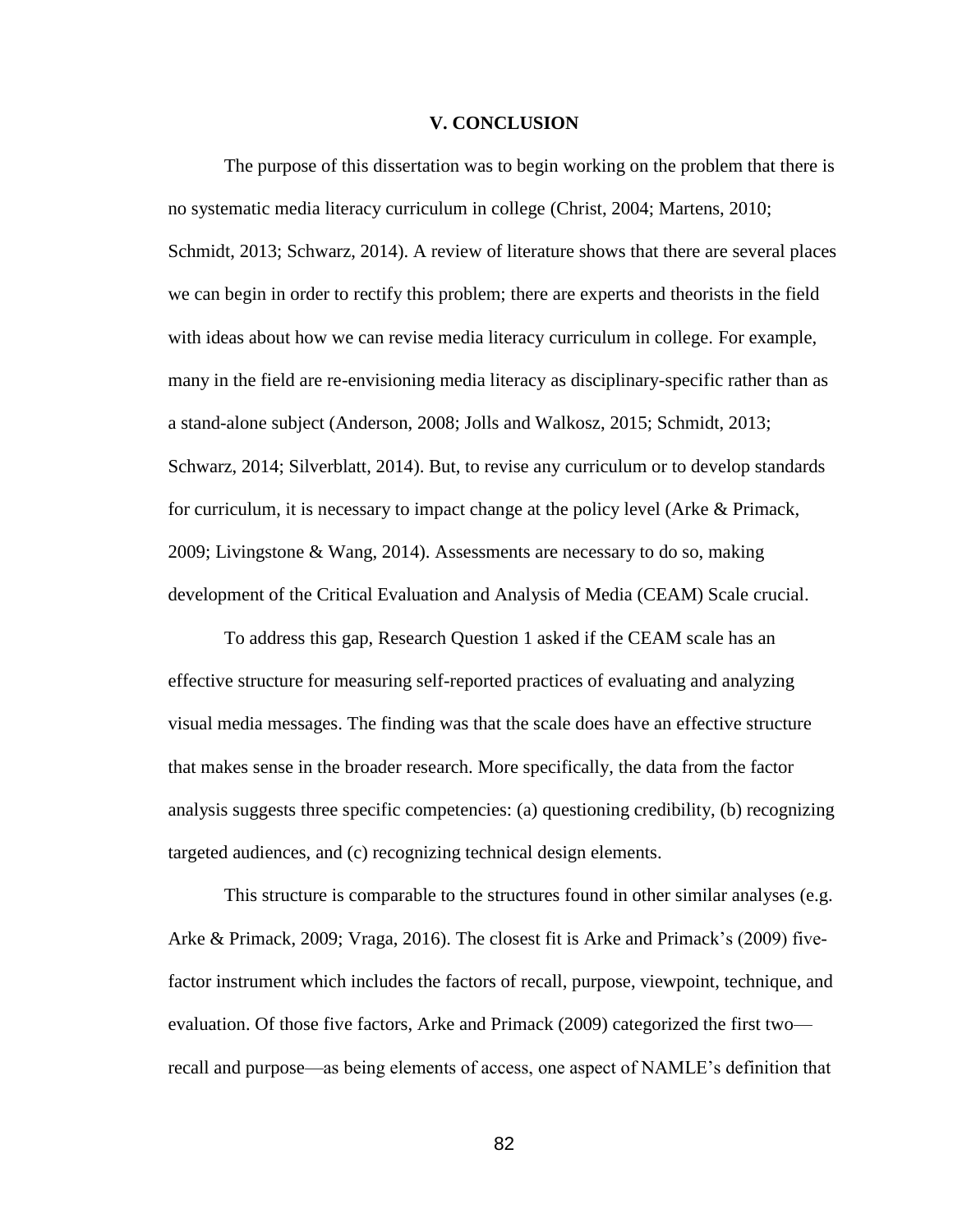# V. CONCLUSION

The purpose of this dissertation was to begin working on the problem that there is no systematic media literacy curriculum in college (Christ, 2004; Martens, 2010; Schmidt, 2013; Schwarz, 2014). A review of literature shows that there are several places we can begin in order to rectify this problem; there are experts and theorists in the field with ideas about how we can revise media literacy curriculum in college. For example, many in the field are re-envisioning media literacy as disciplinary-specific rather than as a stand-alone subject (Anderson, 2008; Jolls and Walkosz, 2015; Schmidt, 2013; Schwarz, 2014; Silverblatt, 2014). But, to revise any curriculum or to develop standards for curriculum, it is necessary to impact change at the policy level (Arke & Primack, 2009; Livingstone & Wang, 2014). Assessments are necessary to do so, making development of the Critical Evaluation and Analysis of Media (CEAM) Scale crucial.

To address this gap, Research Question 1 asked if the CEAM scale has an effective structure for measuring self-reported practices of evaluating and analyzing visual media messages. The finding was that the scale does have an effective structure that makes sense in the broader research. More specifically, the data from the factor analysis suggests three specific competencies: (a) questioning credibility, (b) recognizing targeted audiences, and (c) recognizing technical design elements.

This structure is comparable to the structures found in other similar analyses (e.g. Arke & Primack, 2009; Vraga, 2016). The closest fit is Arke and Primack's (2009) five-factor instrument which includes the factors of recall, purpose, viewpoint, technique, and evaluation. Of those five factors, Arke and Primack (2009) categorized the first two—recall and purpose—as being elements of access, one aspect of NAMLE's definition that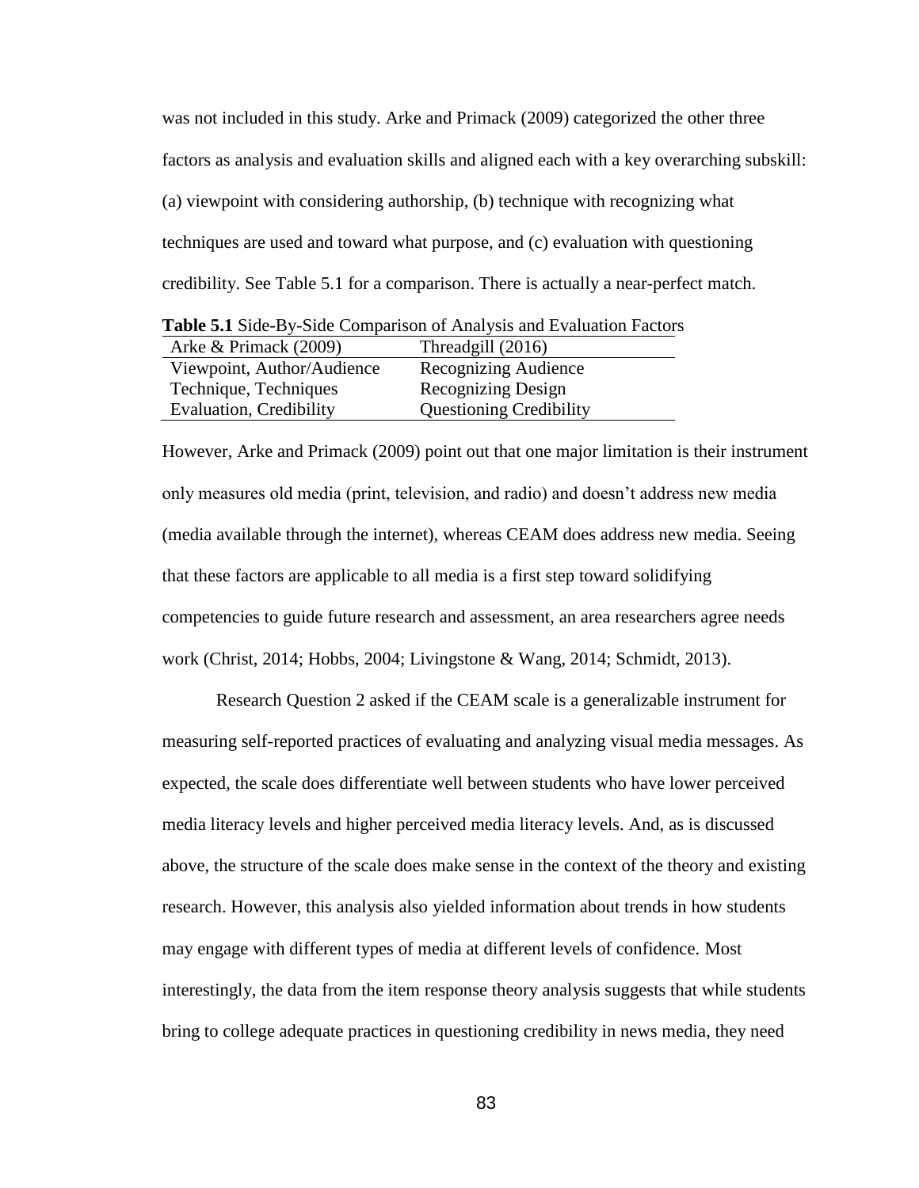was not included in this study. Arke and Primack (2009) categorized the other three factors as analysis and evaluation skills and aligned each with a key overarching subskill: (a) viewpoint with considering authorship, (b) technique with recognizing what techniques are used and toward what purpose, and (c) evaluation with questioning credibility. See Table 5.1 for a comparison. There is actually a near-perfect match.

**Table 5.1** Side-By-Side Comparison of Analysis and Evaluation Factors

| Arke & Primack (2009) | Threadgill (2016) |
| --- | --- |
| Viewpoint, Author/Audience | Recognizing Audience |
| Technique, Techniques | Recognizing Design |
| Evaluation, Credibility | Questioning Credibility |

However, Arke and Primack (2009) point out that one major limitation is their instrument only measures old media (print, television, and radio) and doesn't address new media (media available through the internet), whereas CEAM does address new media. Seeing that these factors are applicable to all media is a first step toward solidifying competencies to guide future research and assessment, an area researchers agree needs work (Christ, 2014; Hobbs, 2004; Livingstone & Wang, 2014; Schmidt, 2013).

Research Question 2 asked if the CEAM scale is a generalizable instrument for measuring self-reported practices of evaluating and analyzing visual media messages. As expected, the scale does differentiate well between students who have lower perceived media literacy levels and higher perceived media literacy levels. And, as is discussed above, the structure of the scale does make sense in the context of the theory and existing research. However, this analysis also yielded information about trends in how students may engage with different types of media at different levels of confidence. Most interestingly, the data from the item response theory analysis suggests that while students bring to college adequate practices in questioning credibility in news media, they need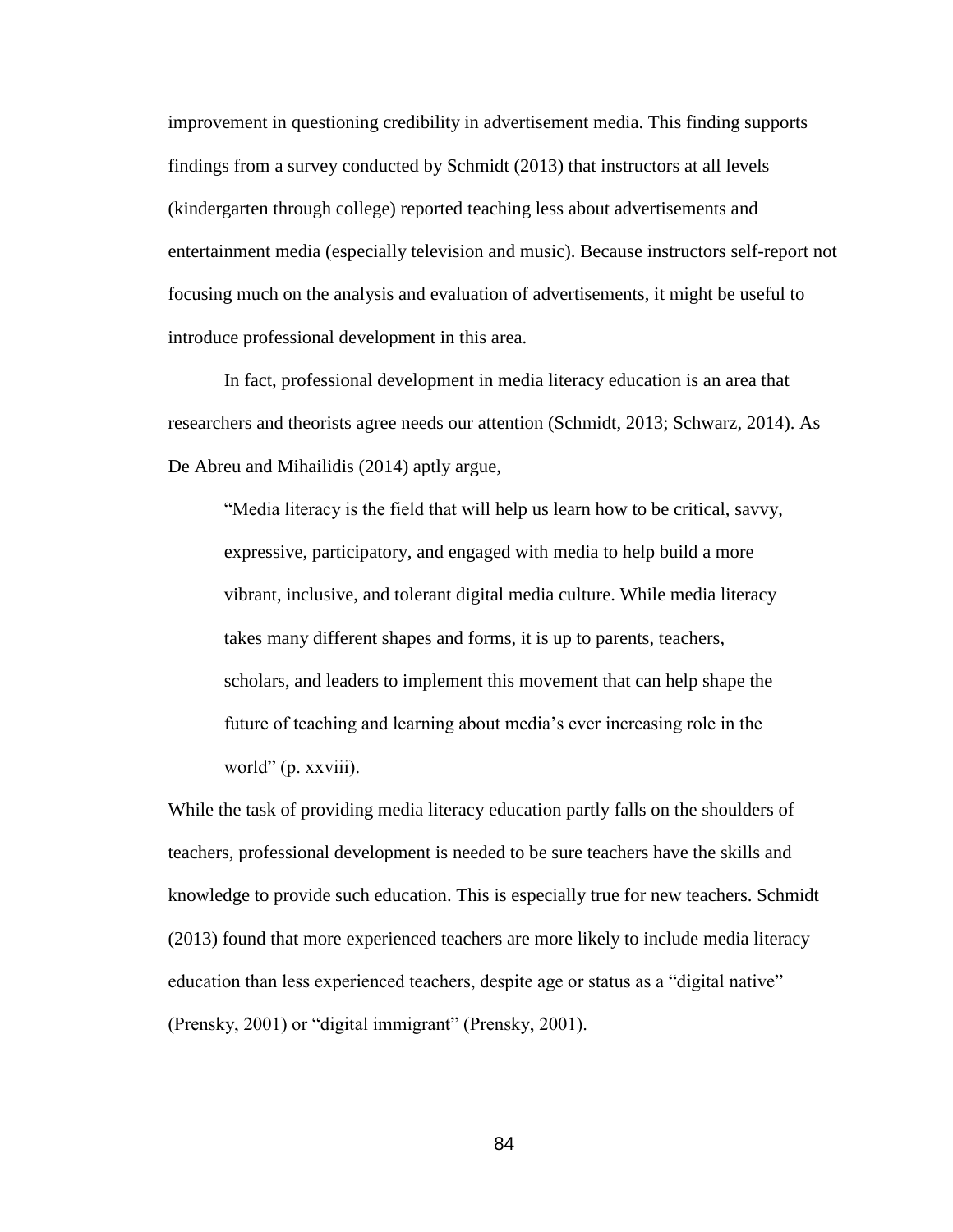improvement in questioning credibility in advertisement media. This finding supports findings from a survey conducted by Schmidt (2013) that instructors at all levels (kindergarten through college) reported teaching less about advertisements and entertainment media (especially television and music). Because instructors self-report not focusing much on the analysis and evaluation of advertisements, it might be useful to introduce professional development in this area.

In fact, professional development in media literacy education is an area that researchers and theorists agree needs our attention (Schmidt, 2013; Schwarz, 2014). As De Abreu and Mihailidis (2014) aptly argue,

> "Media literacy is the field that will help us learn how to be critical, savvy, expressive, participatory, and engaged with media to help build a more vibrant, inclusive, and tolerant digital media culture. While media literacy takes many different shapes and forms, it is up to parents, teachers, scholars, and leaders to implement this movement that can help shape the future of teaching and learning about media's ever increasing role in the world" (p. xxviii).

While the task of providing media literacy education partly falls on the shoulders of teachers, professional development is needed to be sure teachers have the skills and knowledge to provide such education. This is especially true for new teachers. Schmidt (2013) found that more experienced teachers are more likely to include media literacy education than less experienced teachers, despite age or status as a "digital native" (Prensky, 2001) or "digital immigrant" (Prensky, 2001).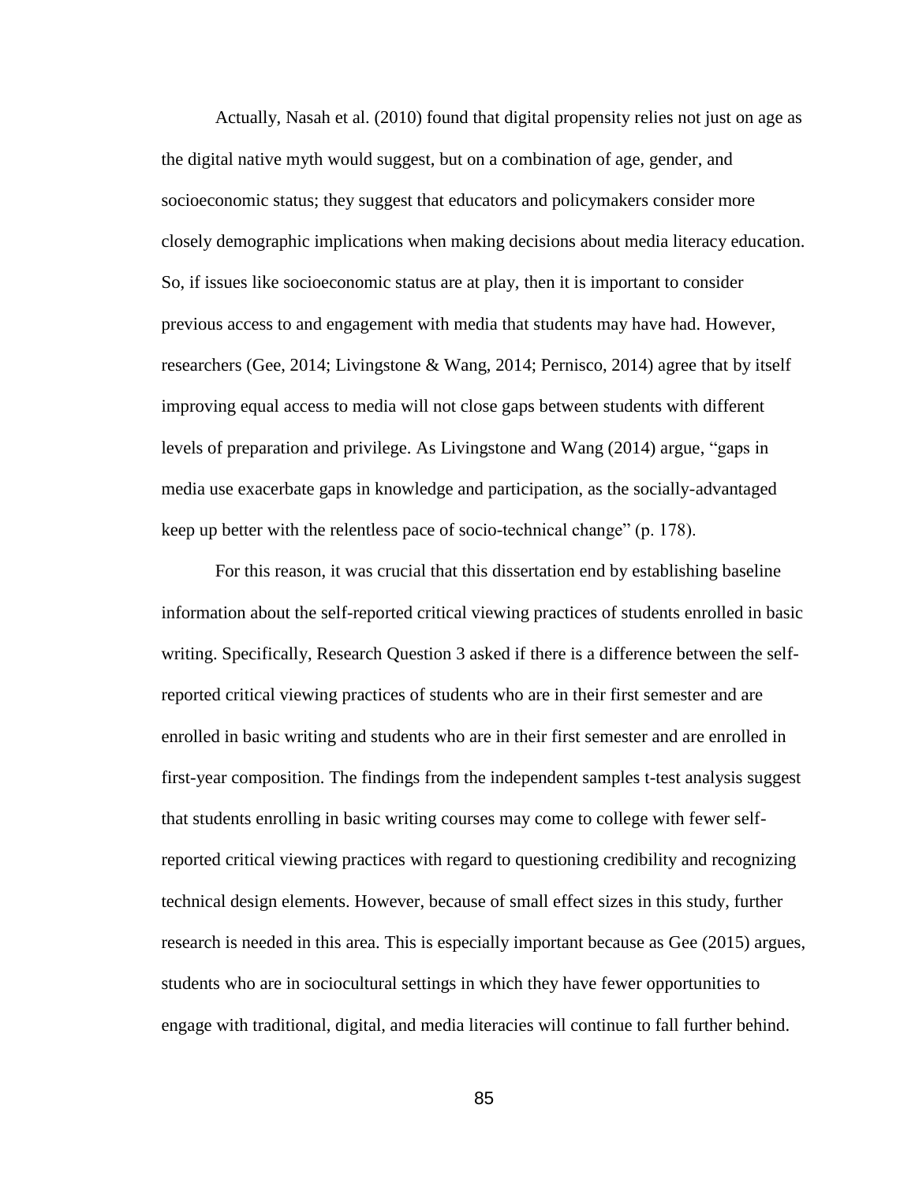Actually, Nasah et al. (2010) found that digital propensity relies not just on age as the digital native myth would suggest, but on a combination of age, gender, and socioeconomic status; they suggest that educators and policymakers consider more closely demographic implications when making decisions about media literacy education. So, if issues like socioeconomic status are at play, then it is important to consider previous access to and engagement with media that students may have had. However, researchers (Gee, 2014; Livingstone & Wang, 2014; Pernisco, 2014) agree that by itself improving equal access to media will not close gaps between students with different levels of preparation and privilege. As Livingstone and Wang (2014) argue, "gaps in media use exacerbate gaps in knowledge and participation, as the socially-advantaged keep up better with the relentless pace of socio-technical change" (p. 178).

For this reason, it was crucial that this dissertation end by establishing baseline information about the self-reported critical viewing practices of students enrolled in basic writing. Specifically, Research Question 3 asked if there is a difference between the self-reported critical viewing practices of students who are in their first semester and are enrolled in basic writing and students who are in their first semester and are enrolled in first-year composition. The findings from the independent samples t-test analysis suggest that students enrolling in basic writing courses may come to college with fewer self-reported critical viewing practices with regard to questioning credibility and recognizing technical design elements. However, because of small effect sizes in this study, further research is needed in this area. This is especially important because as Gee (2015) argues, students who are in sociocultural settings in which they have fewer opportunities to engage with traditional, digital, and media literacies will continue to fall further behind.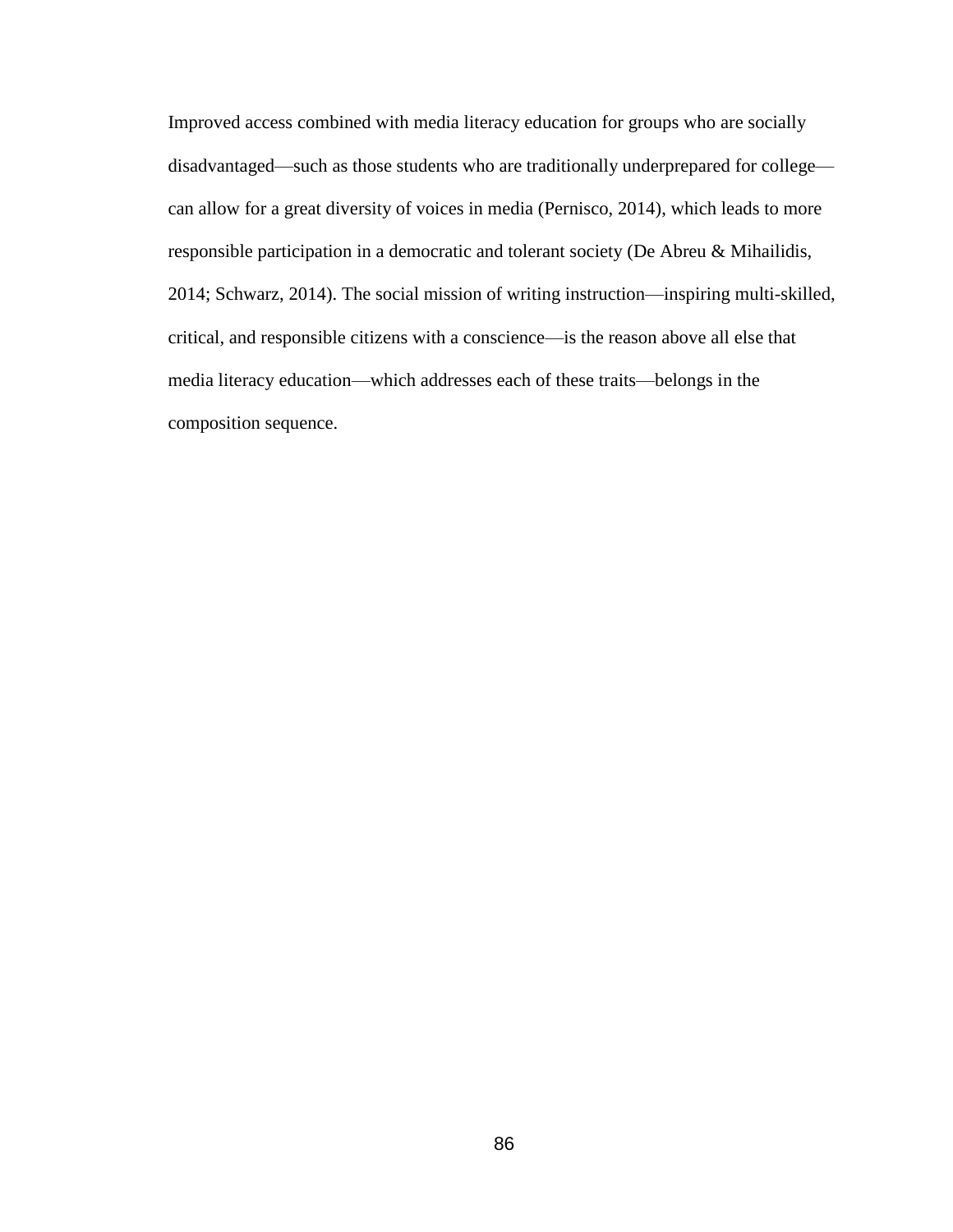Improved access combined with media literacy education for groups who are socially disadvantaged—such as those students who are traditionally underprepared for college—can allow for a great diversity of voices in media (Pernisco, 2014), which leads to more responsible participation in a democratic and tolerant society (De Abreu & Mihailidis, 2014; Schwarz, 2014). The social mission of writing instruction—inspiring multi-skilled, critical, and responsible citizens with a conscience—is the reason above all else that media literacy education—which addresses each of these traits—belongs in the composition sequence.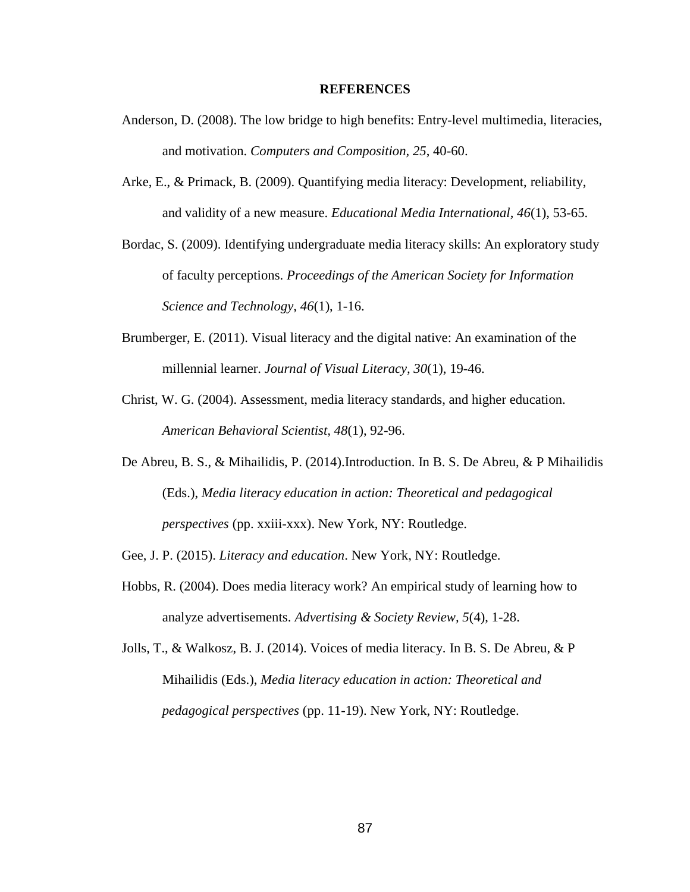# REFERENCES

Anderson, D. (2008). The low bridge to high benefits: Entry-level multimedia, literacies, and motivation. *Computers and Composition, 25*, 40-60.

Arke, E., & Primack, B. (2009). Quantifying media literacy: Development, reliability, and validity of a new measure. *Educational Media International, 46*(1), 53-65.

Bordac, S. (2009). Identifying undergraduate media literacy skills: An exploratory study of faculty perceptions. *Proceedings of the American Society for Information Science and Technology, 46*(1), 1-16.

Brumberger, E. (2011). Visual literacy and the digital native: An examination of the millennial learner. *Journal of Visual Literacy, 30*(1), 19-46.

Christ, W. G. (2004). Assessment, media literacy standards, and higher education. *American Behavioral Scientist, 48*(1), 92-96.

De Abreu, B. S., & Mihailidis, P. (2014).Introduction. In B. S. De Abreu, & P Mihailidis (Eds.), *Media literacy education in action: Theoretical and pedagogical perspectives* (pp. xxiii-xxx). New York, NY: Routledge.

Gee, J. P. (2015). *Literacy and education*. New York, NY: Routledge.

Hobbs, R. (2004). Does media literacy work? An empirical study of learning how to analyze advertisements. *Advertising & Society Review, 5*(4), 1-28.

Jolls, T., & Walkosz, B. J. (2014). Voices of media literacy. In B. S. De Abreu, & P Mihailidis (Eds.), *Media literacy education in action: Theoretical and pedagogical perspectives* (pp. 11-19). New York, NY: Routledge.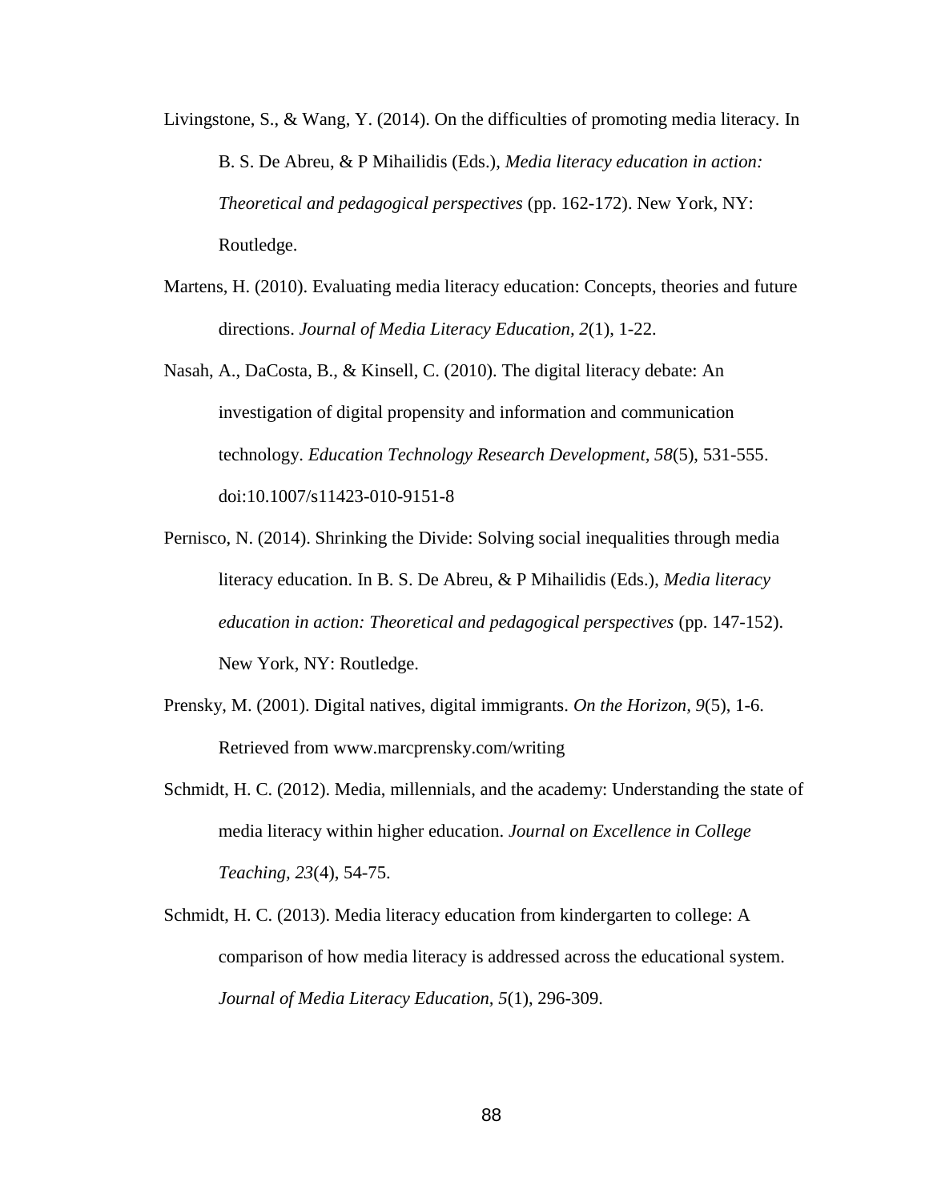Livingstone, S., & Wang, Y. (2014). On the difficulties of promoting media literacy. In B. S. De Abreu, & P Mihailidis (Eds.), *Media literacy education in action: Theoretical and pedagogical perspectives* (pp. 162-172). New York, NY: Routledge.

Martens, H. (2010). Evaluating media literacy education: Concepts, theories and future directions. *Journal of Media Literacy Education, 2*(1), 1-22.

Nasah, A., DaCosta, B., & Kinsell, C. (2010). The digital literacy debate: An investigation of digital propensity and information and communication technology. *Education Technology Research Development, 58*(5), 531-555. doi:10.1007/s11423-010-9151-8

Pernisco, N. (2014). Shrinking the Divide: Solving social inequalities through media literacy education. In B. S. De Abreu, & P Mihailidis (Eds.), *Media literacy education in action: Theoretical and pedagogical perspectives* (pp. 147-152). New York, NY: Routledge.

Prensky, M. (2001). Digital natives, digital immigrants. *On the Horizon, 9*(5), 1-6. Retrieved from www.marcprensky.com/writing

Schmidt, H. C. (2012). Media, millennials, and the academy: Understanding the state of media literacy within higher education. *Journal on Excellence in College Teaching, 23*(4), 54-75.

Schmidt, H. C. (2013). Media literacy education from kindergarten to college: A comparison of how media literacy is addressed across the educational system. *Journal of Media Literacy Education, 5*(1), 296-309.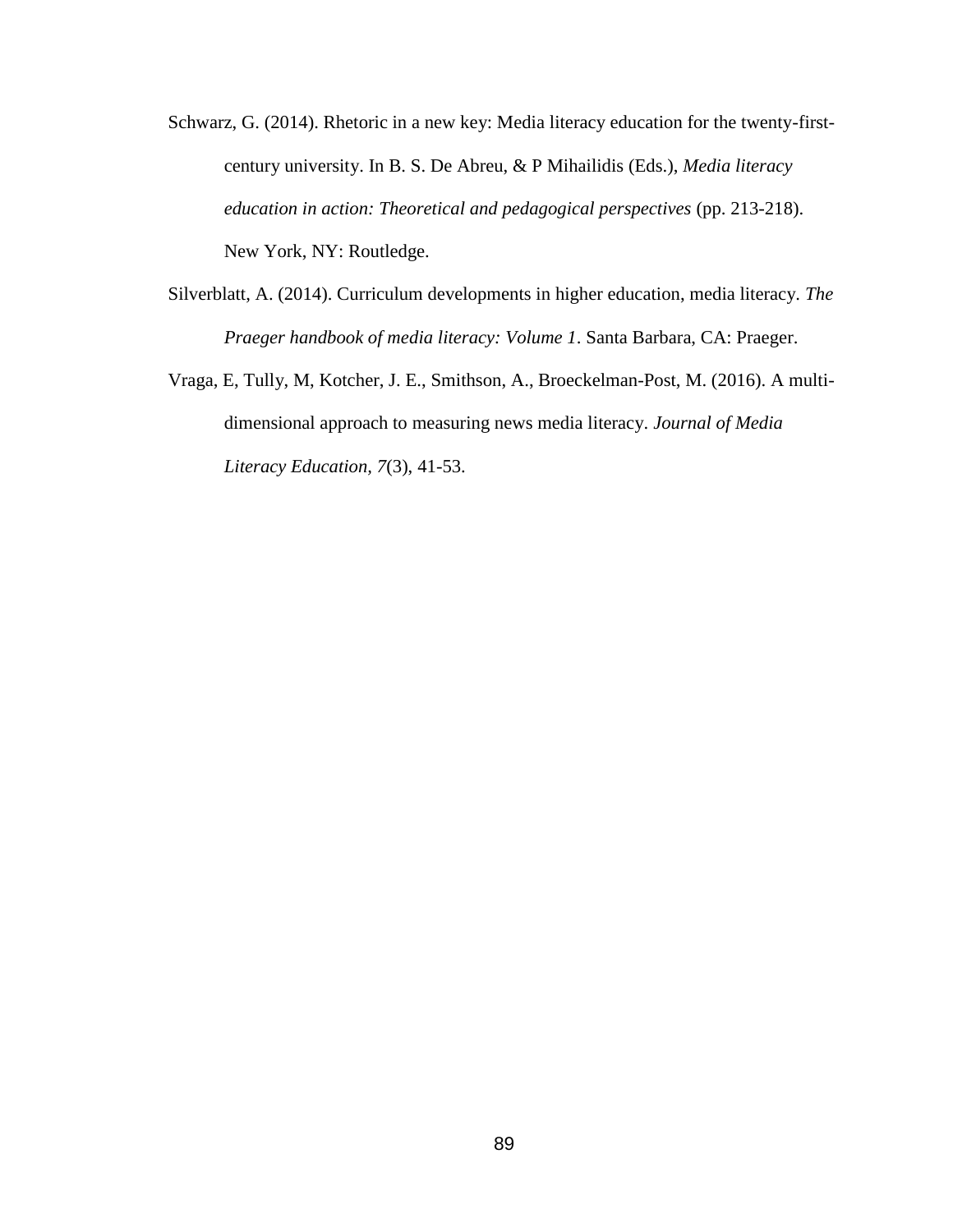Schwarz, G. (2014). Rhetoric in a new key: Media literacy education for the twenty-first-century university. In B. S. De Abreu, & P Mihailidis (Eds.), *Media literacy education in action: Theoretical and pedagogical perspectives* (pp. 213-218). New York, NY: Routledge.

Silverblatt, A. (2014). Curriculum developments in higher education, media literacy. *The Praeger handbook of media literacy: Volume 1*. Santa Barbara, CA: Praeger.

Vraga, E, Tully, M, Kotcher, J. E., Smithson, A., Broeckelman-Post, M. (2016). A multi-dimensional approach to measuring news media literacy. *Journal of Media Literacy Education, 7*(3), 41-53.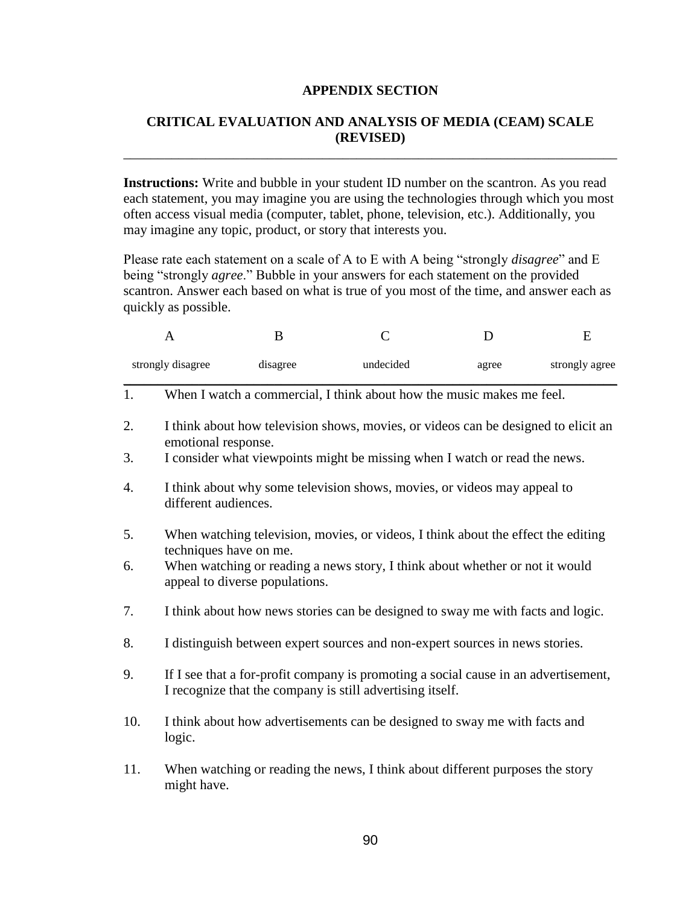# APPENDIX SECTION

## CRITICAL EVALUATION AND ANALYSIS OF MEDIA (CEAM) SCALE (REVISED)

**Instructions:** Write and bubble in your student ID number on the scantron. As you read each statement, you may imagine you are using the technologies through which you most often access visual media (computer, tablet, phone, television, etc.). Additionally, you may imagine any topic, product, or story that interests you.

Please rate each statement on a scale of A to E with A being "strongly *disagree*" and E being "strongly *agree*." Bubble in your answers for each statement on the provided scantron. Answer each based on what is true of you most of the time, and answer each as quickly as possible.

| A | B | C | D | E |
|---|---|---|---|---|
| strongly disagree | disagree | undecided | agree | strongly agree |

1. When I watch a commercial, I think about how the music makes me feel.
2. I think about how television shows, movies, or videos can be designed to elicit an emotional response.
3. I consider what viewpoints might be missing when I watch or read the news.
4. I think about why some television shows, movies, or videos may appeal to different audiences.
5. When watching television, movies, or videos, I think about the effect the editing techniques have on me.
6. When watching or reading a news story, I think about whether or not it would appeal to diverse populations.
7. I think about how news stories can be designed to sway me with facts and logic.
8. I distinguish between expert sources and non-expert sources in news stories.
9. If I see that a for-profit company is promoting a social cause in an advertisement, I recognize that the company is still advertising itself.
10. I think about how advertisements can be designed to sway me with facts and logic.
11. When watching or reading the news, I think about different purposes the story might have.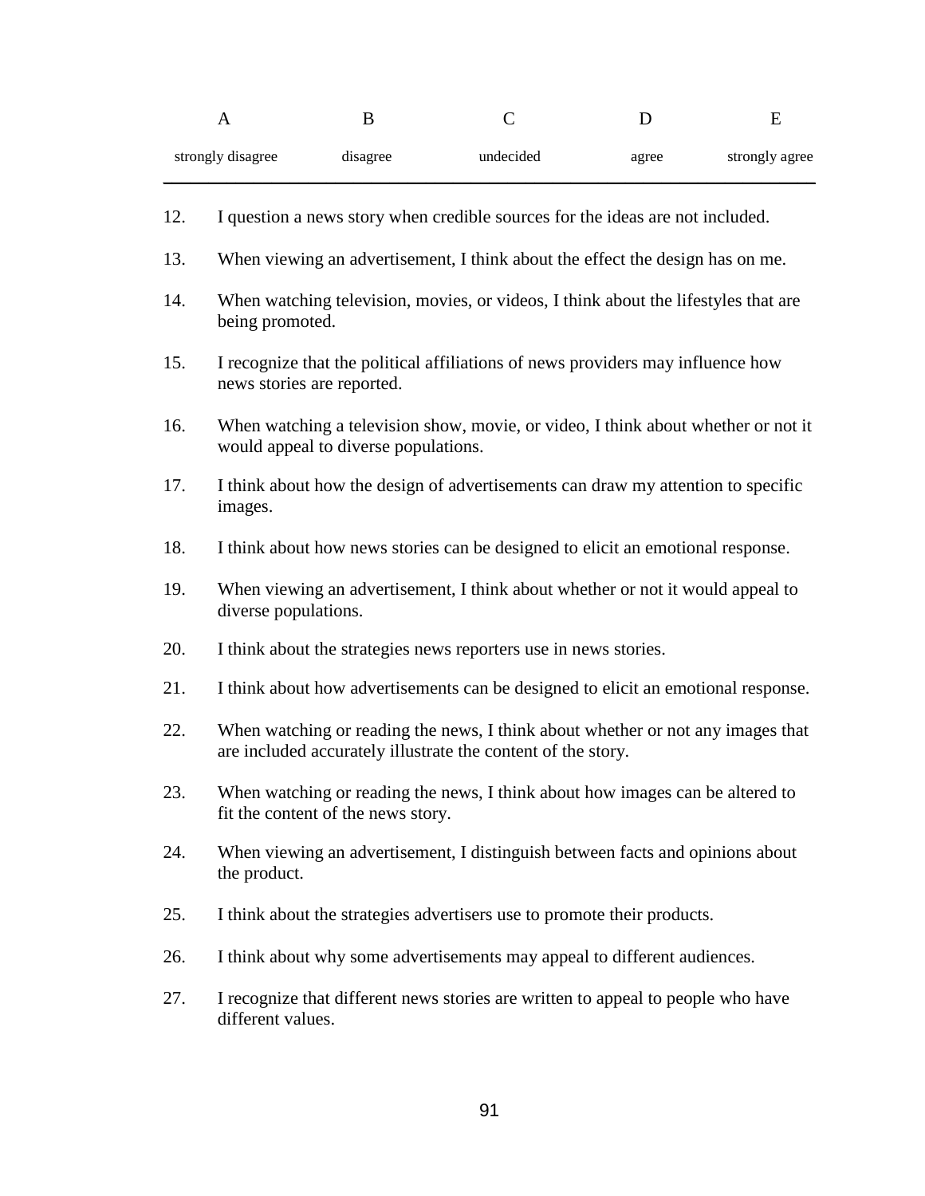| A | B | C | D | E |
|---|---|---|---|---|
| strongly disagree | disagree | undecided | agree | strongly agree |

12. I question a news story when credible sources for the ideas are not included.

13. When viewing an advertisement, I think about the effect the design has on me.

14. When watching television, movies, or videos, I think about the lifestyles that are being promoted.

15. I recognize that the political affiliations of news providers may influence how news stories are reported.

16. When watching a television show, movie, or video, I think about whether or not it would appeal to diverse populations.

17. I think about how the design of advertisements can draw my attention to specific images.

18. I think about how news stories can be designed to elicit an emotional response.

19. When viewing an advertisement, I think about whether or not it would appeal to diverse populations.

20. I think about the strategies news reporters use in news stories.

21. I think about how advertisements can be designed to elicit an emotional response.

22. When watching or reading the news, I think about whether or not any images that are included accurately illustrate the content of the story.

23. When watching or reading the news, I think about how images can be altered to fit the content of the news story.

24. When viewing an advertisement, I distinguish between facts and opinions about the product.

25. I think about the strategies advertisers use to promote their products.

26. I think about why some advertisements may appeal to different audiences.

27. I recognize that different news stories are written to appeal to people who have different values.